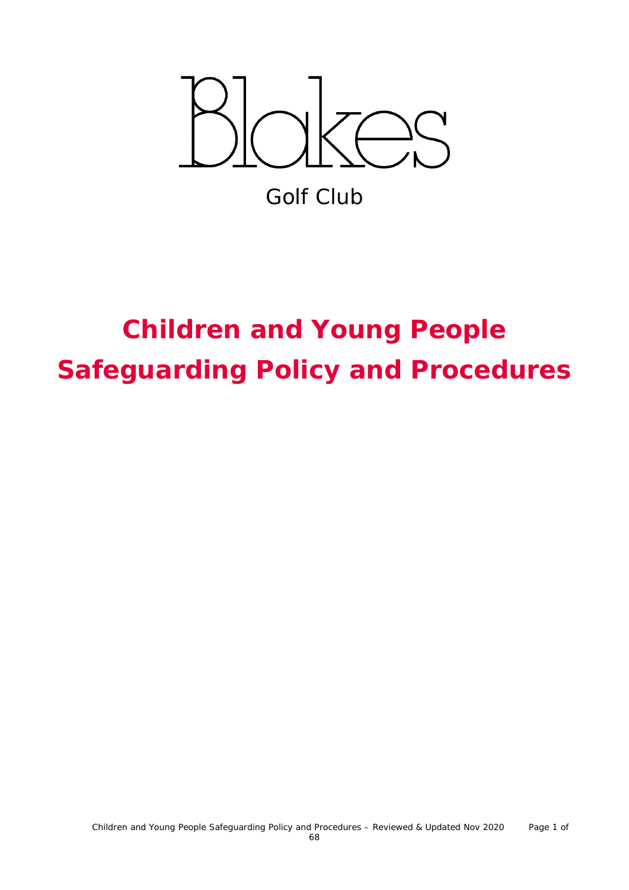Blakes

Golf Club

# Children and Young People Safeguarding Policy and Procedures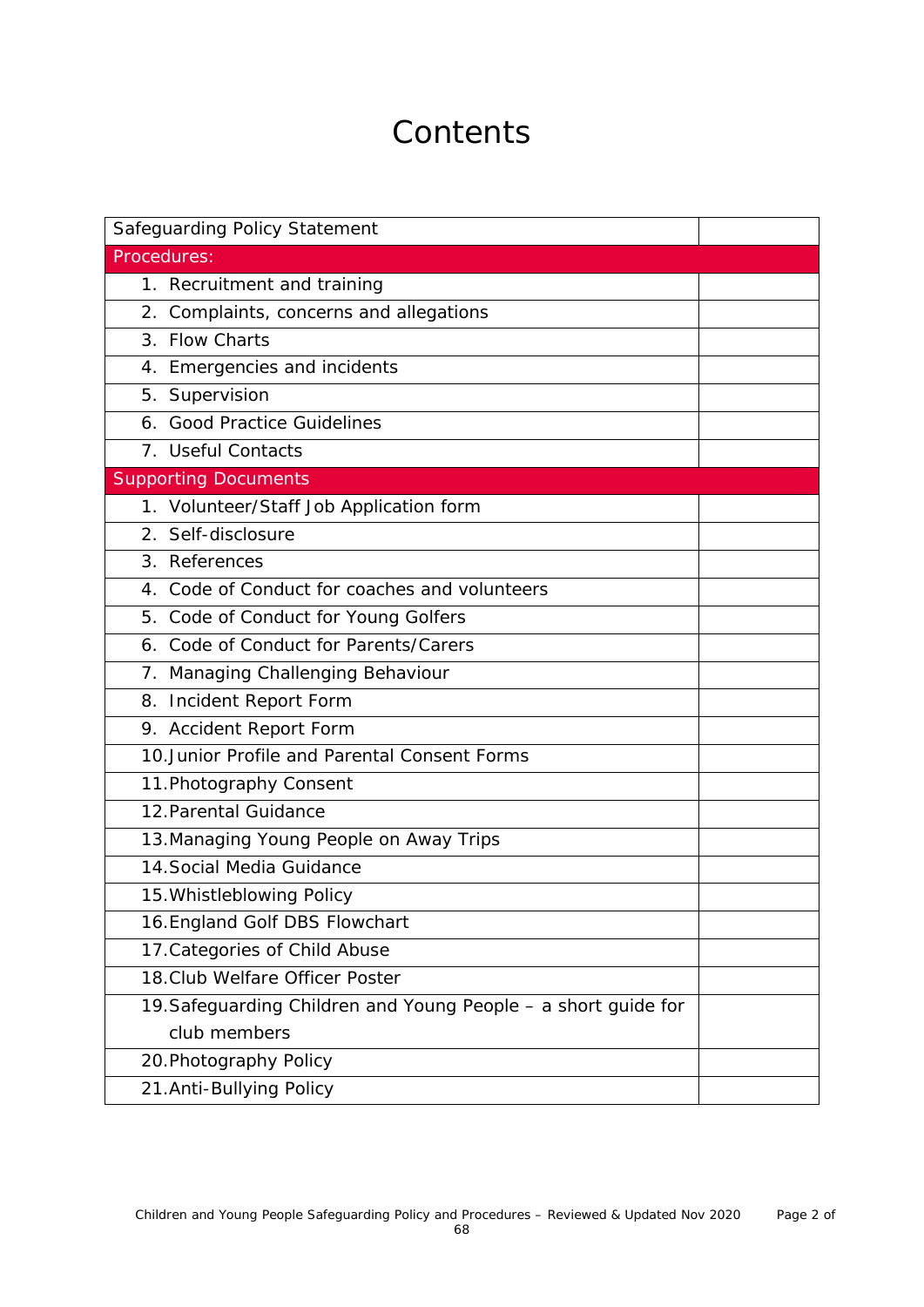# Contents

| Safeguarding Policy Statement | |
|---|---|
| **Procedures:** | |
| 1. Recruitment and training | |
| 2. Complaints, concerns and allegations | |
| 3. Flow Charts | |
| 4. Emergencies and incidents | |
| 5. Supervision | |
| 6. Good Practice Guidelines | |
| 7. Useful Contacts | |
| **Supporting Documents** | |
| 1. Volunteer/Staff Job Application form | |
| 2. Self-disclosure | |
| 3. References | |
| 4. Code of Conduct for coaches and volunteers | |
| 5. Code of Conduct for Young Golfers | |
| 6. Code of Conduct for Parents/Carers | |
| 7. Managing Challenging Behaviour | |
| 8. Incident Report Form | |
| 9. Accident Report Form | |
| 10. Junior Profile and Parental Consent Forms | |
| 11. Photography Consent | |
| 12. Parental Guidance | |
| 13. Managing Young People on Away Trips | |
| 14. Social Media Guidance | |
| 15. Whistleblowing Policy | |
| 16. England Golf DBS Flowchart | |
| 17. Categories of Child Abuse | |
| 18. Club Welfare Officer Poster | |
| 19. Safeguarding Children and Young People – a short guide for club members | |
| 20. Photography Policy | |
| 21. Anti-Bullying Policy | |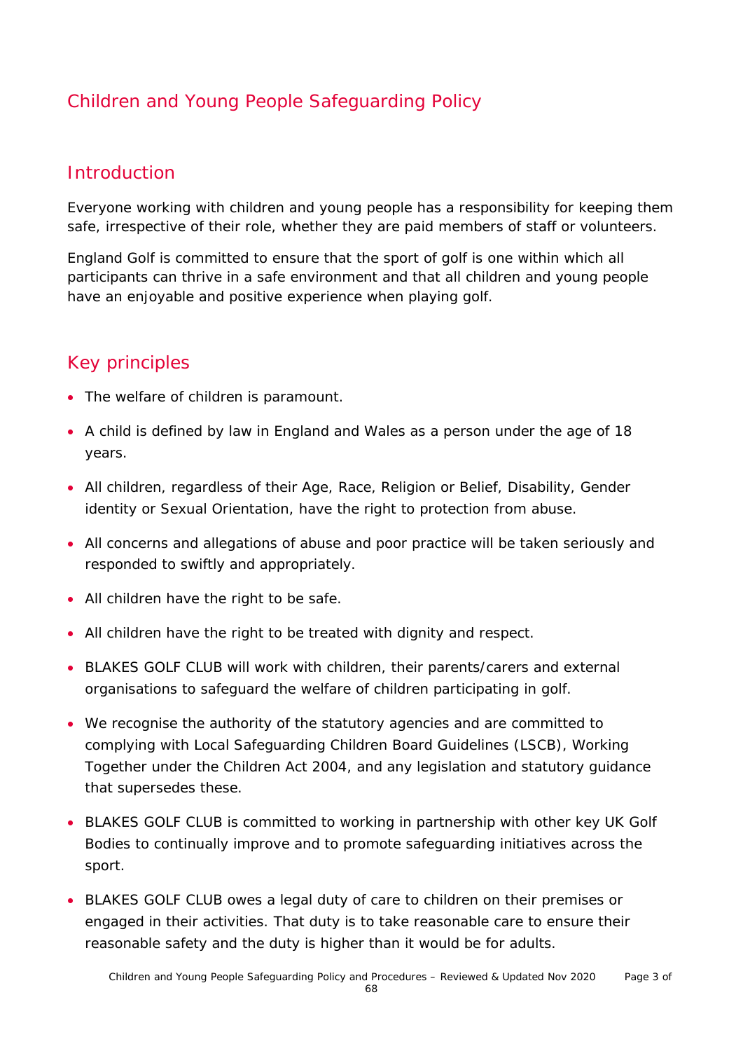# Children and Young People Safeguarding Policy

## Introduction

Everyone working with children and young people has a responsibility for keeping them safe, irrespective of their role, whether they are paid members of staff or volunteers.

England Golf is committed to ensure that the sport of golf is one within which all participants can thrive in a safe environment and that all children and young people have an enjoyable and positive experience when playing golf.

## Key principles

- The welfare of children is paramount.
- A child is defined by law in England and Wales as a person under the age of 18 years.
- All children, regardless of their Age, Race, Religion or Belief, Disability, Gender identity or Sexual Orientation, have the right to protection from abuse.
- All concerns and allegations of abuse and poor practice will be taken seriously and responded to swiftly and appropriately.
- All children have the right to be safe.
- All children have the right to be treated with dignity and respect.
- BLAKES GOLF CLUB will work with children, their parents/carers and external organisations to safeguard the welfare of children participating in golf.
- We recognise the authority of the statutory agencies and are committed to complying with Local Safeguarding Children Board Guidelines (LSCB), Working Together under the Children Act 2004, and any legislation and statutory guidance that supersedes these.
- BLAKES GOLF CLUB is committed to working in partnership with other key UK Golf Bodies to continually improve and to promote safeguarding initiatives across the sport.
- BLAKES GOLF CLUB owes a legal duty of care to children on their premises or engaged in their activities. That duty is to take reasonable care to ensure their reasonable safety and the duty is higher than it would be for adults.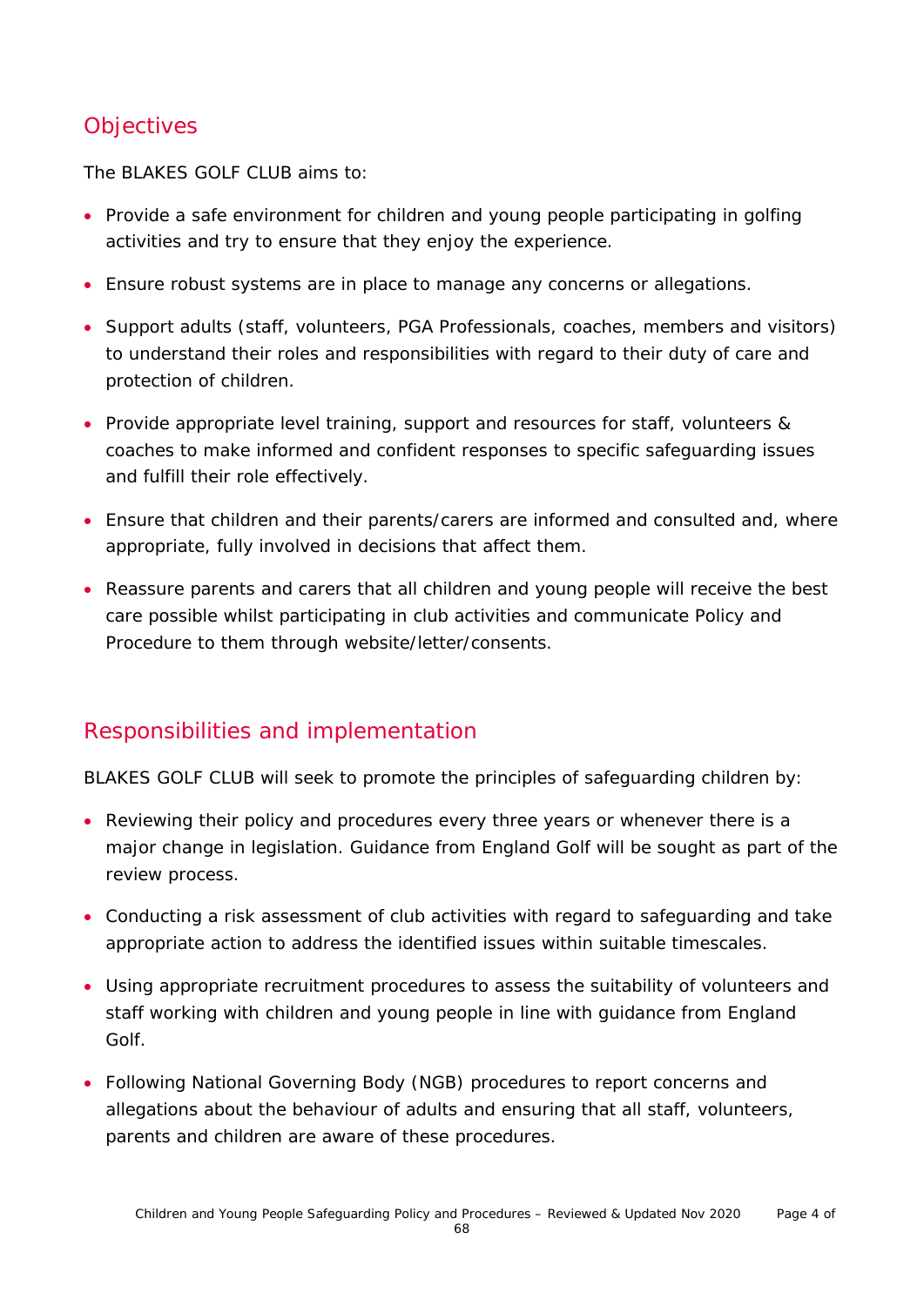## Objectives

The BLAKES GOLF CLUB aims to:

- Provide a safe environment for children and young people participating in golfing activities and try to ensure that they enjoy the experience.
- Ensure robust systems are in place to manage any concerns or allegations.
- Support adults (staff, volunteers, PGA Professionals, coaches, members and visitors) to understand their roles and responsibilities with regard to their duty of care and protection of children.
- Provide appropriate level training, support and resources for staff, volunteers & coaches to make informed and confident responses to specific safeguarding issues and fulfill their role effectively.
- Ensure that children and their parents/carers are informed and consulted and, where appropriate, fully involved in decisions that affect them.
- Reassure parents and carers that all children and young people will receive the best care possible whilst participating in club activities and communicate Policy and Procedure to them through website/letter/consents.

## Responsibilities and implementation

BLAKES GOLF CLUB will seek to promote the principles of safeguarding children by:

- Reviewing their policy and procedures every three years or whenever there is a major change in legislation. Guidance from England Golf will be sought as part of the review process.
- Conducting a risk assessment of club activities with regard to safeguarding and take appropriate action to address the identified issues within suitable timescales.
- Using appropriate recruitment procedures to assess the suitability of volunteers and staff working with children and young people in line with guidance from England Golf.
- Following National Governing Body (NGB) procedures to report concerns and allegations about the behaviour of adults and ensuring that all staff, volunteers, parents and children are aware of these procedures.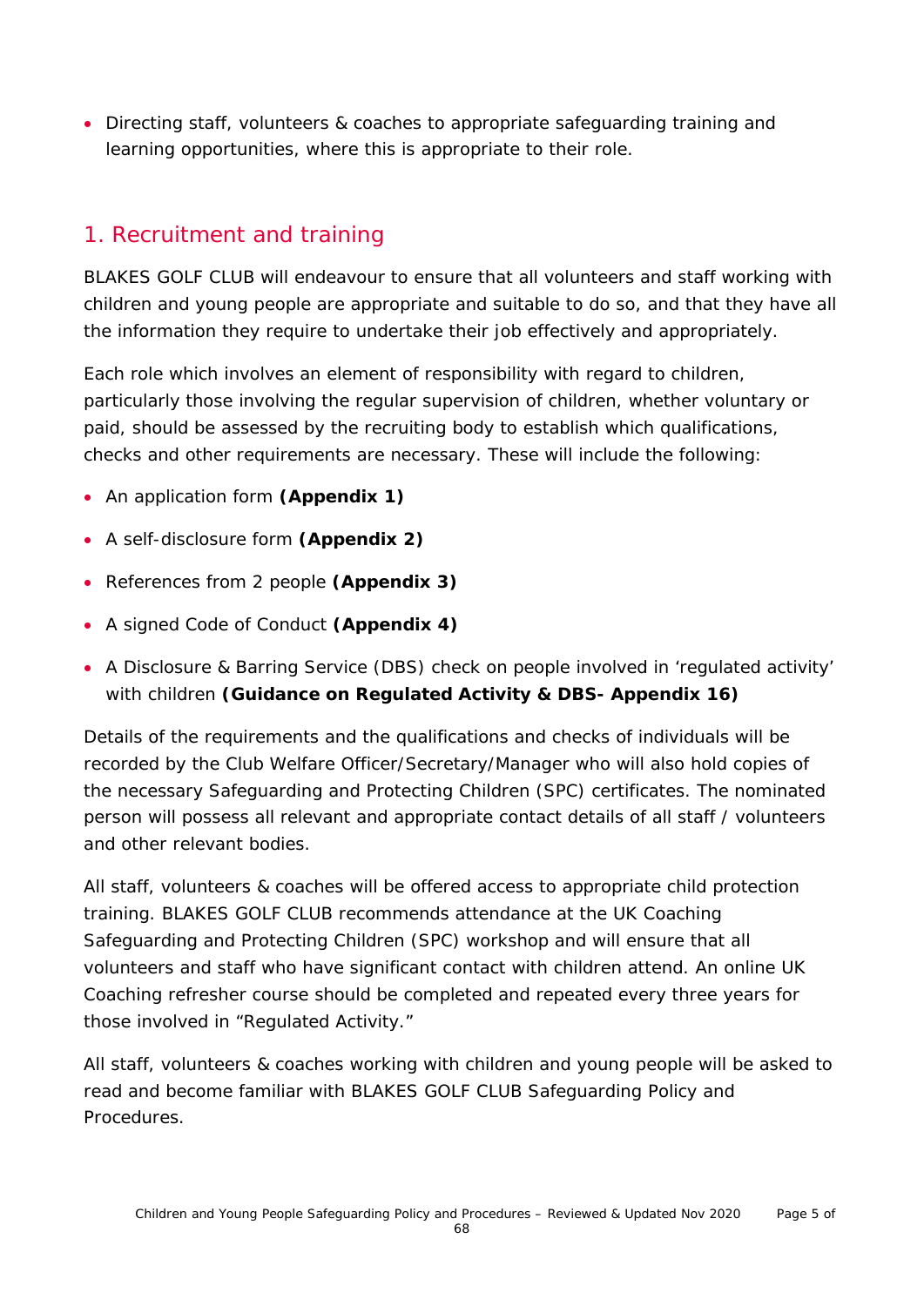- Directing staff, volunteers & coaches to appropriate safeguarding training and learning opportunities, where this is appropriate to their role.

## 1. Recruitment and training

BLAKES GOLF CLUB will endeavour to ensure that all volunteers and staff working with children and young people are appropriate and suitable to do so, and that they have all the information they require to undertake their job effectively and appropriately.

Each role which involves an element of responsibility with regard to children, particularly those involving the regular supervision of children, whether voluntary or paid, should be assessed by the recruiting body to establish which qualifications, checks and other requirements are necessary. These will include the following:

- An application form **(Appendix 1)**
- A self-disclosure form **(Appendix 2)**
- References from 2 people **(Appendix 3)**
- A signed Code of Conduct **(Appendix 4)**
- A Disclosure & Barring Service (DBS) check on people involved in 'regulated activity' with children **(Guidance on Regulated Activity & DBS- Appendix 16)**

Details of the requirements and the qualifications and checks of individuals will be recorded by the Club Welfare Officer/Secretary/Manager who will also hold copies of the necessary Safeguarding and Protecting Children (SPC) certificates. The nominated person will possess all relevant and appropriate contact details of all staff / volunteers and other relevant bodies.

All staff, volunteers & coaches will be offered access to appropriate child protection training. BLAKES GOLF CLUB recommends attendance at the UK Coaching Safeguarding and Protecting Children (SPC) workshop and will ensure that all volunteers and staff who have significant contact with children attend. An online UK Coaching refresher course should be completed and repeated every three years for those involved in "Regulated Activity."

All staff, volunteers & coaches working with children and young people will be asked to read and become familiar with BLAKES GOLF CLUB Safeguarding Policy and Procedures.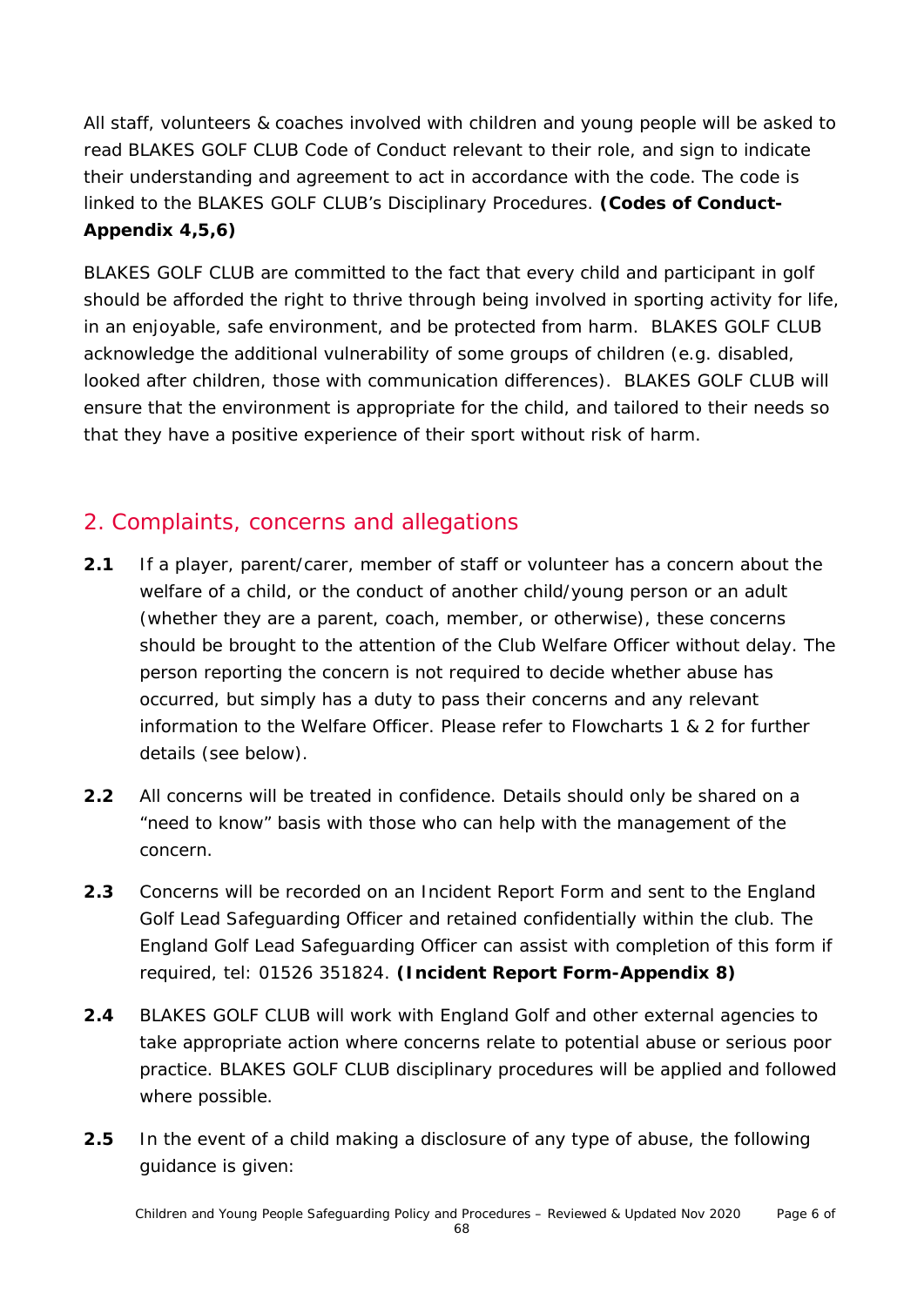All staff, volunteers & coaches involved with children and young people will be asked to read BLAKES GOLF CLUB Code of Conduct relevant to their role, and sign to indicate their understanding and agreement to act in accordance with the code. The code is linked to the BLAKES GOLF CLUB's Disciplinary Procedures. **(Codes of Conduct-Appendix 4,5,6)**

BLAKES GOLF CLUB are committed to the fact that every child and participant in golf should be afforded the right to thrive through being involved in sporting activity for life, in an enjoyable, safe environment, and be protected from harm. BLAKES GOLF CLUB acknowledge the additional vulnerability of some groups of children (e.g. disabled, looked after children, those with communication differences). BLAKES GOLF CLUB will ensure that the environment is appropriate for the child, and tailored to their needs so that they have a positive experience of their sport without risk of harm.

## 2. Complaints, concerns and allegations

**2.1** If a player, parent/carer, member of staff or volunteer has a concern about the welfare of a child, or the conduct of another child/young person or an adult (whether they are a parent, coach, member, or otherwise), these concerns should be brought to the attention of the Club Welfare Officer without delay. The person reporting the concern is not required to decide whether abuse has occurred, but simply has a duty to pass their concerns and any relevant information to the Welfare Officer. Please refer to Flowcharts 1 & 2 for further details (see below).

**2.2** All concerns will be treated in confidence. Details should only be shared on a "need to know" basis with those who can help with the management of the concern.

**2.3** Concerns will be recorded on an Incident Report Form and sent to the England Golf Lead Safeguarding Officer and retained confidentially within the club. The England Golf Lead Safeguarding Officer can assist with completion of this form if required, tel: 01526 351824. **(Incident Report Form-Appendix 8)**

**2.4** BLAKES GOLF CLUB will work with England Golf and other external agencies to take appropriate action where concerns relate to potential abuse or serious poor practice. BLAKES GOLF CLUB disciplinary procedures will be applied and followed where possible.

**2.5** In the event of a child making a disclosure of any type of abuse, the following guidance is given: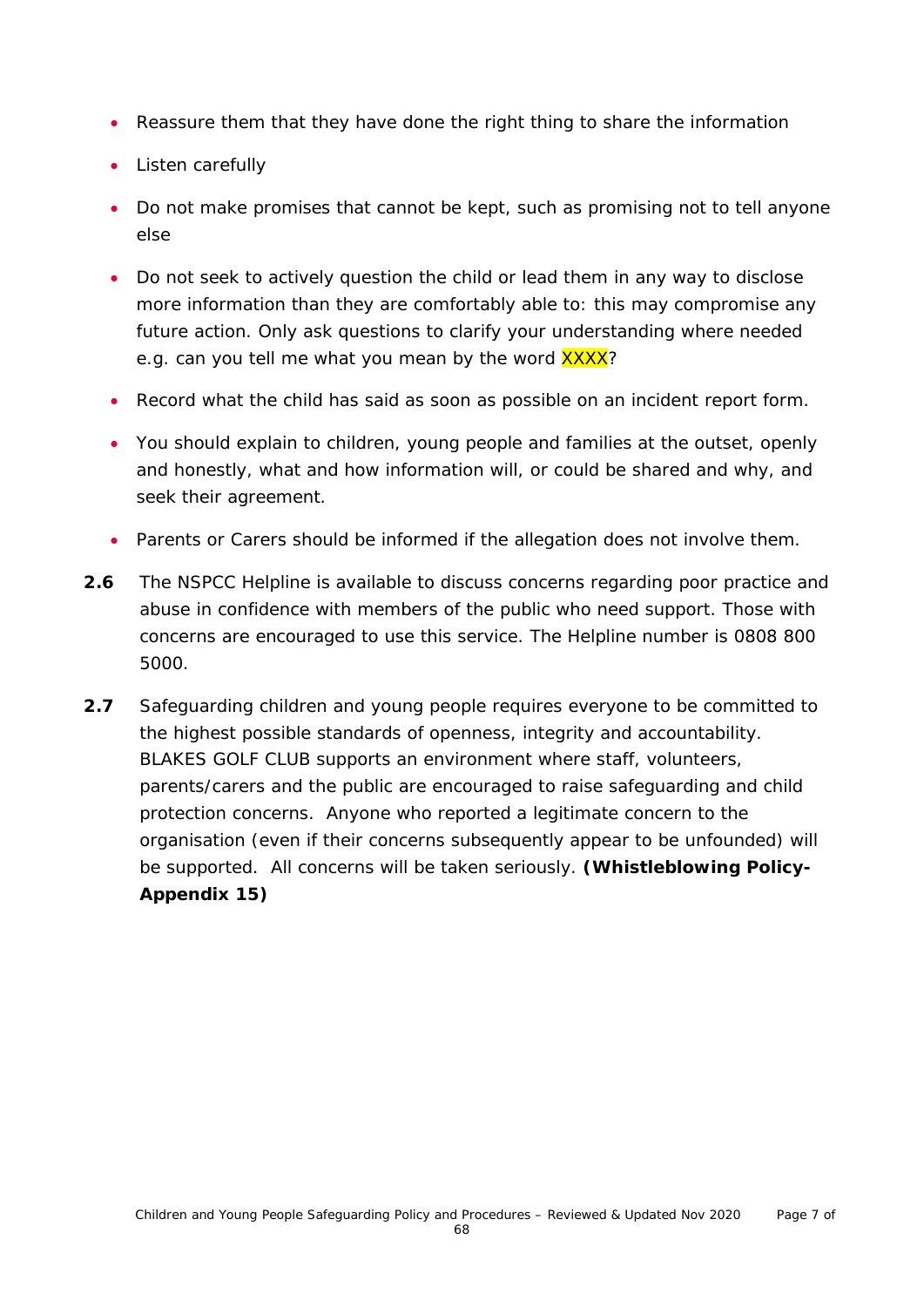- Reassure them that they have done the right thing to share the information
- Listen carefully
- Do not make promises that cannot be kept, such as promising not to tell anyone else
- Do not seek to actively question the child or lead them in any way to disclose more information than they are comfortably able to: this may compromise any future action. Only ask questions to clarify your understanding where needed e.g. can you tell me what you mean by the word XXXX?
- Record what the child has said as soon as possible on an incident report form.
- You should explain to children, young people and families at the outset, openly and honestly, what and how information will, or could be shared and why, and seek their agreement.
- Parents or Carers should be informed if the allegation does not involve them.

**2.6** The NSPCC Helpline is available to discuss concerns regarding poor practice and abuse in confidence with members of the public who need support. Those with concerns are encouraged to use this service. The Helpline number is 0808 800 5000.

**2.7** Safeguarding children and young people requires everyone to be committed to the highest possible standards of openness, integrity and accountability. BLAKES GOLF CLUB supports an environment where staff, volunteers, parents/carers and the public are encouraged to raise safeguarding and child protection concerns. Anyone who reported a legitimate concern to the organisation (even if their concerns subsequently appear to be unfounded) will be supported. All concerns will be taken seriously. **(Whistleblowing Policy- Appendix 15)**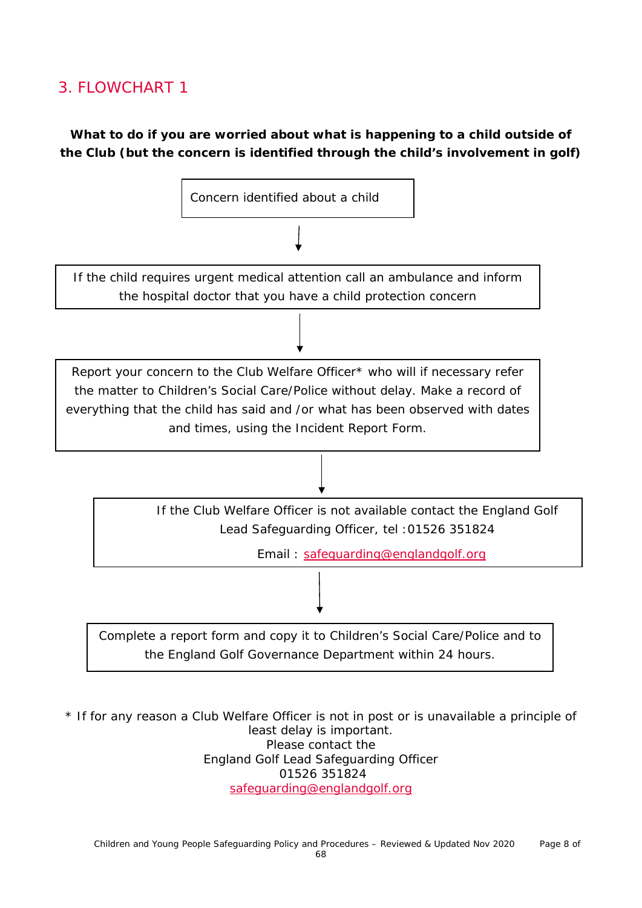## 3. FLOWCHART 1

**What to do if you are worried about what is happening to a child outside of the Club (but the concern is identified through the child's involvement in golf)**

Concern identified about a child

↓

If the child requires urgent medical attention call an ambulance and inform the hospital doctor that you have a child protection concern

↓

Report your concern to the Club Welfare Officer* who will if necessary refer the matter to Children's Social Care/Police without delay. Make a record of everything that the child has said and /or what has been observed with dates and times, using the Incident Report Form.

↓

If the Club Welfare Officer is not available contact the England Golf Lead Safeguarding Officer, tel :01526 351824

Email : safeguarding@englandgolf.org

↓

Complete a report form and copy it to Children's Social Care/Police and to the England Golf Governance Department within 24 hours.

\* If for any reason a Club Welfare Officer is not in post or is unavailable a principle of least delay is important.
Please contact the
England Golf Lead Safeguarding Officer
01526 351824
safeguarding@englandgolf.org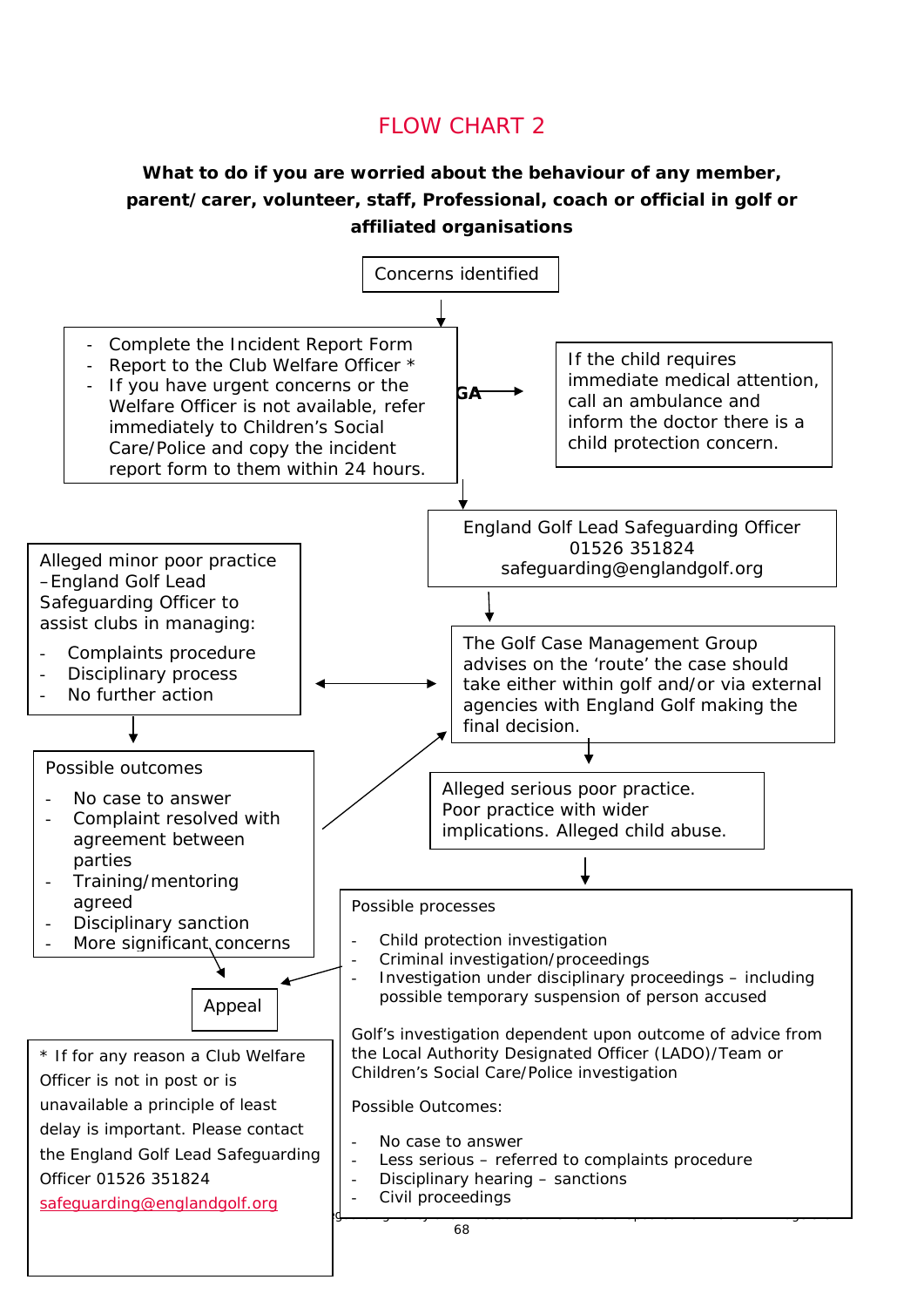# FLOW CHART 2

**What to do if you are worried about the behaviour of any member, parent/carer, volunteer, staff, Professional, coach or official in golf or affiliated organisations**

Concerns identified

- Complete the Incident Report Form
- Report to the Club Welfare Officer *
- If you have urgent concerns or the Welfare Officer is not available, refer immediately to Children's Social Care/Police and copy the incident report form to them within 24 hours.

GA

If the child requires immediate medical attention, call an ambulance and inform the doctor there is a child protection concern.

England Golf Lead Safeguarding Officer
01526 351824
safeguarding@englandgolf.org

The Golf Case Management Group advises on the 'route' the case should take either within golf and/or via external agencies with England Golf making the final decision.

Alleged minor poor practice – England Golf Lead Safeguarding Officer to assist clubs in managing:

- Complaints procedure
- Disciplinary process
- No further action

Possible outcomes

- No case to answer
- Complaint resolved with agreement between parties
- Training/mentoring agreed
- Disciplinary sanction
- More significant concerns

Alleged serious poor practice. Poor practice with wider implications. Alleged child abuse.

Possible processes

- Child protection investigation
- Criminal investigation/proceedings
- Investigation under disciplinary proceedings – including possible temporary suspension of person accused

Golf's investigation dependent upon outcome of advice from the Local Authority Designated Officer (LADO)/Team or Children's Social Care/Police investigation

Possible Outcomes:

- No case to answer
- Less serious – referred to complaints procedure
- Disciplinary hearing – sanctions
- Civil proceedings

Appeal

* If for any reason a Club Welfare Officer is not in post or is unavailable a principle of least delay is important. Please contact the England Golf Lead Safeguarding Officer 01526 351824 safeguarding@englandgolf.org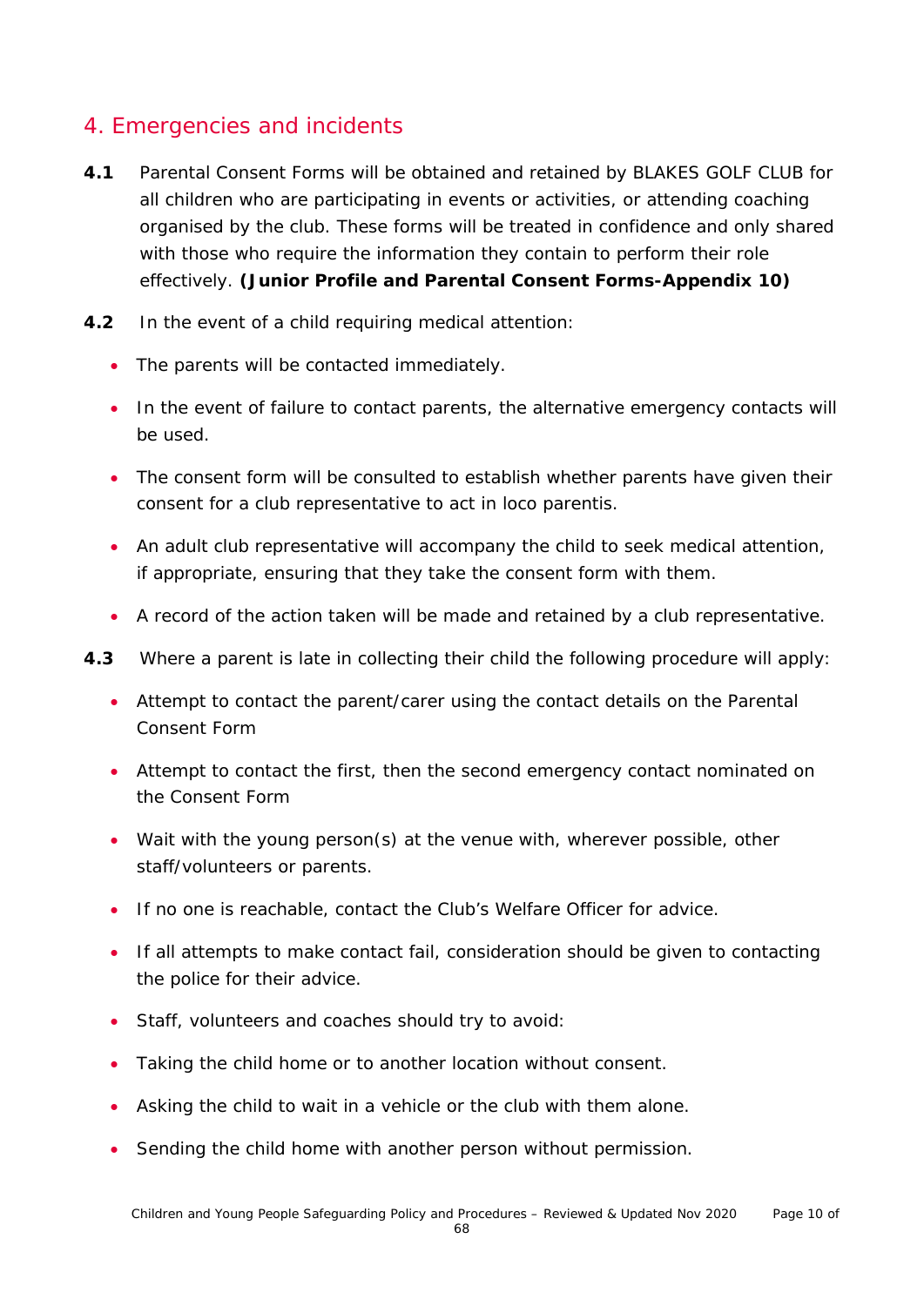## 4. Emergencies and incidents

**4.1** Parental Consent Forms will be obtained and retained by BLAKES GOLF CLUB for all children who are participating in events or activities, or attending coaching organised by the club. These forms will be treated in confidence and only shared with those who require the information they contain to perform their role effectively. **(Junior Profile and Parental Consent Forms-Appendix 10)**

**4.2** In the event of a child requiring medical attention:

- The parents will be contacted immediately.
- In the event of failure to contact parents, the alternative emergency contacts will be used.
- The consent form will be consulted to establish whether parents have given their consent for a club representative to act in loco parentis.
- An adult club representative will accompany the child to seek medical attention, if appropriate, ensuring that they take the consent form with them.
- A record of the action taken will be made and retained by a club representative.

**4.3** Where a parent is late in collecting their child the following procedure will apply:

- Attempt to contact the parent/carer using the contact details on the Parental Consent Form
- Attempt to contact the first, then the second emergency contact nominated on the Consent Form
- Wait with the young person(s) at the venue with, wherever possible, other staff/volunteers or parents.
- If no one is reachable, contact the Club's Welfare Officer for advice.
- If all attempts to make contact fail, consideration should be given to contacting the police for their advice.
- Staff, volunteers and coaches should try to avoid:
- Taking the child home or to another location without consent.
- Asking the child to wait in a vehicle or the club with them alone.
- Sending the child home with another person without permission.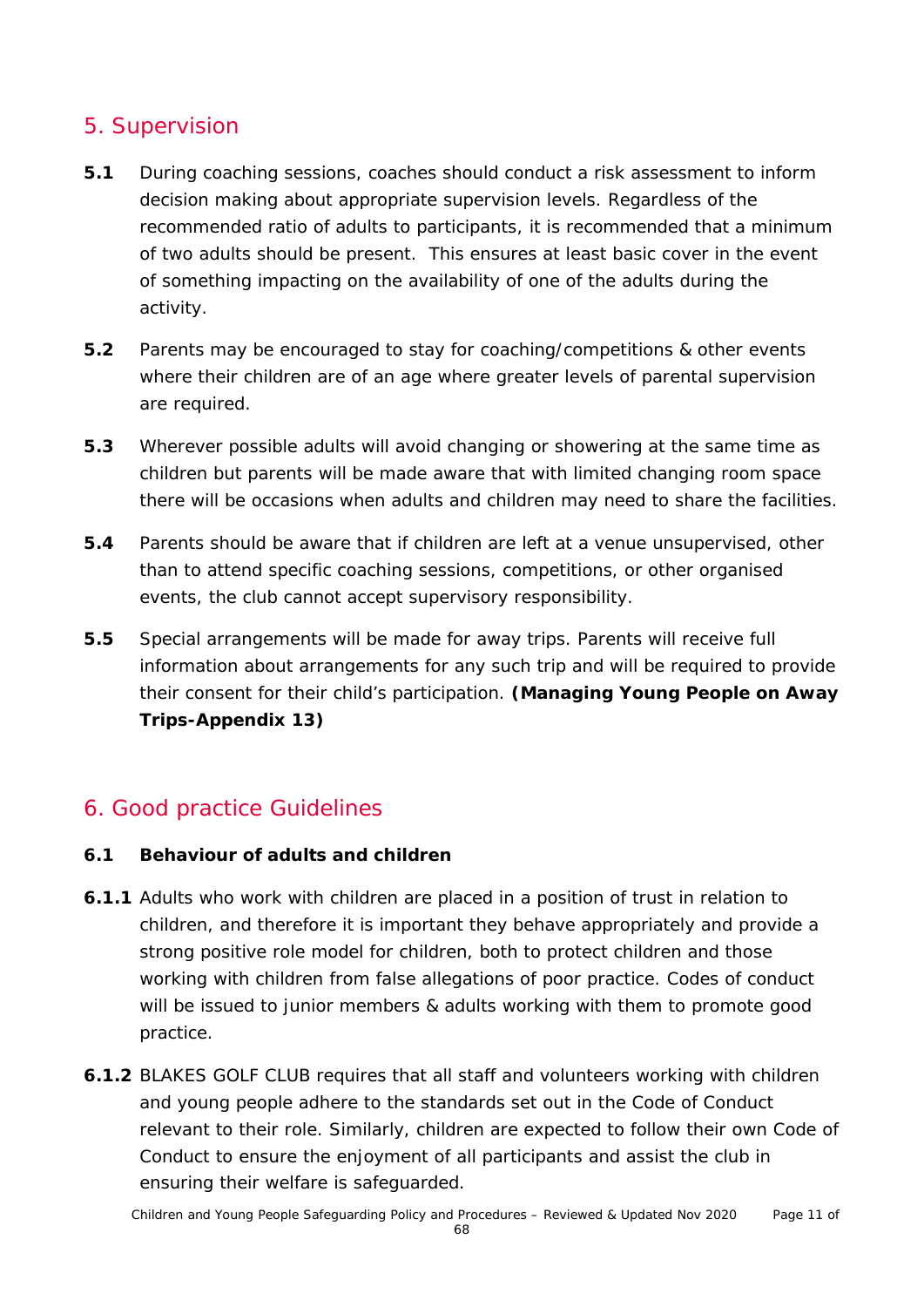## 5. Supervision

**5.1** During coaching sessions, coaches should conduct a risk assessment to inform decision making about appropriate supervision levels. Regardless of the recommended ratio of adults to participants, it is recommended that a minimum of two adults should be present. This ensures at least basic cover in the event of something impacting on the availability of one of the adults during the activity.

**5.2** Parents may be encouraged to stay for coaching/competitions & other events where their children are of an age where greater levels of parental supervision are required.

**5.3** Wherever possible adults will avoid changing or showering at the same time as children but parents will be made aware that with limited changing room space there will be occasions when adults and children may need to share the facilities.

**5.4** Parents should be aware that if children are left at a venue unsupervised, other than to attend specific coaching sessions, competitions, or other organised events, the club cannot accept supervisory responsibility.

**5.5** Special arrangements will be made for away trips. Parents will receive full information about arrangements for any such trip and will be required to provide their consent for their child's participation. **(Managing Young People on Away Trips-Appendix 13)**

## 6. Good practice Guidelines

**6.1 Behaviour of adults and children**

**6.1.1** Adults who work with children are placed in a position of trust in relation to children, and therefore it is important they behave appropriately and provide a strong positive role model for children, both to protect children and those working with children from false allegations of poor practice. Codes of conduct will be issued to junior members & adults working with them to promote good practice.

**6.1.2** BLAKES GOLF CLUB requires that all staff and volunteers working with children and young people adhere to the standards set out in the Code of Conduct relevant to their role. Similarly, children are expected to follow their own Code of Conduct to ensure the enjoyment of all participants and assist the club in ensuring their welfare is safeguarded.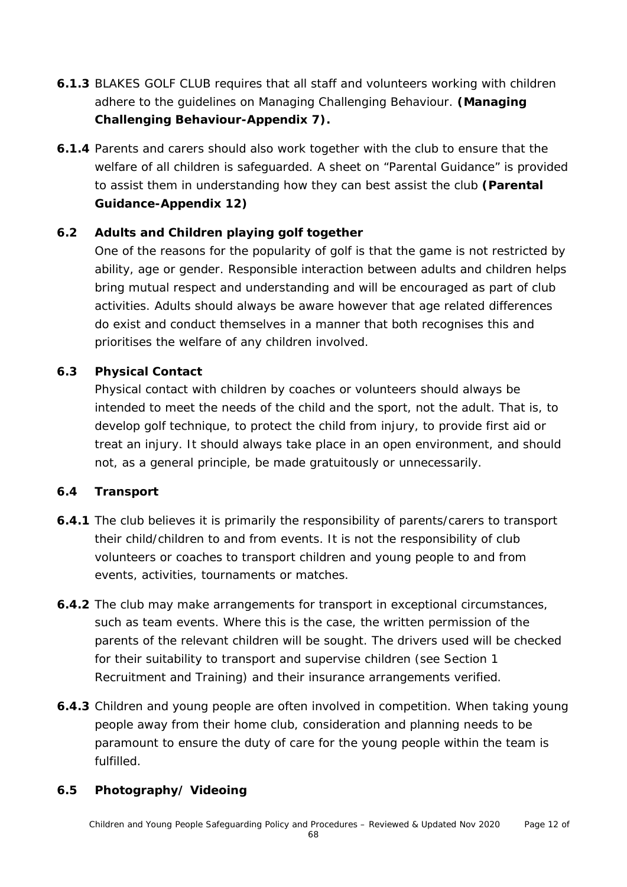**6.1.3** BLAKES GOLF CLUB requires that all staff and volunteers working with children adhere to the guidelines on Managing Challenging Behaviour. **(Managing Challenging Behaviour-Appendix 7).**

**6.1.4** Parents and carers should also work together with the club to ensure that the welfare of all children is safeguarded. A sheet on "Parental Guidance" is provided to assist them in understanding how they can best assist the club **(Parental Guidance-Appendix 12)**

### 6.2 Adults and Children playing golf together

One of the reasons for the popularity of golf is that the game is not restricted by ability, age or gender. Responsible interaction between adults and children helps bring mutual respect and understanding and will be encouraged as part of club activities. Adults should always be aware however that age related differences do exist and conduct themselves in a manner that both recognises this and prioritises the welfare of any children involved.

### 6.3 Physical Contact

Physical contact with children by coaches or volunteers should always be intended to meet the needs of the child and the sport, not the adult. That is, to develop golf technique, to protect the child from injury, to provide first aid or treat an injury. It should always take place in an open environment, and should not, as a general principle, be made gratuitously or unnecessarily.

### 6.4 Transport

**6.4.1** The club believes it is primarily the responsibility of parents/carers to transport their child/children to and from events. It is not the responsibility of club volunteers or coaches to transport children and young people to and from events, activities, tournaments or matches.

**6.4.2** The club may make arrangements for transport in exceptional circumstances, such as team events. Where this is the case, the written permission of the parents of the relevant children will be sought. The drivers used will be checked for their suitability to transport and supervise children (see Section 1 Recruitment and Training) and their insurance arrangements verified.

**6.4.3** Children and young people are often involved in competition. When taking young people away from their home club, consideration and planning needs to be paramount to ensure the duty of care for the young people within the team is fulfilled.

### 6.5 Photography/ Videoing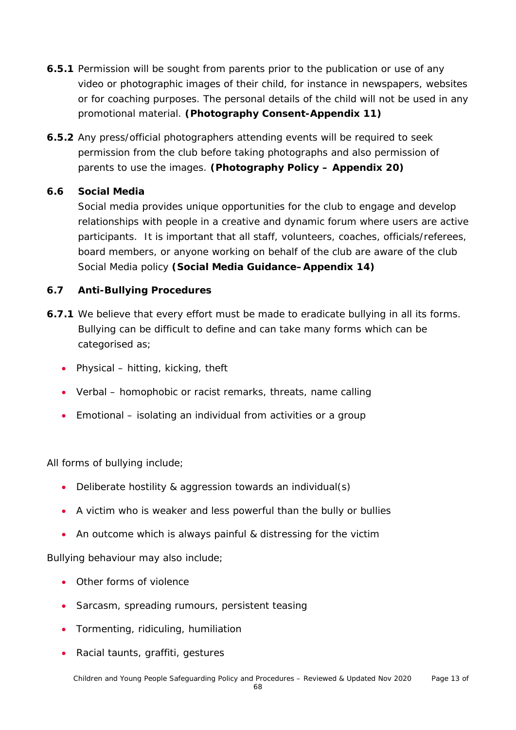**6.5.1** Permission will be sought from parents prior to the publication or use of any video or photographic images of their child, for instance in newspapers, websites or for coaching purposes. The personal details of the child will not be used in any promotional material. **(Photography Consent-Appendix 11)**

**6.5.2** Any press/official photographers attending events will be required to seek permission from the club before taking photographs and also permission of parents to use the images. **(Photography Policy – Appendix 20)**

### 6.6 Social Media

Social media provides unique opportunities for the club to engage and develop relationships with people in a creative and dynamic forum where users are active participants. It is important that all staff, volunteers, coaches, officials/referees, board members, or anyone working on behalf of the club are aware of the club Social Media policy **(Social Media Guidance– Appendix 14)**

### 6.7 Anti-Bullying Procedures

**6.7.1** We believe that every effort must be made to eradicate bullying in all its forms. Bullying can be difficult to define and can take many forms which can be categorised as;

- Physical – hitting, kicking, theft
- Verbal – homophobic or racist remarks, threats, name calling
- Emotional – isolating an individual from activities or a group

All forms of bullying include;

- Deliberate hostility & aggression towards an individual(s)
- A victim who is weaker and less powerful than the bully or bullies
- An outcome which is always painful & distressing for the victim

Bullying behaviour may also include;

- Other forms of violence
- Sarcasm, spreading rumours, persistent teasing
- Tormenting, ridiculing, humiliation
- Racial taunts, graffiti, gestures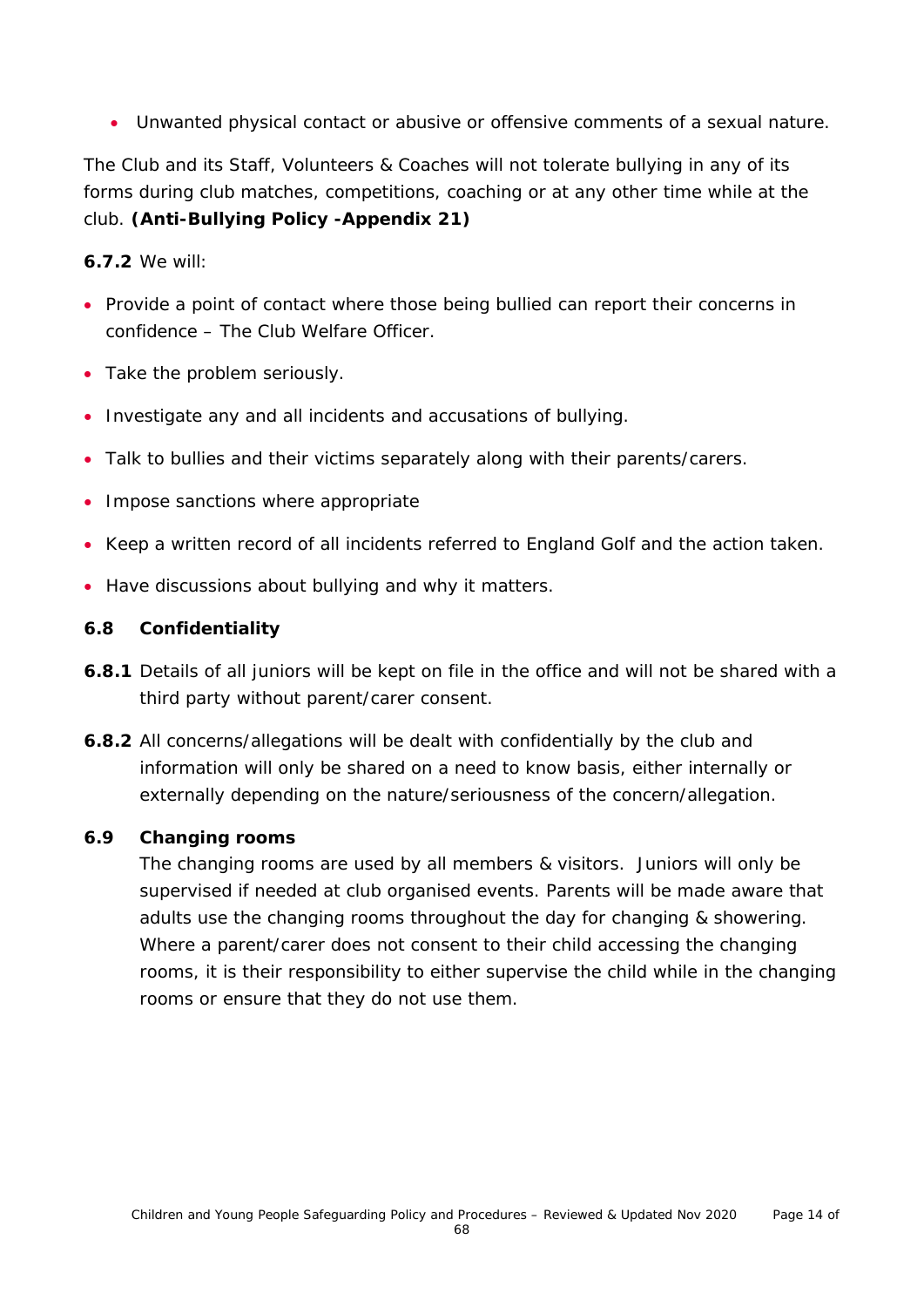- Unwanted physical contact or abusive or offensive comments of a sexual nature.

The Club and its Staff, Volunteers & Coaches will not tolerate bullying in any of its forms during club matches, competitions, coaching or at any other time while at the club. **(Anti-Bullying Policy -Appendix 21)**

**6.7.2** We will:

- Provide a point of contact where those being bullied can report their concerns in confidence – The Club Welfare Officer.
- Take the problem seriously.
- Investigate any and all incidents and accusations of bullying.
- Talk to bullies and their victims separately along with their parents/carers.
- Impose sanctions where appropriate
- Keep a written record of all incidents referred to England Golf and the action taken.
- Have discussions about bullying and why it matters.

### 6.8 Confidentiality

**6.8.1** Details of all juniors will be kept on file in the office and will not be shared with a third party without parent/carer consent.

**6.8.2** All concerns/allegations will be dealt with confidentially by the club and information will only be shared on a need to know basis, either internally or externally depending on the nature/seriousness of the concern/allegation.

### 6.9 Changing rooms

The changing rooms are used by all members & visitors. Juniors will only be supervised if needed at club organised events. Parents will be made aware that adults use the changing rooms throughout the day for changing & showering. Where a parent/carer does not consent to their child accessing the changing rooms, it is their responsibility to either supervise the child while in the changing rooms or ensure that they do not use them.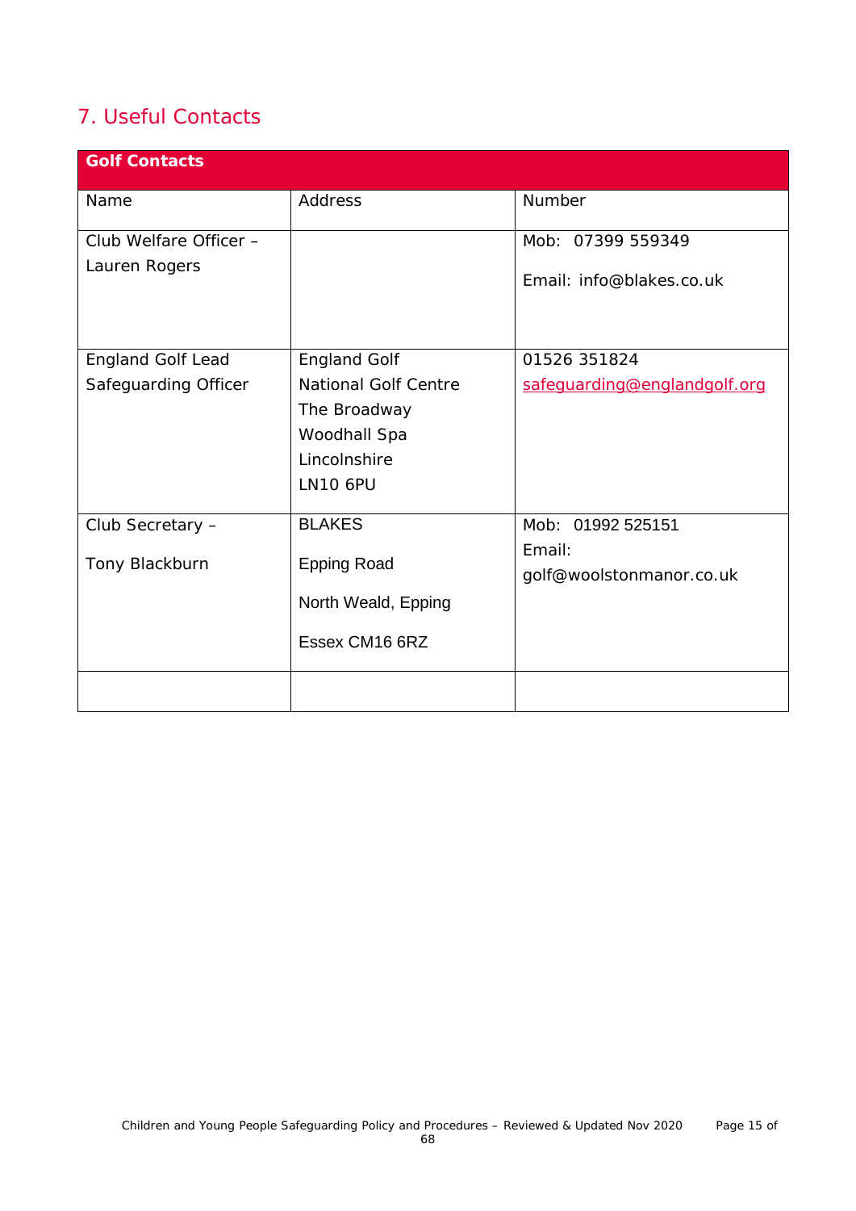## 7. Useful Contacts

| Golf Contacts | | |
|---|---|---|
| Name | Address | Number |
| Club Welfare Officer – Lauren Rogers | | Mob: 07399 559349<br>Email: info@blakes.co.uk |
| England Golf Lead Safeguarding Officer | England Golf<br>National Golf Centre<br>The Broadway<br>Woodhall Spa<br>Lincolnshire<br>LN10 6PU | 01526 351824<br>safeguarding@englandgolf.org |
| Club Secretary – Tony Blackburn | BLAKES<br>Epping Road<br>North Weald, Epping<br>Essex CM16 6RZ | Mob: 01992 525151<br>Email: golf@woolstonmanor.co.uk |
| | | |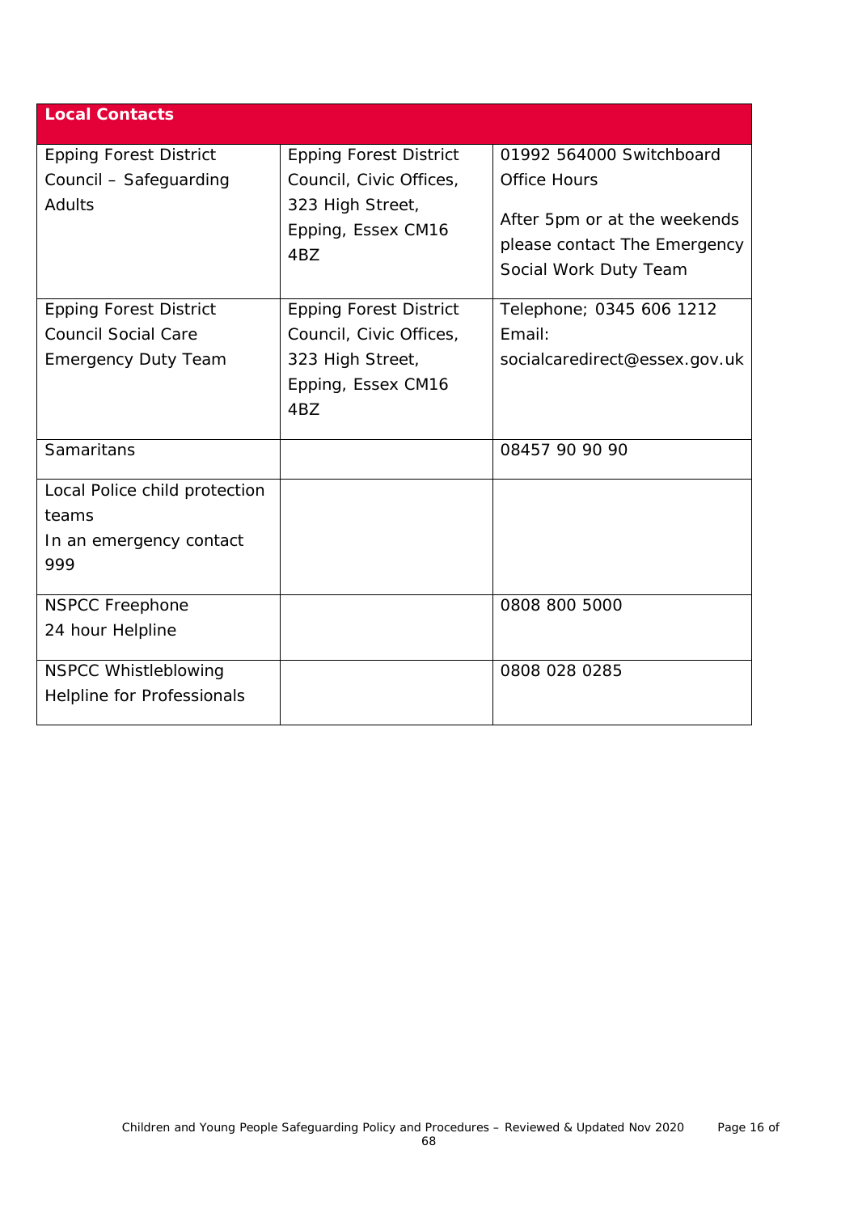| Local Contacts | | |
|---|---|---|
| Epping Forest District Council – Safeguarding Adults | Epping Forest District Council, Civic Offices, 323 High Street, Epping, Essex CM16 4BZ | 01992 564000 Switchboard Office Hours<br><br>After 5pm or at the weekends please contact The Emergency Social Work Duty Team |
| Epping Forest District Council Social Care Emergency Duty Team | Epping Forest District Council, Civic Offices, 323 High Street, Epping, Essex CM16 4BZ | Telephone; 0345 606 1212<br>Email: socialcaredirect@essex.gov.uk |
| Samaritans | | 08457 90 90 90 |
| Local Police child protection teams<br>In an emergency contact 999 | | |
| NSPCC Freephone<br>24 hour Helpline | | 0808 800 5000 |
| NSPCC Whistleblowing Helpline for Professionals | | 0808 028 0285 |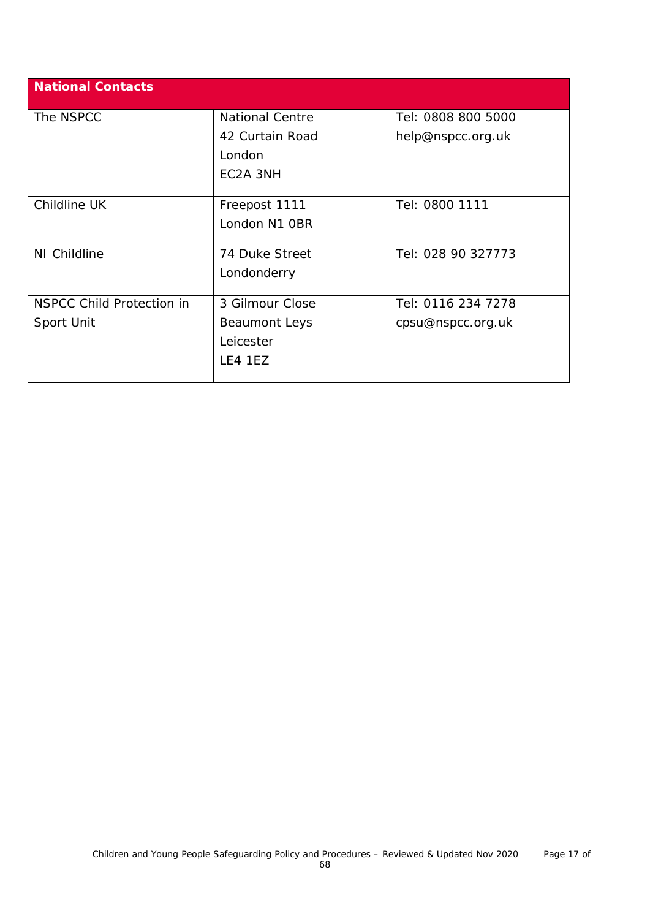| National Contacts | | |
|---|---|---|
| The NSPCC | National Centre<br>42 Curtain Road<br>London<br>EC2A 3NH | Tel: 0808 800 5000<br>help@nspcc.org.uk |
| Childline UK | Freepost 1111<br>London N1 0BR | Tel: 0800 1111 |
| NI Childline | 74 Duke Street<br>Londonderry | Tel: 028 90 327773 |
| NSPCC Child Protection in Sport Unit | 3 Gilmour Close<br>Beaumont Leys<br>Leicester<br>LE4 1EZ | Tel: 0116 234 7278<br>cpsu@nspcc.org.uk |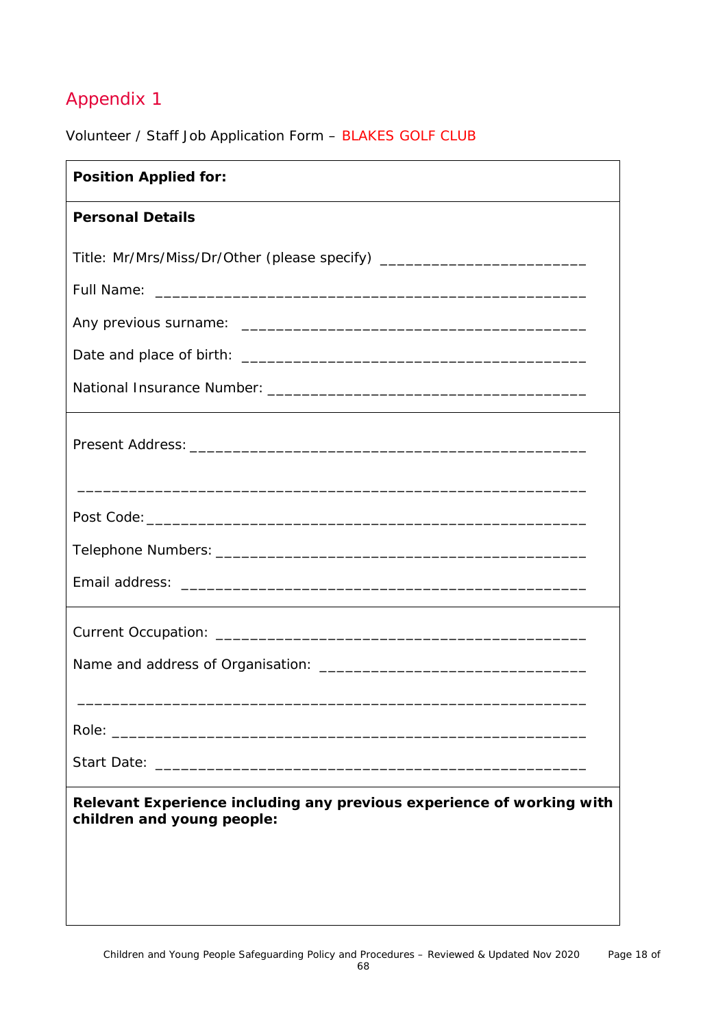# Appendix 1

Volunteer / Staff Job Application Form – BLAKES GOLF CLUB

**Position Applied for:**

---

**Personal Details**

Title: Mr/Mrs/Miss/Dr/Other (please specify) ________________________

Full Name: __________________________________________________

Any previous surname: ________________________________________

Date and place of birth: _______________________________________

National Insurance Number: ____________________________________

---

Present Address: _____________________________________________

____________________________________________________________

Post Code: __________________________________________________

Telephone Numbers: ___________________________________________

Email address: _______________________________________________

---

Current Occupation: ___________________________________________

Name and address of Organisation: ______________________________

____________________________________________________________

Role: _______________________________________________________

Start Date: __________________________________________________

---

**Relevant Experience including any previous experience of working with children and young people:**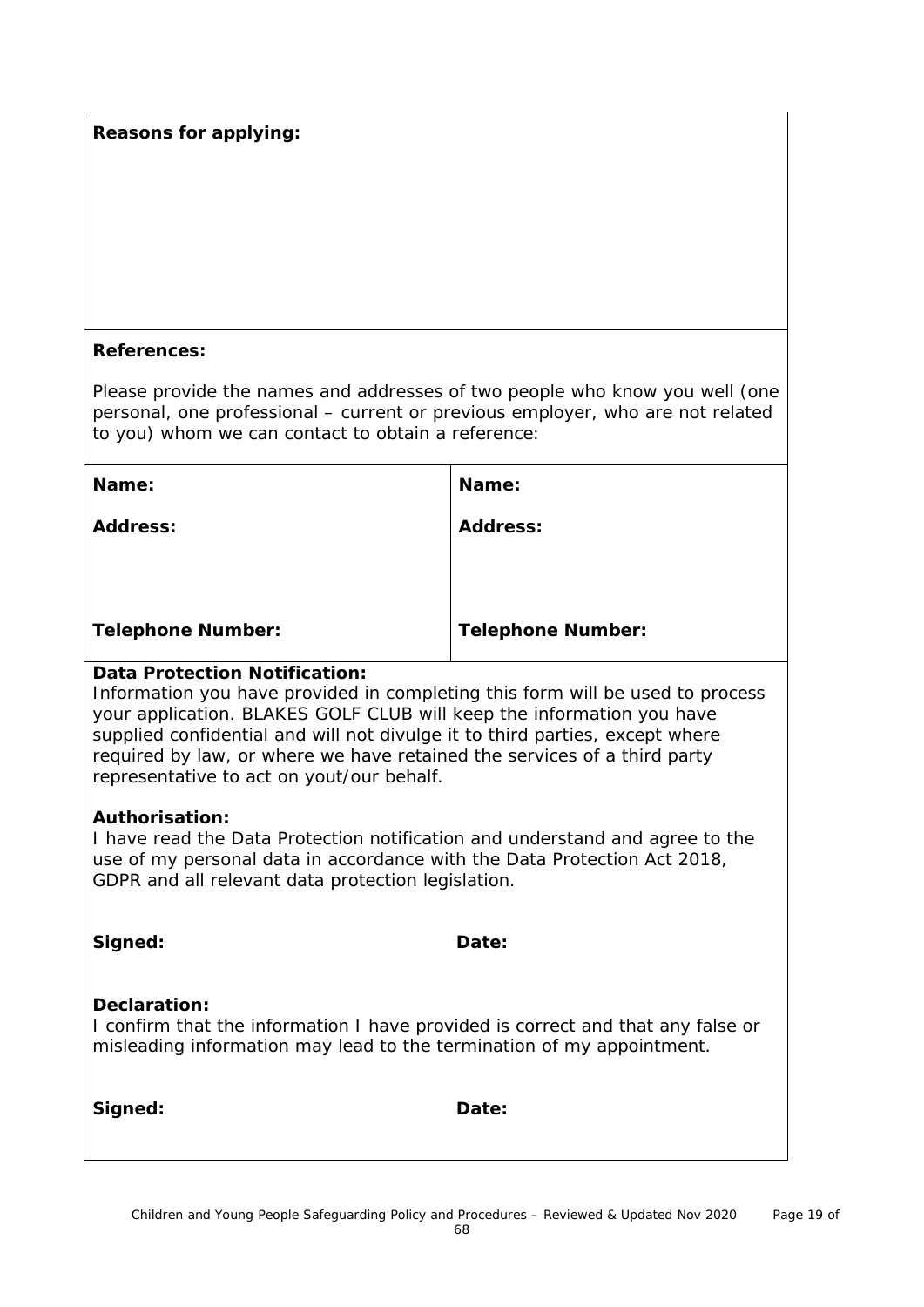**Reasons for applying:**

**References:**

Please provide the names and addresses of two people who know you well (one personal, one professional – current or previous employer, who are not related to you) whom we can contact to obtain a reference:

| **Name:** | **Name:** |
| --- | --- |
| **Address:** | **Address:** |
| **Telephone Number:** | **Telephone Number:** |

**Data Protection Notification:**
Information you have provided in completing this form will be used to process your application. BLAKES GOLF CLUB will keep the information you have supplied confidential and will not divulge it to third parties, except where required by law, or where we have retained the services of a third party representative to act on yout/our behalf.

**Authorisation:**
I have read the Data Protection notification and understand and agree to the use of my personal data in accordance with the Data Protection Act 2018, GDPR and all relevant data protection legislation.

**Signed:** **Date:**

**Declaration:**
I confirm that the information I have provided is correct and that any false or misleading information may lead to the termination of my appointment.

**Signed:** **Date:**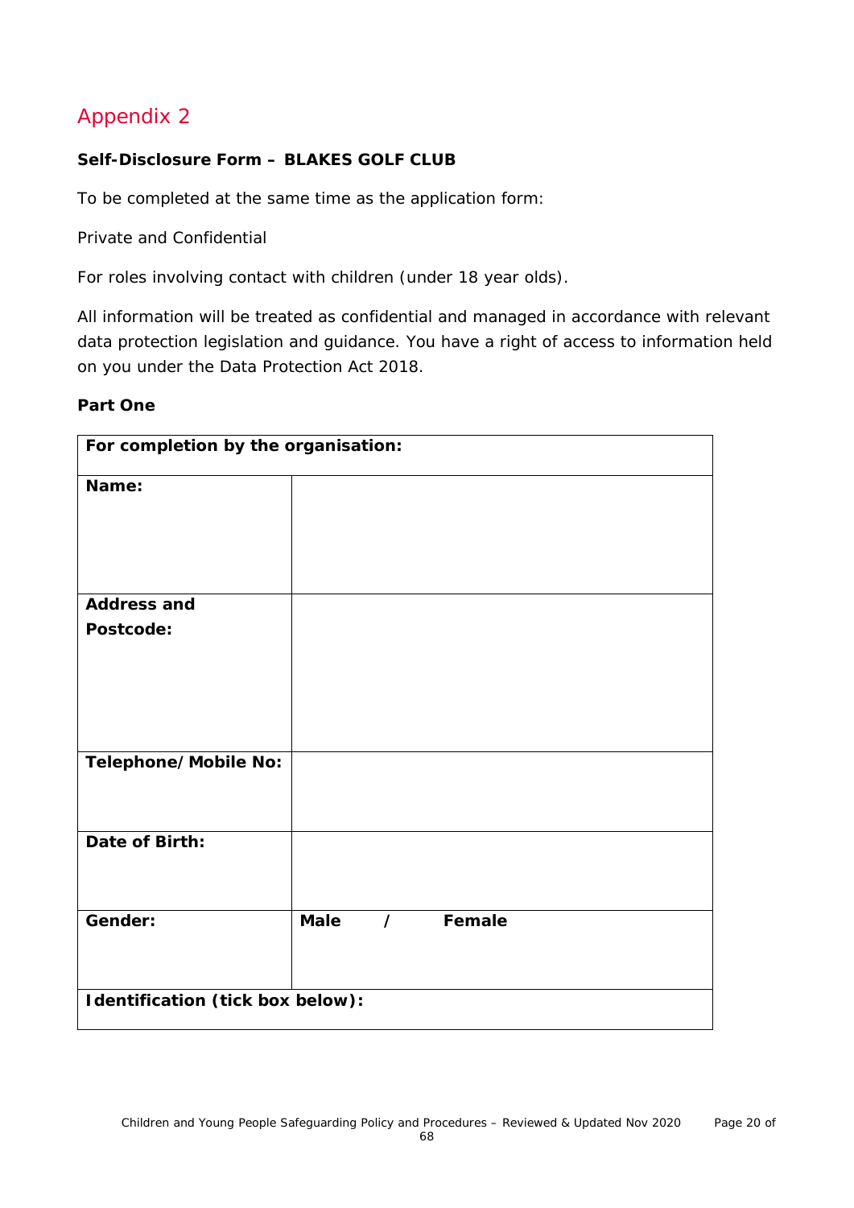## Appendix 2

**Self-Disclosure Form – BLAKES GOLF CLUB**

To be completed at the same time as the application form:

Private and Confidential

For roles involving contact with children (under 18 year olds).

All information will be treated as confidential and managed in accordance with relevant data protection legislation and guidance. You have a right of access to information held on you under the Data Protection Act 2018.

**Part One**

| **For completion by the organisation:** | |
|---|---|
| **Name:** | |
| **Address and Postcode:** | |
| **Telephone/Mobile No:** | |
| **Date of Birth:** | |
| **Gender:** | **Male / Female** |
| **Identification (tick box below):** | |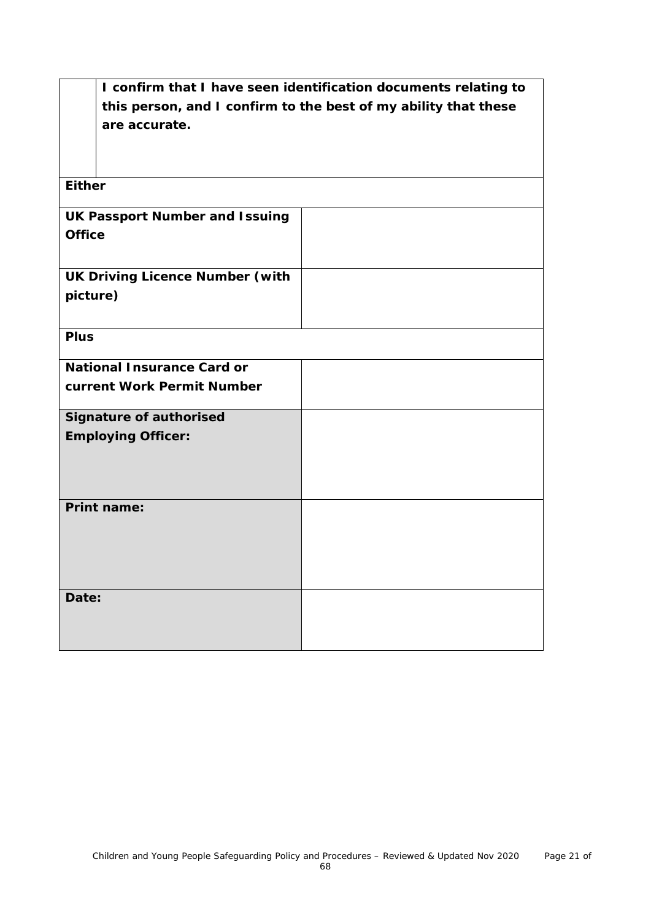|  | **I confirm that I have seen identification documents relating to this person, and I confirm to the best of my ability that these are accurate.** |
|---|---|
| **Either** | |
| **UK Passport Number and Issuing Office** | |
| **UK Driving Licence Number (with picture)** | |
| **Plus** | |
| **National Insurance Card or current Work Permit Number** | |
| **Signature of authorised Employing Officer:** | |
| **Print name:** | |
| **Date:** | |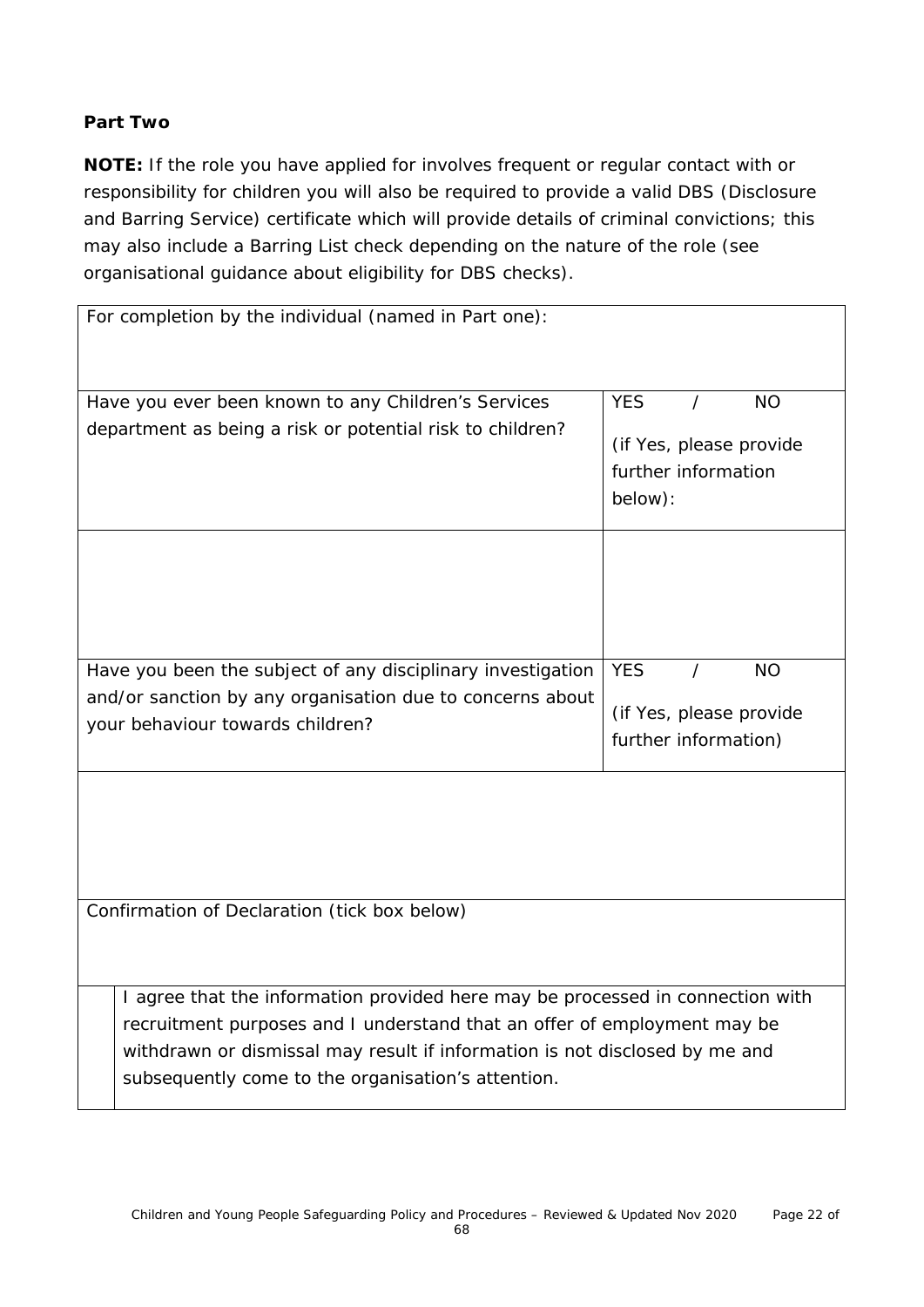**Part Two**

**NOTE:** If the role you have applied for involves frequent or regular contact with or responsibility for children you will also be required to provide a valid DBS (Disclosure and Barring Service) certificate which will provide details of criminal convictions; this may also include a Barring List check depending on the nature of the role (see organisational guidance about eligibility for DBS checks).

| For completion by the individual (named in Part one): | |
|---|---|
| Have you ever been known to any Children's Services department as being a risk or potential risk to children? | YES / NO<br>(if Yes, please provide further information below): |
| | |
| Have you been the subject of any disciplinary investigation and/or sanction by any organisation due to concerns about your behaviour towards children? | YES / NO<br>(if Yes, please provide further information) |
| | |
| Confirmation of Declaration (tick box below) | |
| ☐ I agree that the information provided here may be processed in connection with recruitment purposes and I understand that an offer of employment may be withdrawn or dismissal may result if information is not disclosed by me and subsequently come to the organisation's attention. | |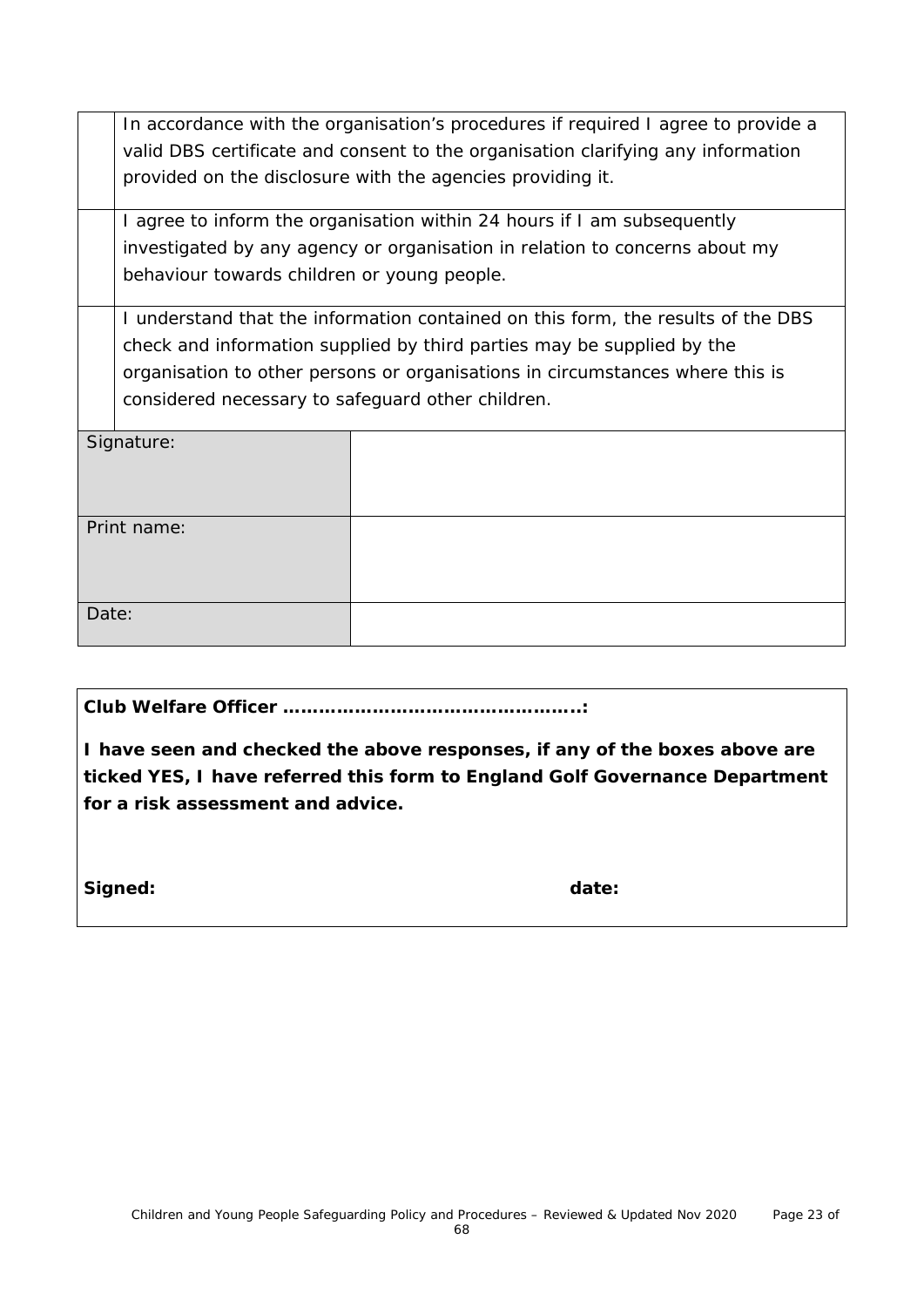|  |  |
|---|---|
|  | In accordance with the organisation's procedures if required I agree to provide a valid DBS certificate and consent to the organisation clarifying any information provided on the disclosure with the agencies providing it. |
|  | I agree to inform the organisation within 24 hours if I am subsequently investigated by any agency or organisation in relation to concerns about my behaviour towards children or young people. |
|  | I understand that the information contained on this form, the results of the DBS check and information supplied by third parties may be supplied by the organisation to other persons or organisations in circumstances where this is considered necessary to safeguard other children. |

| | |
|---|---|
| Signature: | |
| Print name: | |
| Date: | |

**Club Welfare Officer …………………………………………:**

**I have seen and checked the above responses, if any of the boxes above are ticked YES, I have referred this form to England Golf Governance Department for a risk assessment and advice.**

**Signed:** **date:**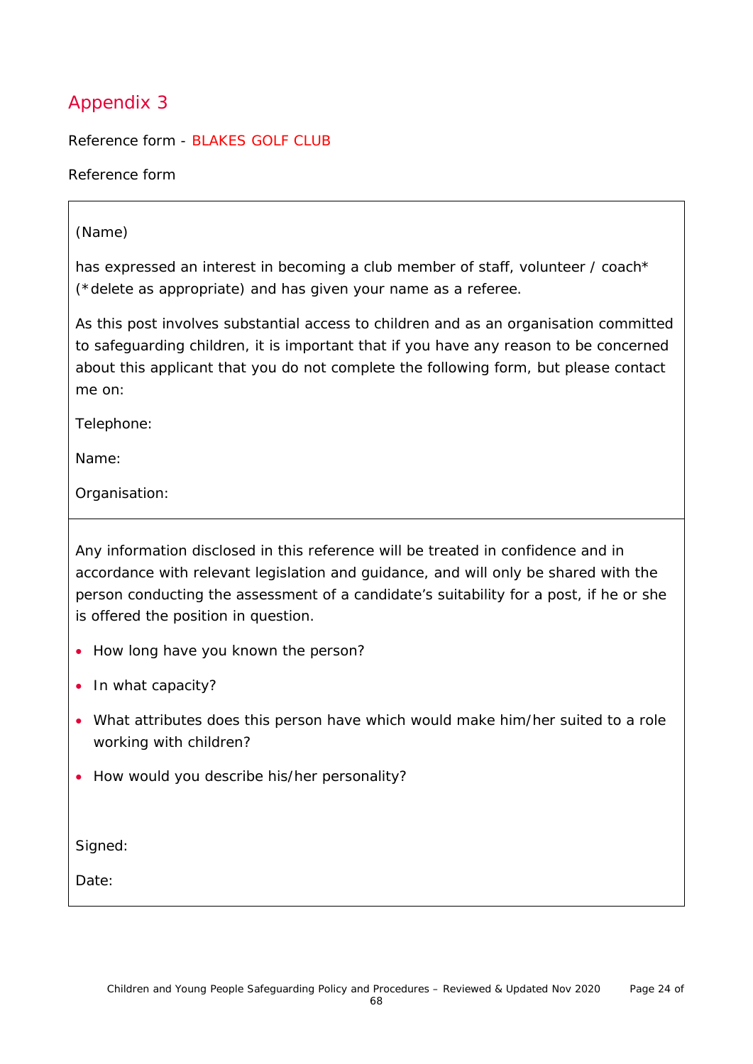# Appendix 3

Reference form - BLAKES GOLF CLUB

Reference form

(Name)

has expressed an interest in becoming a club member of staff, volunteer / coach* (*delete as appropriate) and has given your name as a referee.

As this post involves substantial access to children and as an organisation committed to safeguarding children, it is important that if you have any reason to be concerned about this applicant that you do not complete the following form, but please contact me on:

Telephone:

Name:

Organisation:

---

Any information disclosed in this reference will be treated in confidence and in accordance with relevant legislation and guidance, and will only be shared with the person conducting the assessment of a candidate's suitability for a post, if he or she is offered the position in question.

- How long have you known the person?
- In what capacity?
- What attributes does this person have which would make him/her suited to a role working with children?
- How would you describe his/her personality?

Signed:

Date: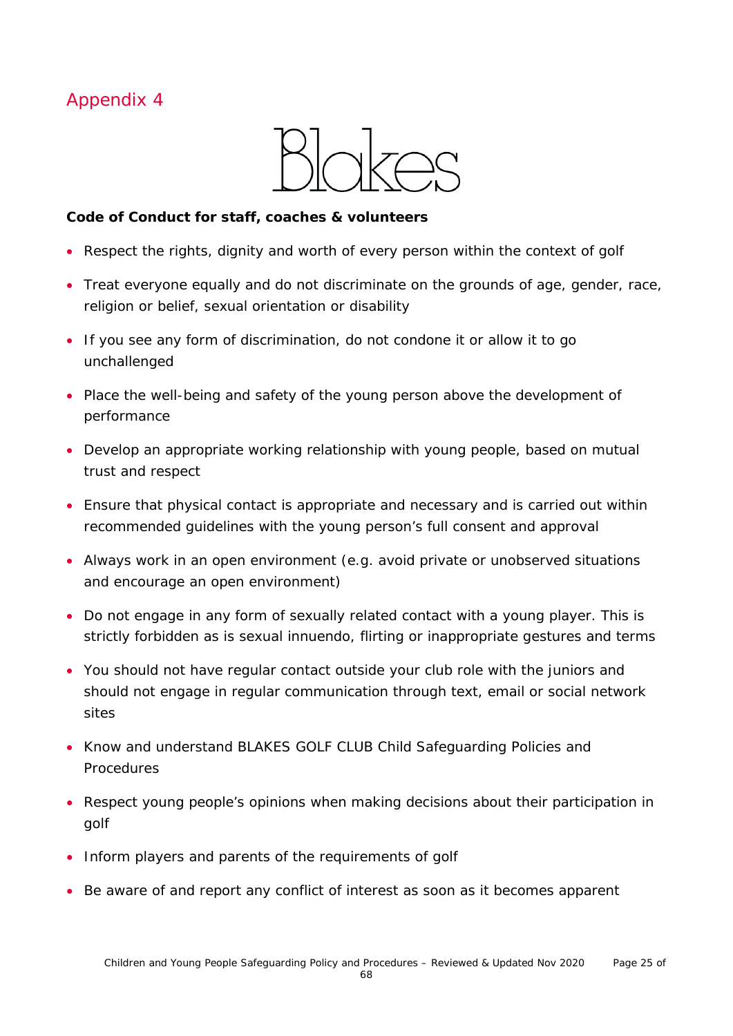## Appendix 4

Blakes

**Code of Conduct for staff, coaches & volunteers**

- Respect the rights, dignity and worth of every person within the context of golf
- Treat everyone equally and do not discriminate on the grounds of age, gender, race, religion or belief, sexual orientation or disability
- If you see any form of discrimination, do not condone it or allow it to go unchallenged
- Place the well-being and safety of the young person above the development of performance
- Develop an appropriate working relationship with young people, based on mutual trust and respect
- Ensure that physical contact is appropriate and necessary and is carried out within recommended guidelines with the young person's full consent and approval
- Always work in an open environment (e.g. avoid private or unobserved situations and encourage an open environment)
- Do not engage in any form of sexually related contact with a young player. This is strictly forbidden as is sexual innuendo, flirting or inappropriate gestures and terms
- You should not have regular contact outside your club role with the juniors and should not engage in regular communication through text, email or social network sites
- Know and understand BLAKES GOLF CLUB Child Safeguarding Policies and Procedures
- Respect young people's opinions when making decisions about their participation in golf
- Inform players and parents of the requirements of golf
- Be aware of and report any conflict of interest as soon as it becomes apparent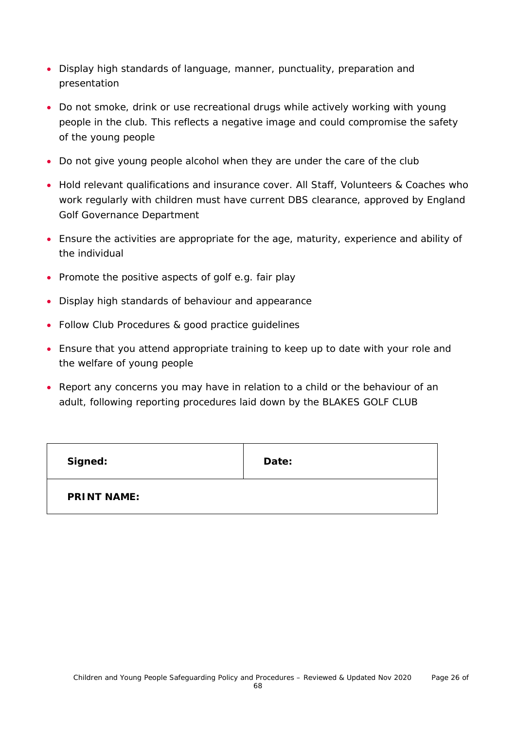- Display high standards of language, manner, punctuality, preparation and presentation
- Do not smoke, drink or use recreational drugs while actively working with young people in the club. This reflects a negative image and could compromise the safety of the young people
- Do not give young people alcohol when they are under the care of the club
- Hold relevant qualifications and insurance cover. All Staff, Volunteers & Coaches who work regularly with children must have current DBS clearance, approved by England Golf Governance Department
- Ensure the activities are appropriate for the age, maturity, experience and ability of the individual
- Promote the positive aspects of golf e.g. fair play
- Display high standards of behaviour and appearance
- Follow Club Procedures & good practice guidelines
- Ensure that you attend appropriate training to keep up to date with your role and the welfare of young people
- Report any concerns you may have in relation to a child or the behaviour of an adult, following reporting procedures laid down by the BLAKES GOLF CLUB

| **Signed:** | **Date:** |
| --- | --- |
| **PRINT NAME:** | |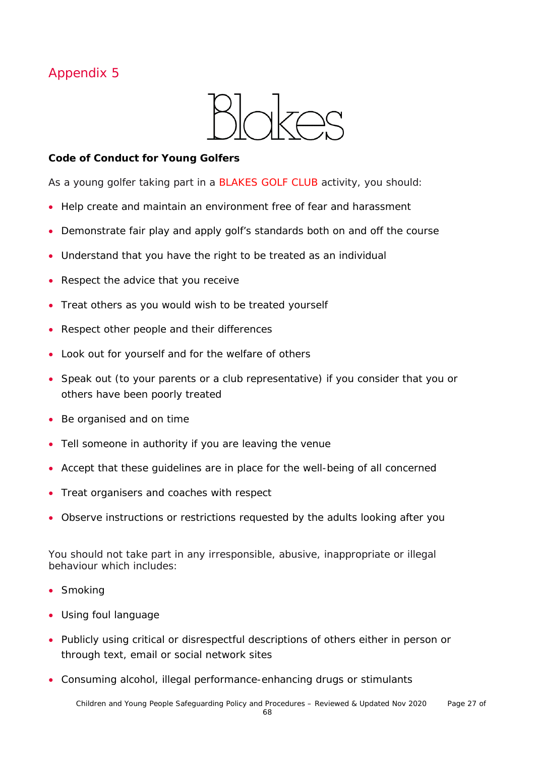## Appendix 5

Blakes

**Code of Conduct for Young Golfers**

As a young golfer taking part in a BLAKES GOLF CLUB activity, you should:

- Help create and maintain an environment free of fear and harassment
- Demonstrate fair play and apply golf's standards both on and off the course
- Understand that you have the right to be treated as an individual
- Respect the advice that you receive
- Treat others as you would wish to be treated yourself
- Respect other people and their differences
- Look out for yourself and for the welfare of others
- Speak out (to your parents or a club representative) if you consider that you or others have been poorly treated
- Be organised and on time
- Tell someone in authority if you are leaving the venue
- Accept that these guidelines are in place for the well-being of all concerned
- Treat organisers and coaches with respect
- Observe instructions or restrictions requested by the adults looking after you

You should not take part in any irresponsible, abusive, inappropriate or illegal behaviour which includes:

- Smoking
- Using foul language
- Publicly using critical or disrespectful descriptions of others either in person or through text, email or social network sites
- Consuming alcohol, illegal performance-enhancing drugs or stimulants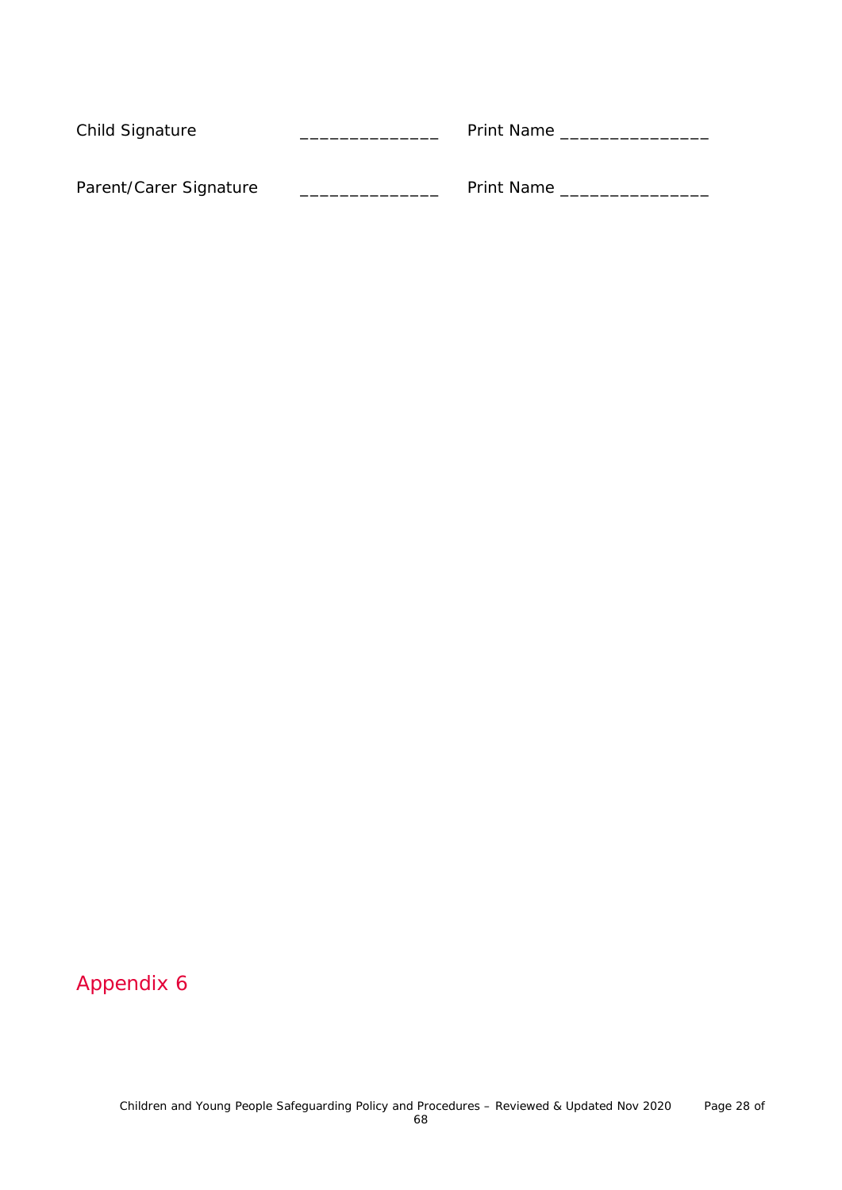Child Signature ______________ Print Name _______________

Parent/Carer Signature ______________ Print Name _______________

## Appendix 6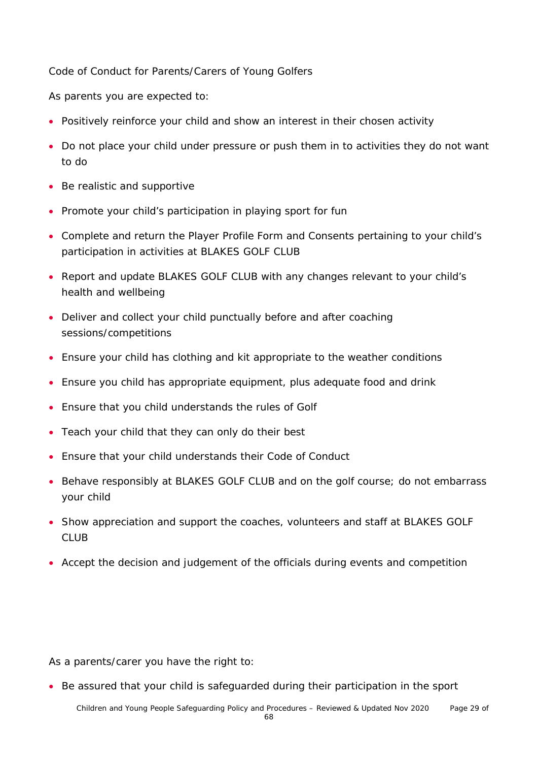Code of Conduct for Parents/Carers of Young Golfers

As parents you are expected to:

- Positively reinforce your child and show an interest in their chosen activity
- Do not place your child under pressure or push them in to activities they do not want to do
- Be realistic and supportive
- Promote your child's participation in playing sport for fun
- Complete and return the Player Profile Form and Consents pertaining to your child's participation in activities at BLAKES GOLF CLUB
- Report and update BLAKES GOLF CLUB with any changes relevant to your child's health and wellbeing
- Deliver and collect your child punctually before and after coaching sessions/competitions
- Ensure your child has clothing and kit appropriate to the weather conditions
- Ensure you child has appropriate equipment, plus adequate food and drink
- Ensure that you child understands the rules of Golf
- Teach your child that they can only do their best
- Ensure that your child understands their Code of Conduct
- Behave responsibly at BLAKES GOLF CLUB and on the golf course; do not embarrass your child
- Show appreciation and support the coaches, volunteers and staff at BLAKES GOLF CLUB
- Accept the decision and judgement of the officials during events and competition

As a parents/carer you have the right to:

- Be assured that your child is safeguarded during their participation in the sport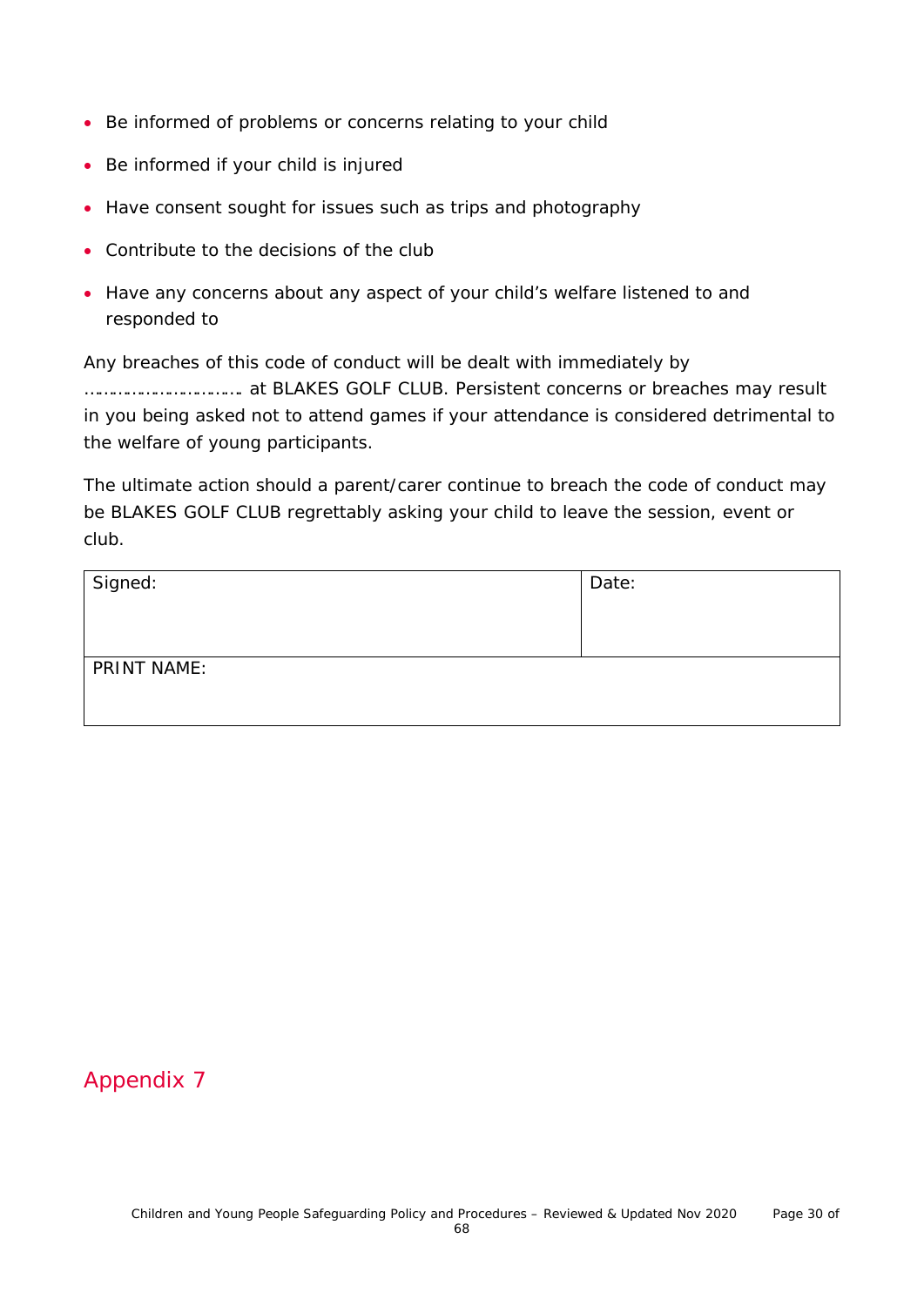- Be informed of problems or concerns relating to your child
- Be informed if your child is injured
- Have consent sought for issues such as trips and photography
- Contribute to the decisions of the club
- Have any concerns about any aspect of your child's welfare listened to and responded to

Any breaches of this code of conduct will be dealt with immediately by ………………………… at BLAKES GOLF CLUB. Persistent concerns or breaches may result in you being asked not to attend games if your attendance is considered detrimental to the welfare of young participants.

The ultimate action should a parent/carer continue to breach the code of conduct may be BLAKES GOLF CLUB regrettably asking your child to leave the session, event or club.

| Signed: | Date: |
|---|---|
| PRINT NAME: | |

## Appendix 7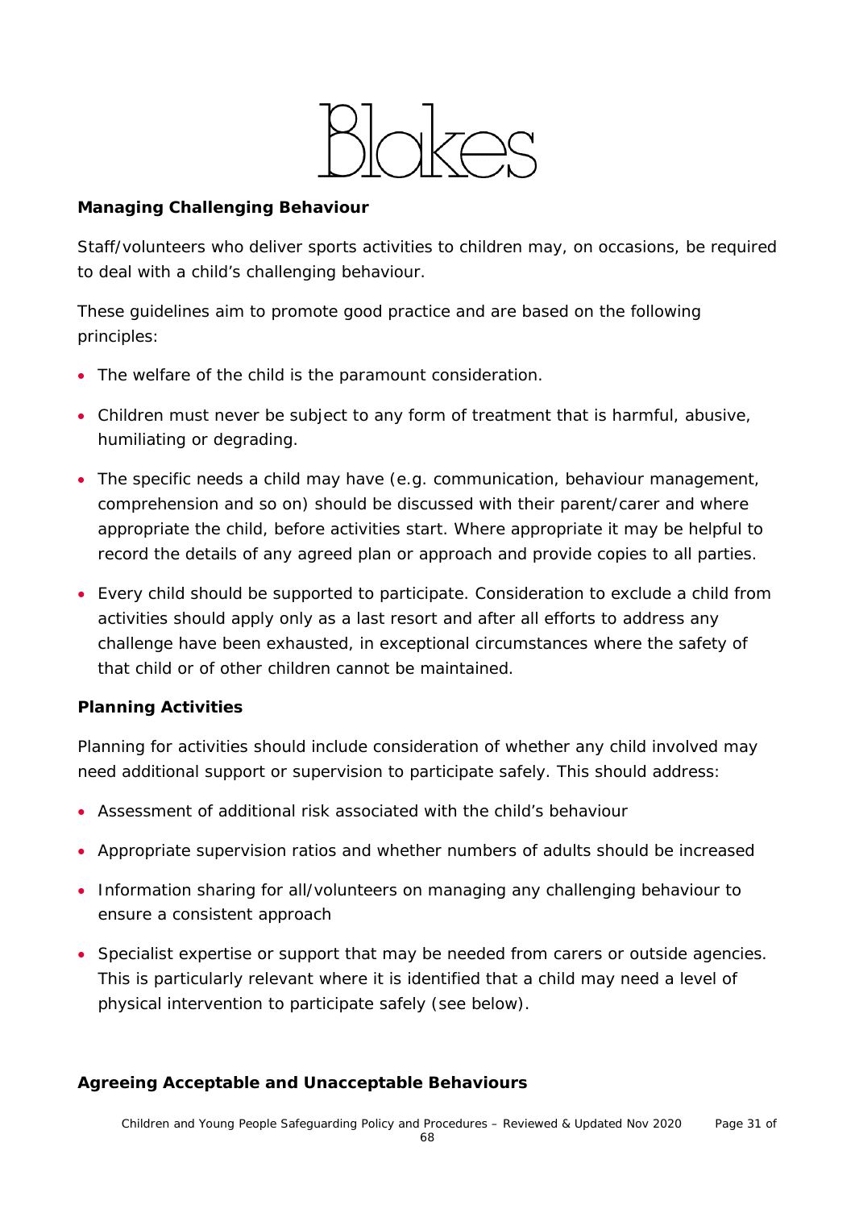**Managing Challenging Behaviour**

Staff/volunteers who deliver sports activities to children may, on occasions, be required to deal with a child's challenging behaviour.

These guidelines aim to promote good practice and are based on the following principles:

- The welfare of the child is the paramount consideration.
- Children must never be subject to any form of treatment that is harmful, abusive, humiliating or degrading.
- The specific needs a child may have (e.g. communication, behaviour management, comprehension and so on) should be discussed with their parent/carer and where appropriate the child, before activities start. Where appropriate it may be helpful to record the details of any agreed plan or approach and provide copies to all parties.
- Every child should be supported to participate. Consideration to exclude a child from activities should apply only as a last resort and after all efforts to address any challenge have been exhausted, in exceptional circumstances where the safety of that child or of other children cannot be maintained.

**Planning Activities**

Planning for activities should include consideration of whether any child involved may need additional support or supervision to participate safely. This should address:

- Assessment of additional risk associated with the child's behaviour
- Appropriate supervision ratios and whether numbers of adults should be increased
- Information sharing for all/volunteers on managing any challenging behaviour to ensure a consistent approach
- Specialist expertise or support that may be needed from carers or outside agencies. This is particularly relevant where it is identified that a child may need a level of physical intervention to participate safely (see below).

**Agreeing Acceptable and Unacceptable Behaviours**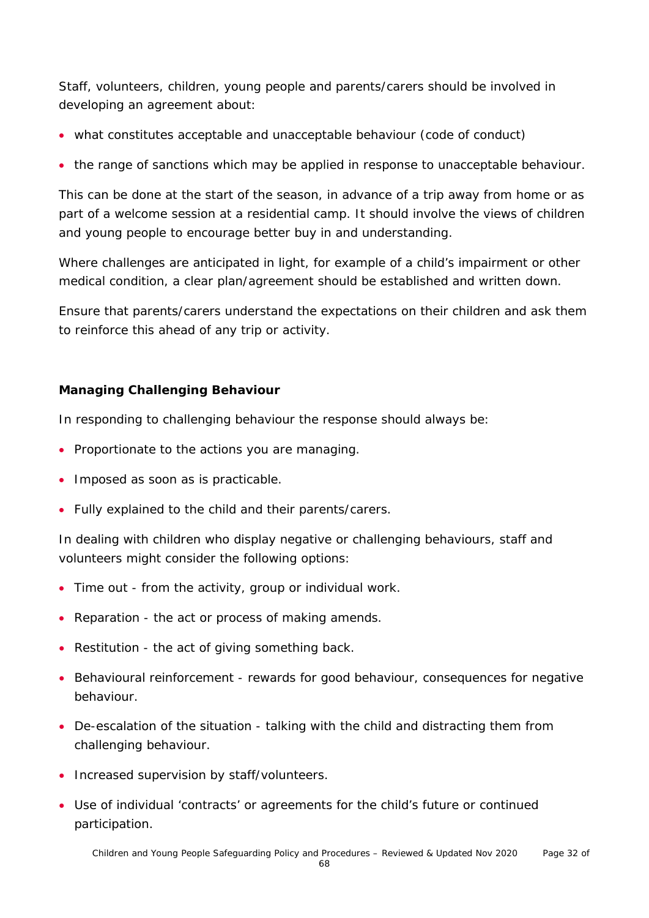Staff, volunteers, children, young people and parents/carers should be involved in developing an agreement about:

- what constitutes acceptable and unacceptable behaviour (code of conduct)
- the range of sanctions which may be applied in response to unacceptable behaviour.

This can be done at the start of the season, in advance of a trip away from home or as part of a welcome session at a residential camp. It should involve the views of children and young people to encourage better buy in and understanding.

Where challenges are anticipated in light, for example of a child's impairment or other medical condition, a clear plan/agreement should be established and written down.

Ensure that parents/carers understand the expectations on their children and ask them to reinforce this ahead of any trip or activity.

**Managing Challenging Behaviour**

In responding to challenging behaviour the response should always be:

- Proportionate to the actions you are managing.
- Imposed as soon as is practicable.
- Fully explained to the child and their parents/carers.

In dealing with children who display negative or challenging behaviours, staff and volunteers might consider the following options:

- Time out - from the activity, group or individual work.
- Reparation - the act or process of making amends.
- Restitution - the act of giving something back.
- Behavioural reinforcement - rewards for good behaviour, consequences for negative behaviour.
- De-escalation of the situation - talking with the child and distracting them from challenging behaviour.
- Increased supervision by staff/volunteers.
- Use of individual 'contracts' or agreements for the child's future or continued participation.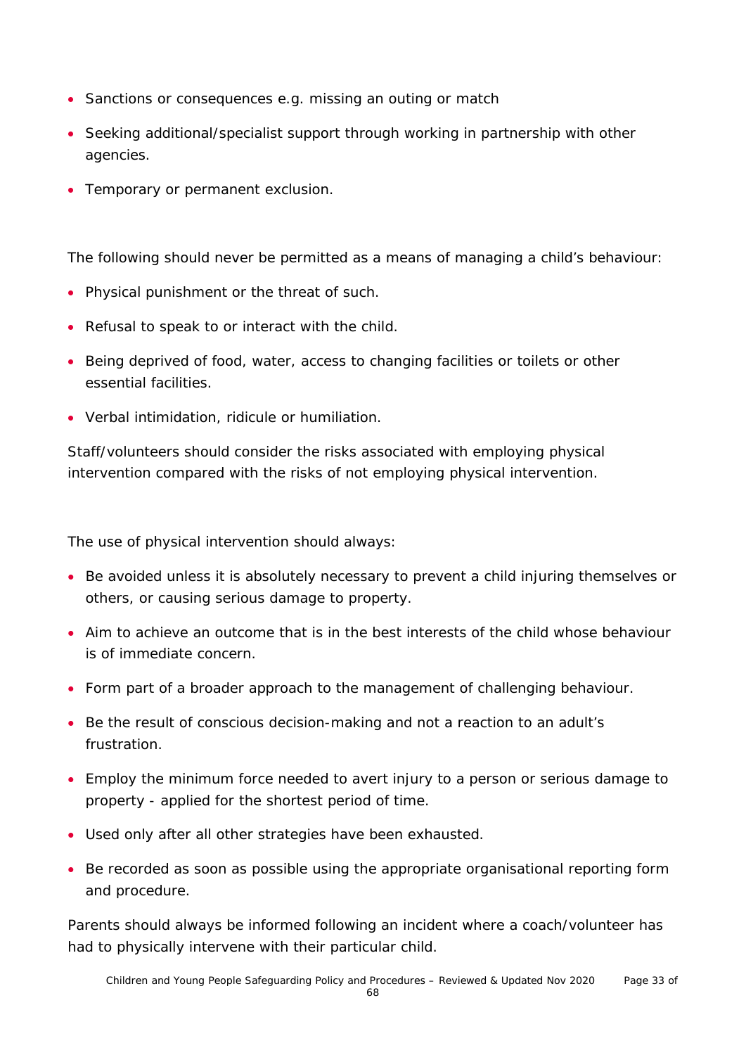- Sanctions or consequences e.g. missing an outing or match
- Seeking additional/specialist support through working in partnership with other agencies.
- Temporary or permanent exclusion.

The following should never be permitted as a means of managing a child's behaviour:

- Physical punishment or the threat of such.
- Refusal to speak to or interact with the child.
- Being deprived of food, water, access to changing facilities or toilets or other essential facilities.
- Verbal intimidation, ridicule or humiliation.

Staff/volunteers should consider the risks associated with employing physical intervention compared with the risks of not employing physical intervention.

The use of physical intervention should always:

- Be avoided unless it is absolutely necessary to prevent a child injuring themselves or others, or causing serious damage to property.
- Aim to achieve an outcome that is in the best interests of the child whose behaviour is of immediate concern.
- Form part of a broader approach to the management of challenging behaviour.
- Be the result of conscious decision-making and not a reaction to an adult's frustration.
- Employ the minimum force needed to avert injury to a person or serious damage to property - applied for the shortest period of time.
- Used only after all other strategies have been exhausted.
- Be recorded as soon as possible using the appropriate organisational reporting form and procedure.

Parents should always be informed following an incident where a coach/volunteer has had to physically intervene with their particular child.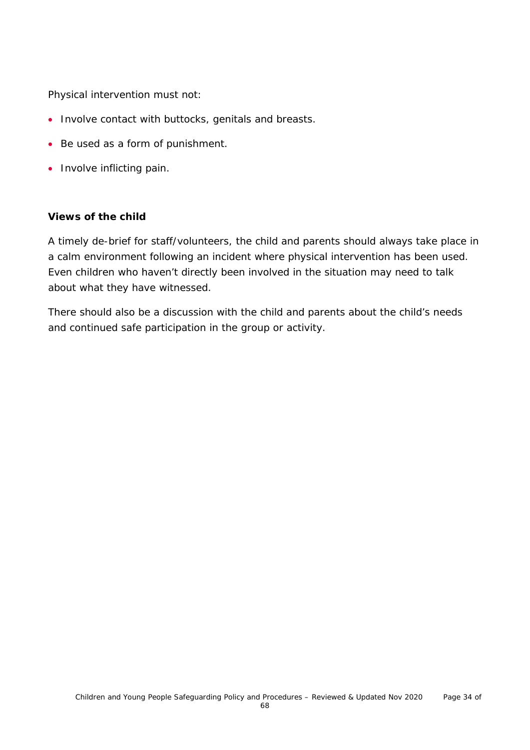Physical intervention must not:

- Involve contact with buttocks, genitals and breasts.
- Be used as a form of punishment.
- Involve inflicting pain.

**Views of the child**

A timely de-brief for staff/volunteers, the child and parents should always take place in a calm environment following an incident where physical intervention has been used. Even children who haven't directly been involved in the situation may need to talk about what they have witnessed.

There should also be a discussion with the child and parents about the child's needs and continued safe participation in the group or activity.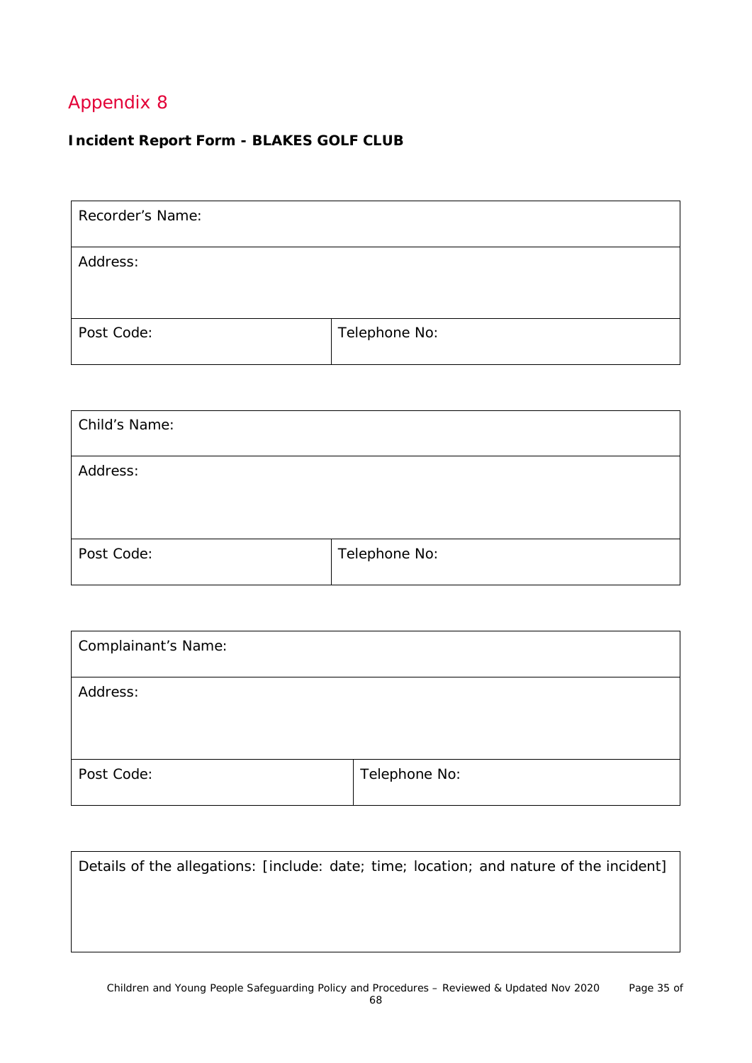## Appendix 8

**Incident Report Form - BLAKES GOLF CLUB**

| Recorder's Name: | |
|---|---|
| Address: | |
| Post Code: | Telephone No: |

| Child's Name: | |
|---|---|
| Address: | |
| Post Code: | Telephone No: |

| Complainant's Name: | |
|---|---|
| Address: | |
| Post Code: | Telephone No: |

| Details of the allegations: [include: date; time; location; and nature of the incident] |
|---|
| |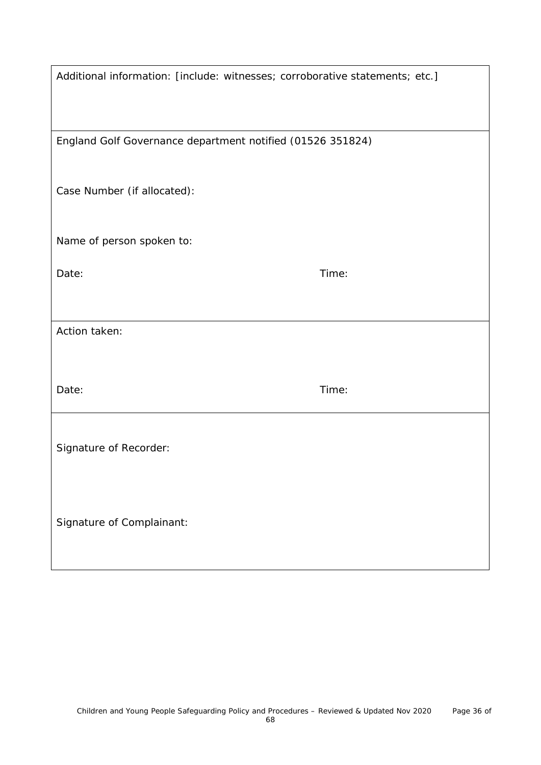| Additional information: [include: witnesses; corroborative statements; etc.] | |
|---|---|
| England Golf Governance department notified (01526 351824)<br><br>Case Number (if allocated):<br><br>Name of person spoken to:<br><br>Date: | <br><br><br><br><br><br><br><br>Time: |
| Action taken:<br><br>Date: | <br><br>Time: |
| Signature of Recorder:<br><br>Signature of Complainant: | |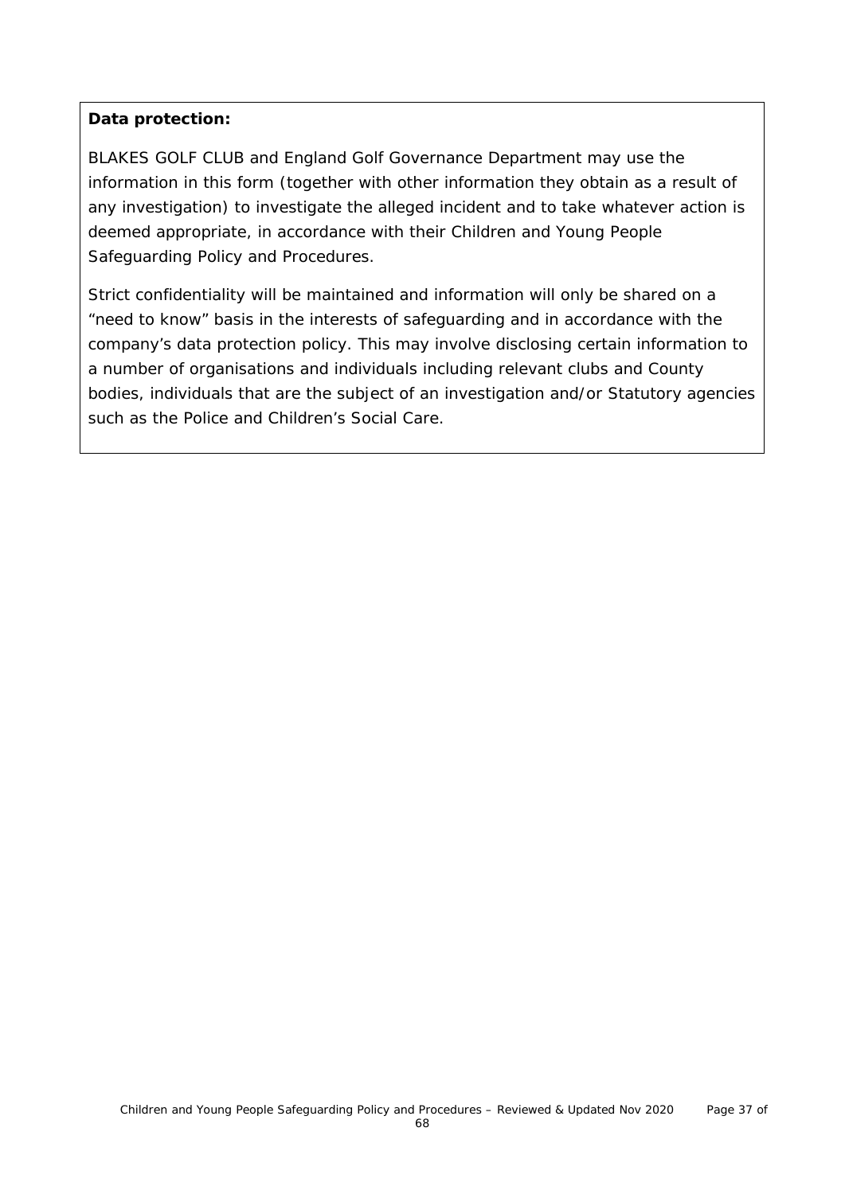**Data protection:**

BLAKES GOLF CLUB and England Golf Governance Department may use the information in this form (together with other information they obtain as a result of any investigation) to investigate the alleged incident and to take whatever action is deemed appropriate, in accordance with their Children and Young People Safeguarding Policy and Procedures.

Strict confidentiality will be maintained and information will only be shared on a "need to know" basis in the interests of safeguarding and in accordance with the company's data protection policy. This may involve disclosing certain information to a number of organisations and individuals including relevant clubs and County bodies, individuals that are the subject of an investigation and/or Statutory agencies such as the Police and Children's Social Care.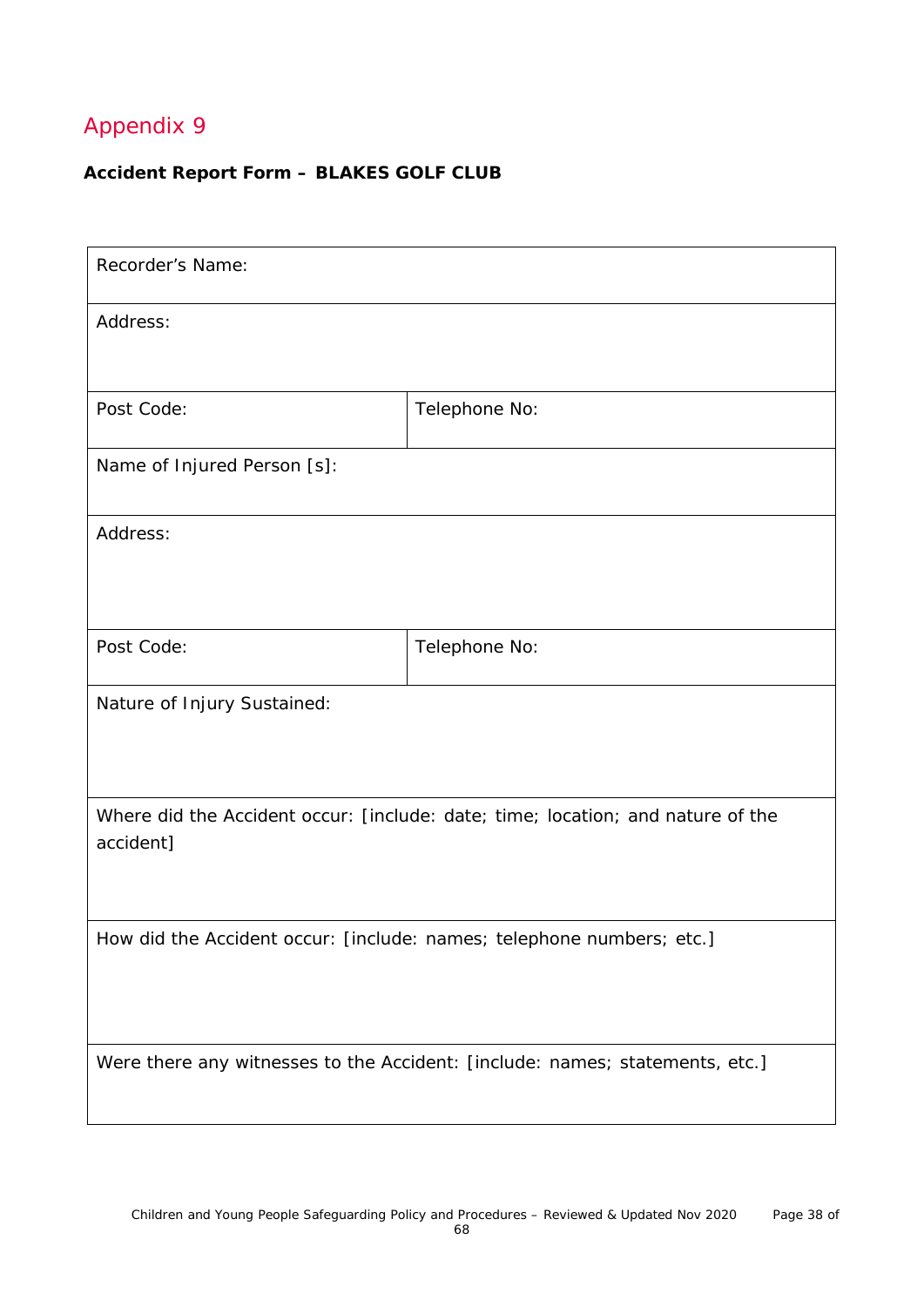# Appendix 9

**Accident Report Form – BLAKES GOLF CLUB**

| Recorder's Name: | |
|---|---|
| Address: | |
| Post Code: | Telephone No: |
| Name of Injured Person [s]: | |
| Address: | |
| Post Code: | Telephone No: |
| Nature of Injury Sustained: | |
| Where did the Accident occur: [include: date; time; location; and nature of the accident] | |
| How did the Accident occur: [include: names; telephone numbers; etc.] | |
| Were there any witnesses to the Accident: [include: names; statements, etc.] | |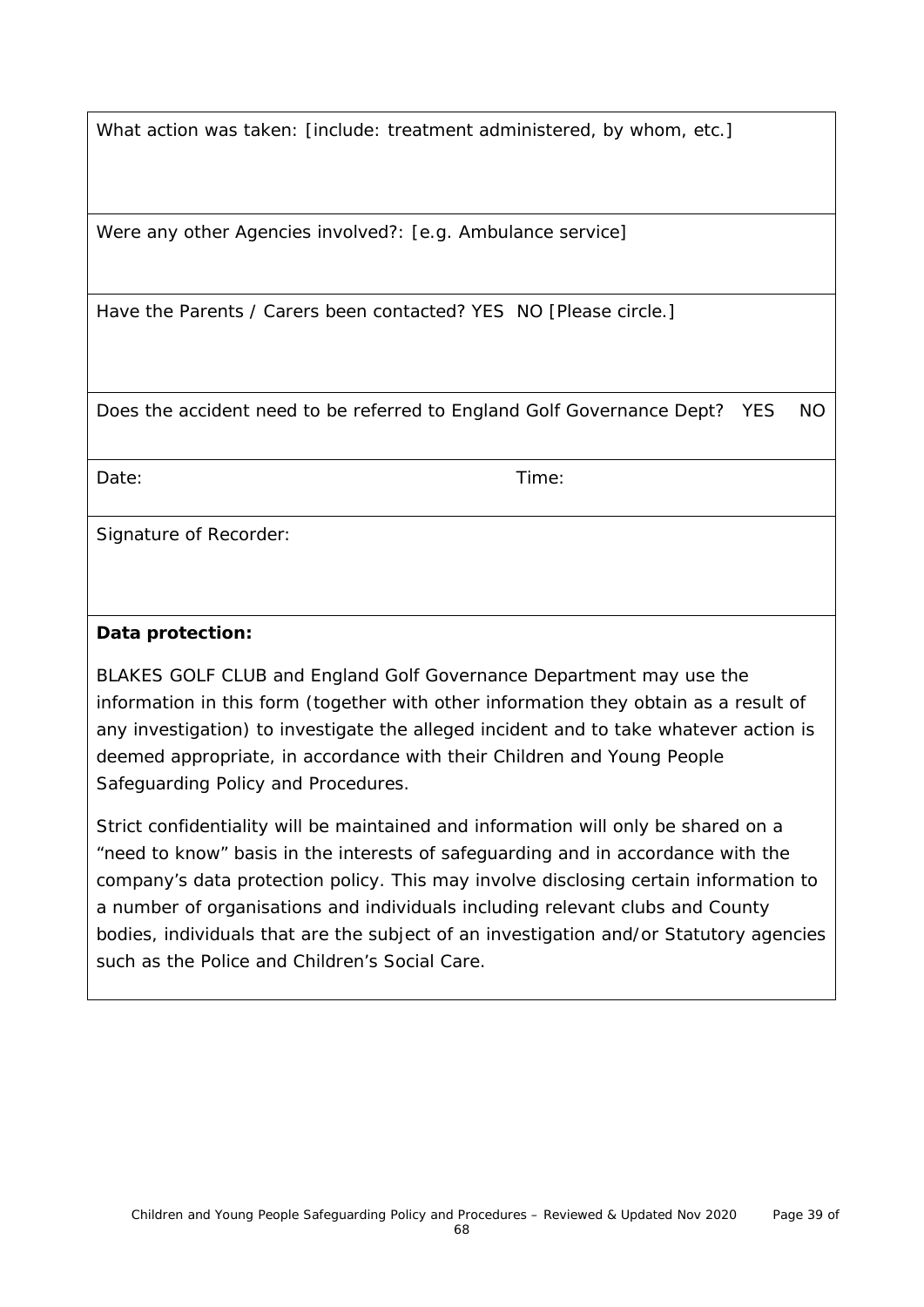What action was taken: [include: treatment administered, by whom, etc.]

Were any other Agencies involved?: [e.g. Ambulance service]

Have the Parents / Carers been contacted? YES NO [Please circle.]

Does the accident need to be referred to England Golf Governance Dept? YES NO

Date: Time:

Signature of Recorder:

**Data protection:**

BLAKES GOLF CLUB and England Golf Governance Department may use the information in this form (together with other information they obtain as a result of any investigation) to investigate the alleged incident and to take whatever action is deemed appropriate, in accordance with their Children and Young People Safeguarding Policy and Procedures.

Strict confidentiality will be maintained and information will only be shared on a "need to know" basis in the interests of safeguarding and in accordance with the company's data protection policy. This may involve disclosing certain information to a number of organisations and individuals including relevant clubs and County bodies, individuals that are the subject of an investigation and/or Statutory agencies such as the Police and Children's Social Care.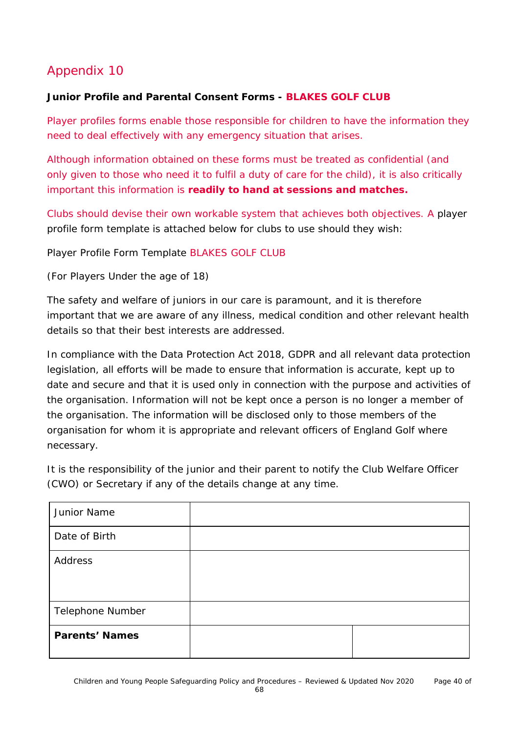# Appendix 10

**Junior Profile and Parental Consent Forms - BLAKES GOLF CLUB**

Player profiles forms enable those responsible for children to have the information they need to deal effectively with any emergency situation that arises.

Although information obtained on these forms must be treated as confidential (and only given to those who need it to fulfil a duty of care for the child), it is also critically important this information is **readily to hand at sessions and matches.**

Clubs should devise their own workable system that achieves both objectives. A player profile form template is attached below for clubs to use should they wish:

Player Profile Form Template BLAKES GOLF CLUB

(For Players Under the age of 18)

The safety and welfare of juniors in our care is paramount, and it is therefore important that we are aware of any illness, medical condition and other relevant health details so that their best interests are addressed.

In compliance with the Data Protection Act 2018, GDPR and all relevant data protection legislation, all efforts will be made to ensure that information is accurate, kept up to date and secure and that it is used only in connection with the purpose and activities of the organisation. Information will not be kept once a person is no longer a member of the organisation. The information will be disclosed only to those members of the organisation for whom it is appropriate and relevant officers of England Golf where necessary.

It is the responsibility of the junior and their parent to notify the Club Welfare Officer (CWO) or Secretary if any of the details change at any time.

| Junior Name | | |
|---|---|---|
| Date of Birth | | |
| Address | | |
| Telephone Number | | |
| **Parents' Names** | | |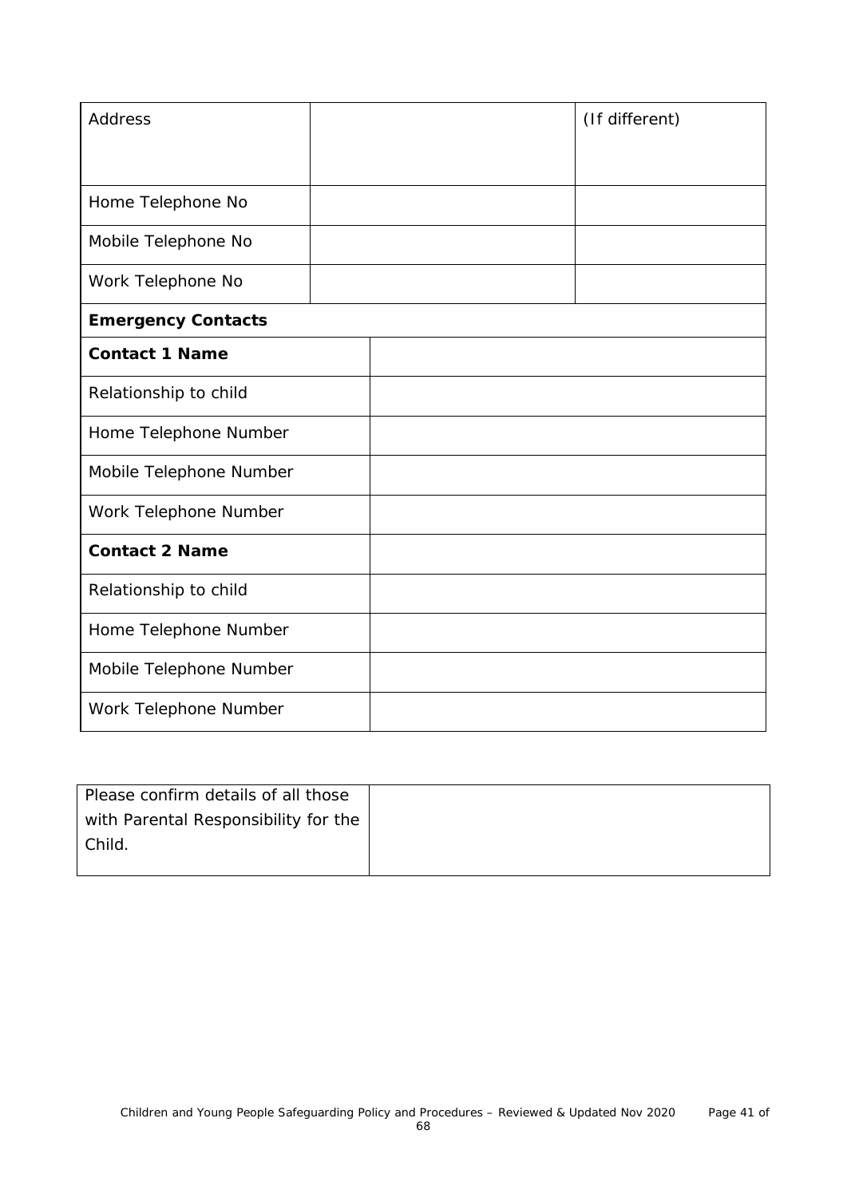| Address | | (If different) |
|---|---|---|
| Home Telephone No | | |
| Mobile Telephone No | | |
| Work Telephone No | | |

| **Emergency Contacts** | |
|---|---|
| **Contact 1 Name** | |
| Relationship to child | |
| Home Telephone Number | |
| Mobile Telephone Number | |
| Work Telephone Number | |
| **Contact 2 Name** | |
| Relationship to child | |
| Home Telephone Number | |
| Mobile Telephone Number | |
| Work Telephone Number | |

| Please confirm details of all those with Parental Responsibility for the Child. | |
|---|---|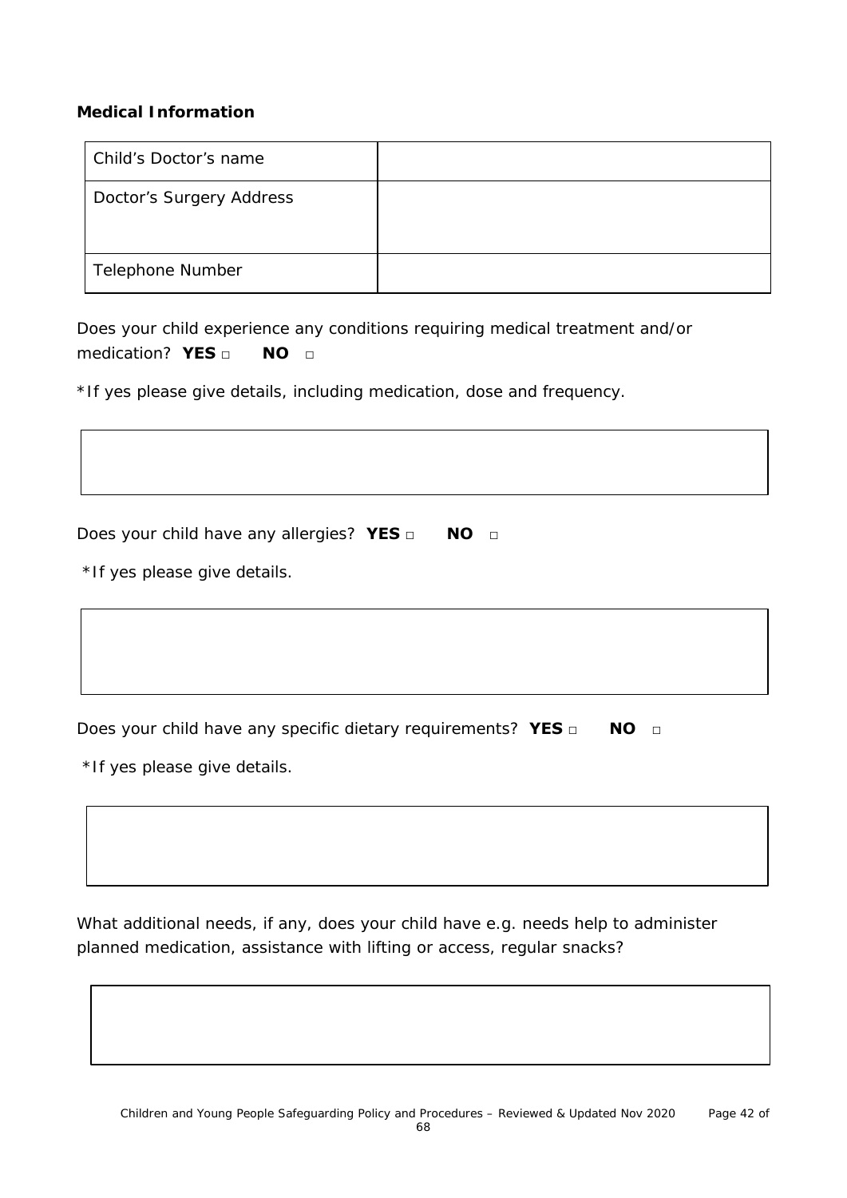**Medical Information**

| Child's Doctor's name | |
|---|---|
| Doctor's Surgery Address | |
| Telephone Number | |

Does your child experience any conditions requiring medical treatment and/or medication? **YES** □ **NO** □

*If yes please give details, including medication, dose and frequency.

| |
|---|
| |

Does your child have any allergies? **YES** □ **NO** □

*If yes please give details.

| |
|---|
| |

Does your child have any specific dietary requirements? **YES** □ **NO** □

*If yes please give details.

| |
|---|
| |

What additional needs, if any, does your child have e.g. needs help to administer planned medication, assistance with lifting or access, regular snacks?

| |
|---|
| |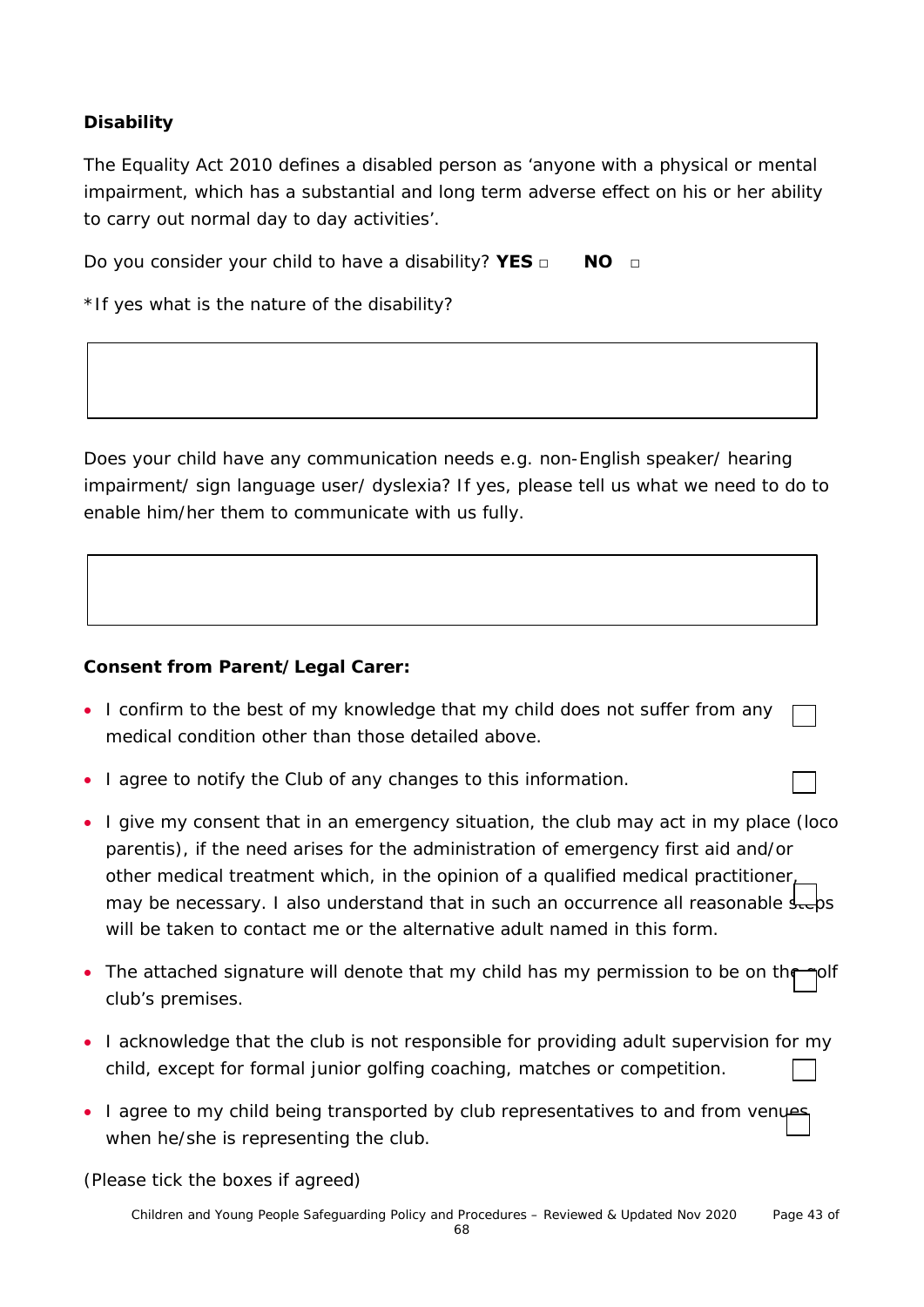**Disability**

The Equality Act 2010 defines a disabled person as 'anyone with a physical or mental impairment, which has a substantial and long term adverse effect on his or her ability to carry out normal day to day activities'.

Do you consider your child to have a disability? **YES** ☐ **NO** ☐

*If yes what is the nature of the disability?

| |
|---|
| |

Does your child have any communication needs e.g. non-English speaker/ hearing impairment/ sign language user/ dyslexia? If yes, please tell us what we need to do to enable him/her them to communicate with us fully.

| |
|---|
| |

**Consent from Parent/Legal Carer:**

- I confirm to the best of my knowledge that my child does not suffer from any medical condition other than those detailed above. ☐
- I agree to notify the Club of any changes to this information. ☐
- I give my consent that in an emergency situation, the club may act in my place (loco parentis), if the need arises for the administration of emergency first aid and/or other medical treatment which, in the opinion of a qualified medical practitioner, may be necessary. I also understand that in such an occurrence all reasonable steps will be taken to contact me or the alternative adult named in this form. ☐
- The attached signature will denote that my child has my permission to be on the golf club's premises. ☐
- I acknowledge that the club is not responsible for providing adult supervision for my child, except for formal junior golfing coaching, matches or competition. ☐
- I agree to my child being transported by club representatives to and from venues when he/she is representing the club. ☐

(Please tick the boxes if agreed)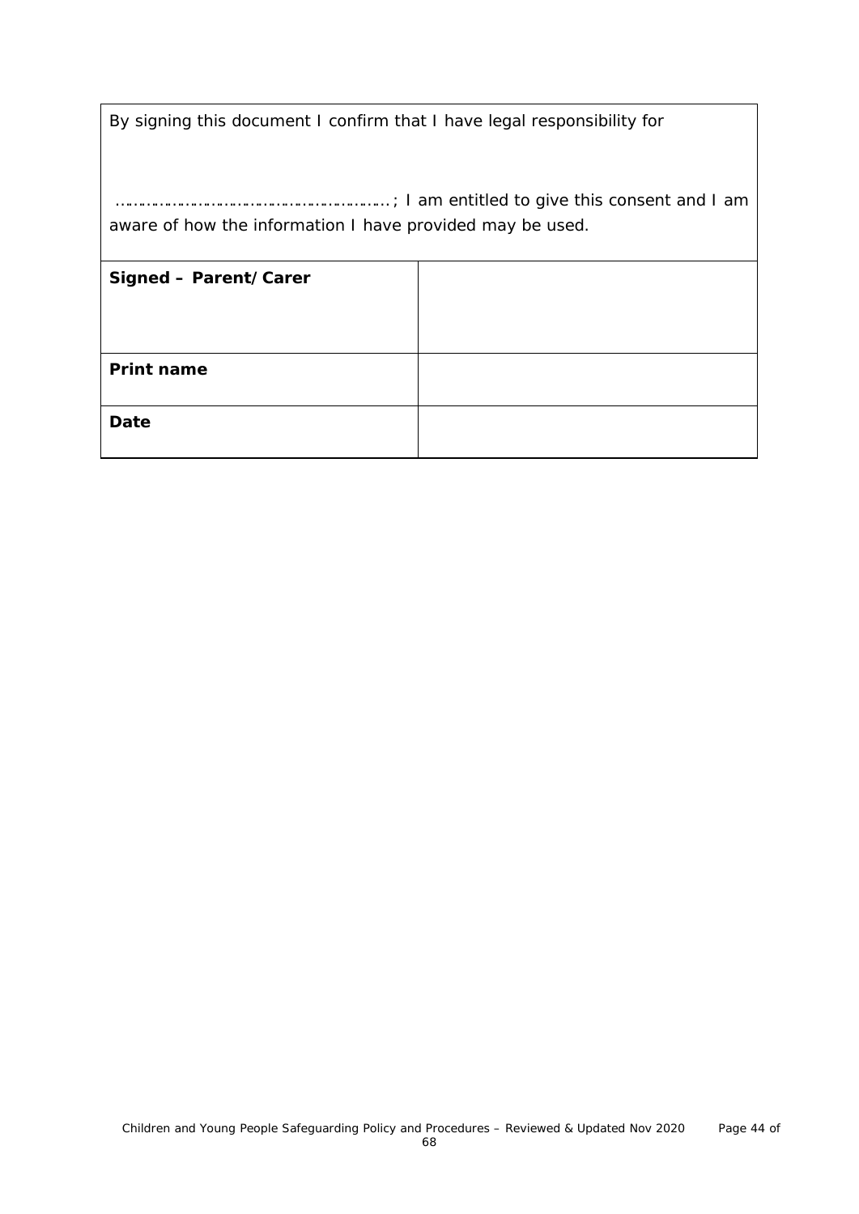By signing this document I confirm that I have legal responsibility for

…………………………………………………; I am entitled to give this consent and I am aware of how the information I have provided may be used.

| **Signed – Parent/Carer** | |
|---|---|
| **Print name** | |
| **Date** | |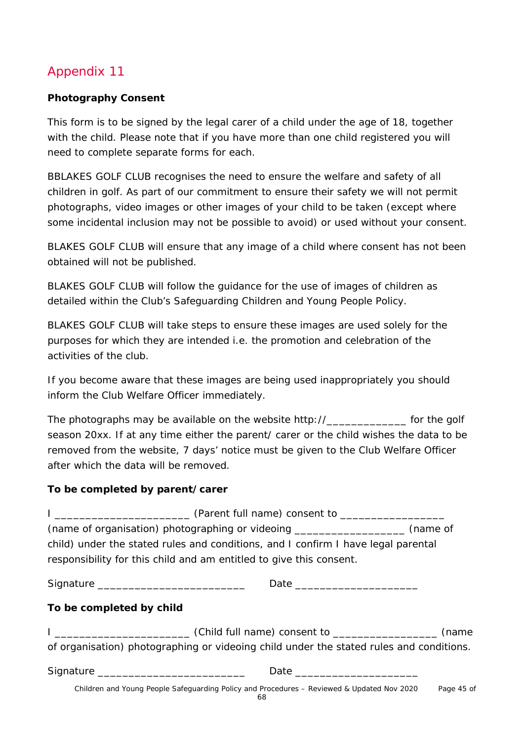## Appendix 11

**Photography Consent**

This form is to be signed by the legal carer of a child under the age of 18, together with the child. Please note that if you have more than one child registered you will need to complete separate forms for each.

BBLAKES GOLF CLUB recognises the need to ensure the welfare and safety of all children in golf. As part of our commitment to ensure their safety we will not permit photographs, video images or other images of your child to be taken (except where some incidental inclusion may not be possible to avoid) or used without your consent.

BLAKES GOLF CLUB will ensure that any image of a child where consent has not been obtained will not be published.

BLAKES GOLF CLUB will follow the guidance for the use of images of children as detailed within the Club's Safeguarding Children and Young People Policy.

BLAKES GOLF CLUB will take steps to ensure these images are used solely for the purposes for which they are intended i.e. the promotion and celebration of the activities of the club.

If you become aware that these images are being used inappropriately you should inform the Club Welfare Officer immediately.

The photographs may be available on the website http://_____________ for the golf season 20xx. If at any time either the parent/ carer or the child wishes the data to be removed from the website, 7 days' notice must be given to the Club Welfare Officer after which the data will be removed.

**To be completed by parent/carer**

I ______________________ (Parent full name) consent to _________________ (name of organisation) photographing or videoing __________________ (name of child) under the stated rules and conditions, and I confirm I have legal parental responsibility for this child and am entitled to give this consent.

Signature ________________________ Date ____________________

**To be completed by child**

I ______________________ (Child full name) consent to _________________ (name of organisation) photographing or videoing child under the stated rules and conditions.

Signature ________________________ Date ____________________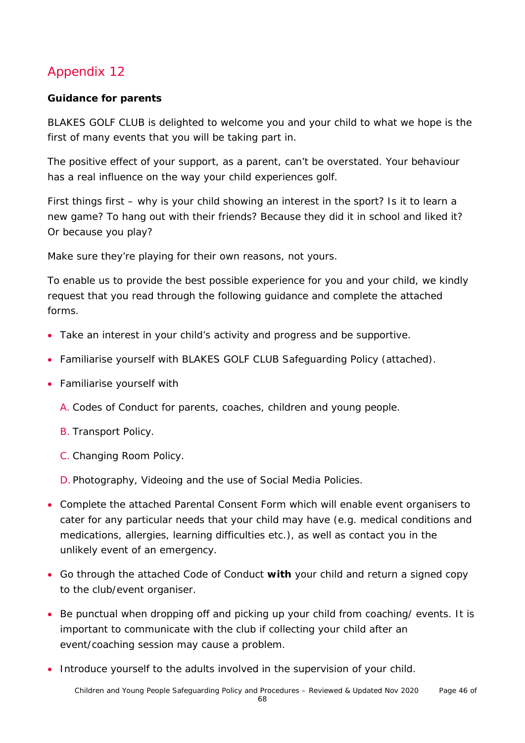# Appendix 12

**Guidance for parents**

BLAKES GOLF CLUB is delighted to welcome you and your child to what we hope is the first of many events that you will be taking part in.

The positive effect of your support, as a parent, can't be overstated. Your behaviour has a real influence on the way your child experiences golf.

First things first – why is your child showing an interest in the sport? Is it to learn a new game? To hang out with their friends? Because they did it in school and liked it? Or because you play?

Make sure they're playing for their own reasons, not yours.

To enable us to provide the best possible experience for you and your child, we kindly request that you read through the following guidance and complete the attached forms.

- Take an interest in your child's activity and progress and be supportive.
- Familiarise yourself with BLAKES GOLF CLUB Safeguarding Policy (attached).
- Familiarise yourself with
  A. Codes of Conduct for parents, coaches, children and young people.
  B. Transport Policy.
  C. Changing Room Policy.
  D. Photography, Videoing and the use of Social Media Policies.
- Complete the attached Parental Consent Form which will enable event organisers to cater for any particular needs that your child may have (e.g. medical conditions and medications, allergies, learning difficulties etc.), as well as contact you in the unlikely event of an emergency.
- Go through the attached Code of Conduct **with** your child and return a signed copy to the club/event organiser.
- Be punctual when dropping off and picking up your child from coaching/ events. It is important to communicate with the club if collecting your child after an event/coaching session may cause a problem.
- Introduce yourself to the adults involved in the supervision of your child.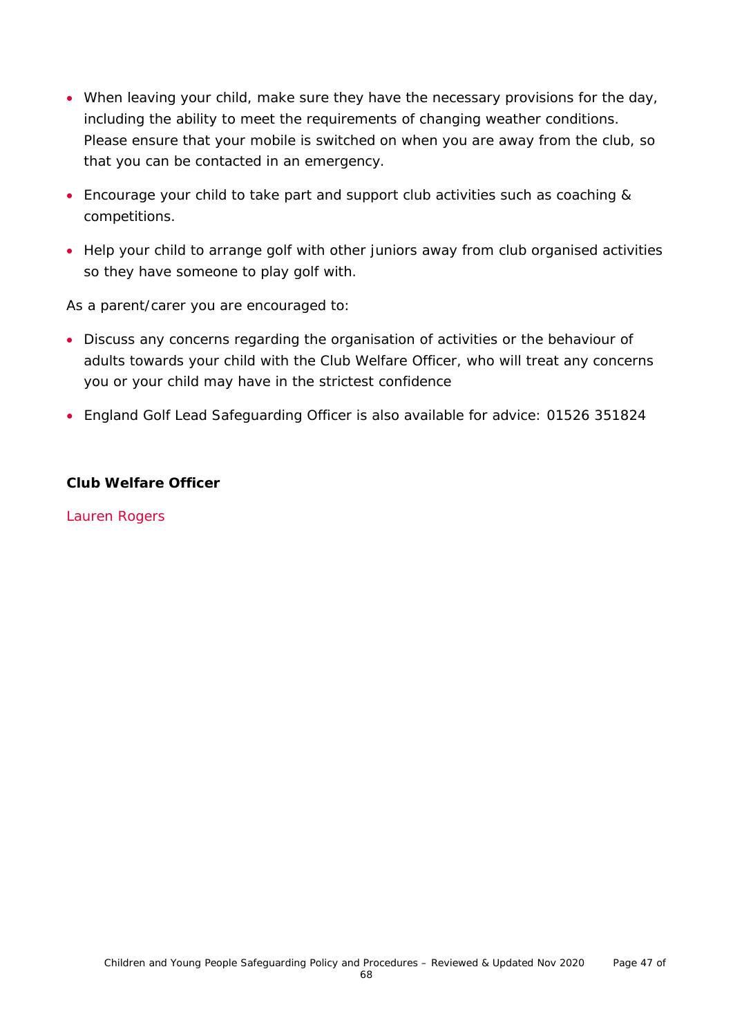- When leaving your child, make sure they have the necessary provisions for the day, including the ability to meet the requirements of changing weather conditions. Please ensure that your mobile is switched on when you are away from the club, so that you can be contacted in an emergency.
- Encourage your child to take part and support club activities such as coaching & competitions.
- Help your child to arrange golf with other juniors away from club organised activities so they have someone to play golf with.

As a parent/carer you are encouraged to:

- Discuss any concerns regarding the organisation of activities or the behaviour of adults towards your child with the Club Welfare Officer, who will treat any concerns you or your child may have in the strictest confidence
- England Golf Lead Safeguarding Officer is also available for advice: 01526 351824

**Club Welfare Officer**

Lauren Rogers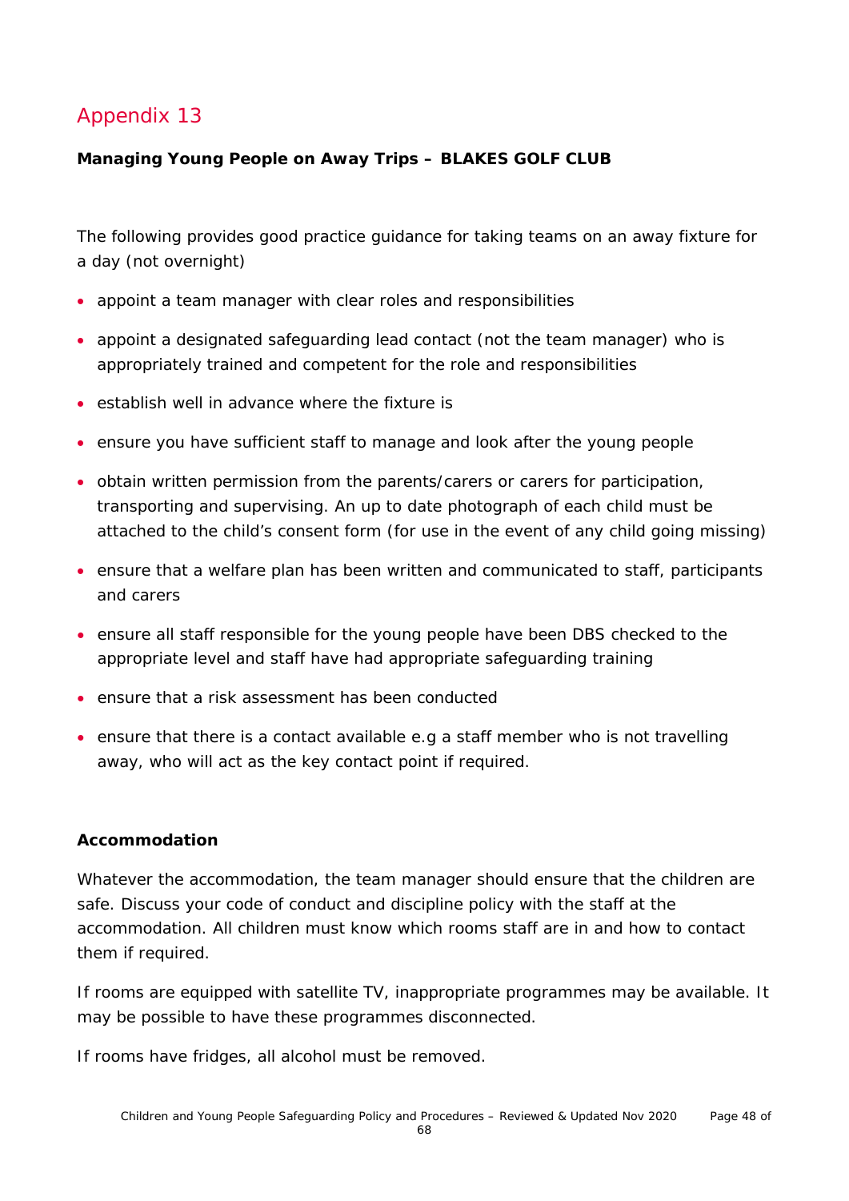# Appendix 13

**Managing Young People on Away Trips – BLAKES GOLF CLUB**

The following provides good practice guidance for taking teams on an away fixture for a day (not overnight)

- appoint a team manager with clear roles and responsibilities
- appoint a designated safeguarding lead contact (not the team manager) who is appropriately trained and competent for the role and responsibilities
- establish well in advance where the fixture is
- ensure you have sufficient staff to manage and look after the young people
- obtain written permission from the parents/carers or carers for participation, transporting and supervising. An up to date photograph of each child must be attached to the child's consent form (for use in the event of any child going missing)
- ensure that a welfare plan has been written and communicated to staff, participants and carers
- ensure all staff responsible for the young people have been DBS checked to the appropriate level and staff have had appropriate safeguarding training
- ensure that a risk assessment has been conducted
- ensure that there is a contact available e.g a staff member who is not travelling away, who will act as the key contact point if required.

**Accommodation**

Whatever the accommodation, the team manager should ensure that the children are safe. Discuss your code of conduct and discipline policy with the staff at the accommodation. All children must know which rooms staff are in and how to contact them if required.

If rooms are equipped with satellite TV, inappropriate programmes may be available. It may be possible to have these programmes disconnected.

If rooms have fridges, all alcohol must be removed.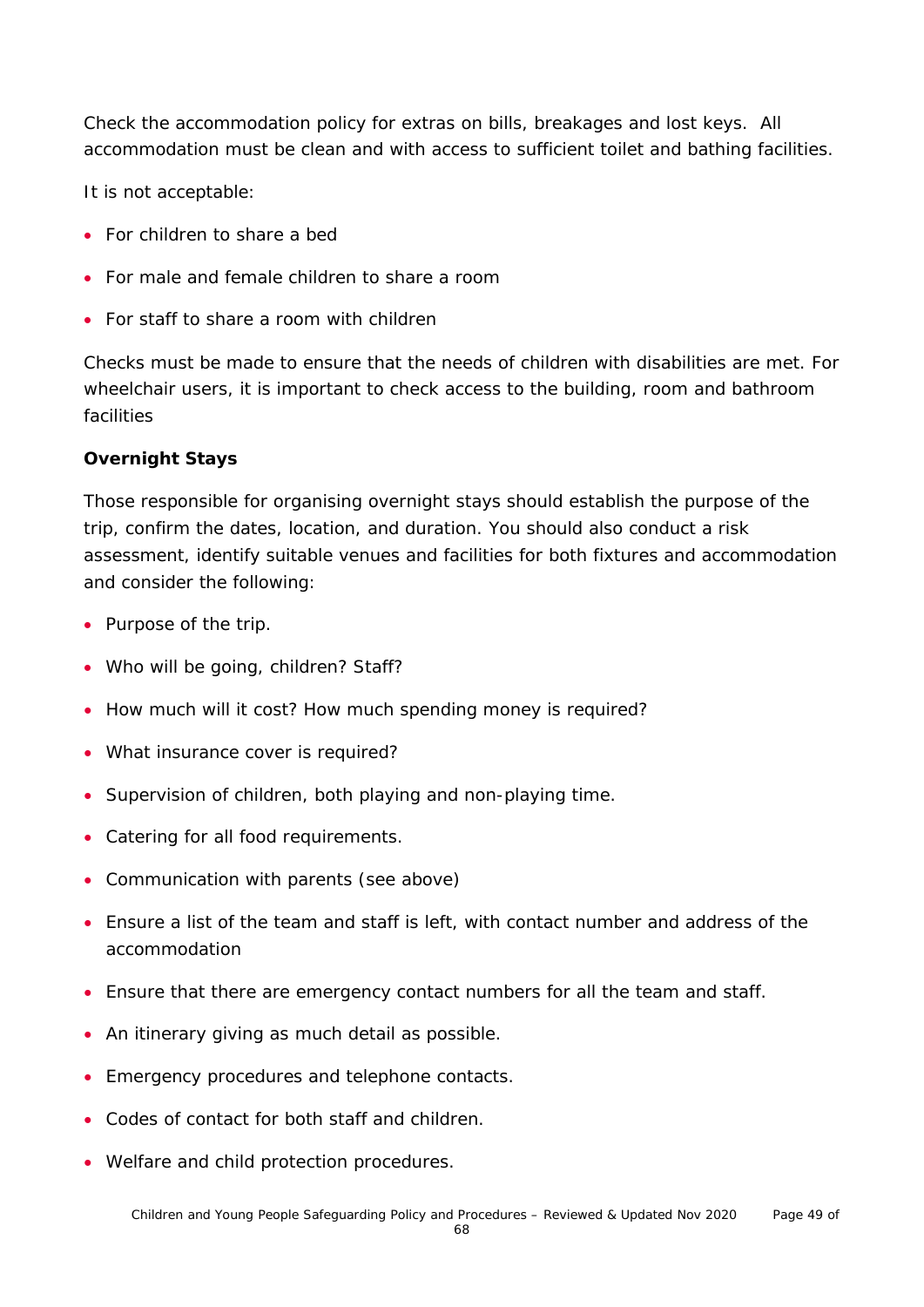Check the accommodation policy for extras on bills, breakages and lost keys.  All accommodation must be clean and with access to sufficient toilet and bathing facilities.

It is not acceptable:

- For children to share a bed
- For male and female children to share a room
- For staff to share a room with children

Checks must be made to ensure that the needs of children with disabilities are met. For wheelchair users, it is important to check access to the building, room and bathroom facilities

**Overnight Stays**

Those responsible for organising overnight stays should establish the purpose of the trip, confirm the dates, location, and duration. You should also conduct a risk assessment, identify suitable venues and facilities for both fixtures and accommodation and consider the following:

- Purpose of the trip.
- Who will be going, children? Staff?
- How much will it cost? How much spending money is required?
- What insurance cover is required?
- Supervision of children, both playing and non-playing time.
- Catering for all food requirements.
- Communication with parents (see above)
- Ensure a list of the team and staff is left, with contact number and address of the accommodation
- Ensure that there are emergency contact numbers for all the team and staff.
- An itinerary giving as much detail as possible.
- Emergency procedures and telephone contacts.
- Codes of contact for both staff and children.
- Welfare and child protection procedures.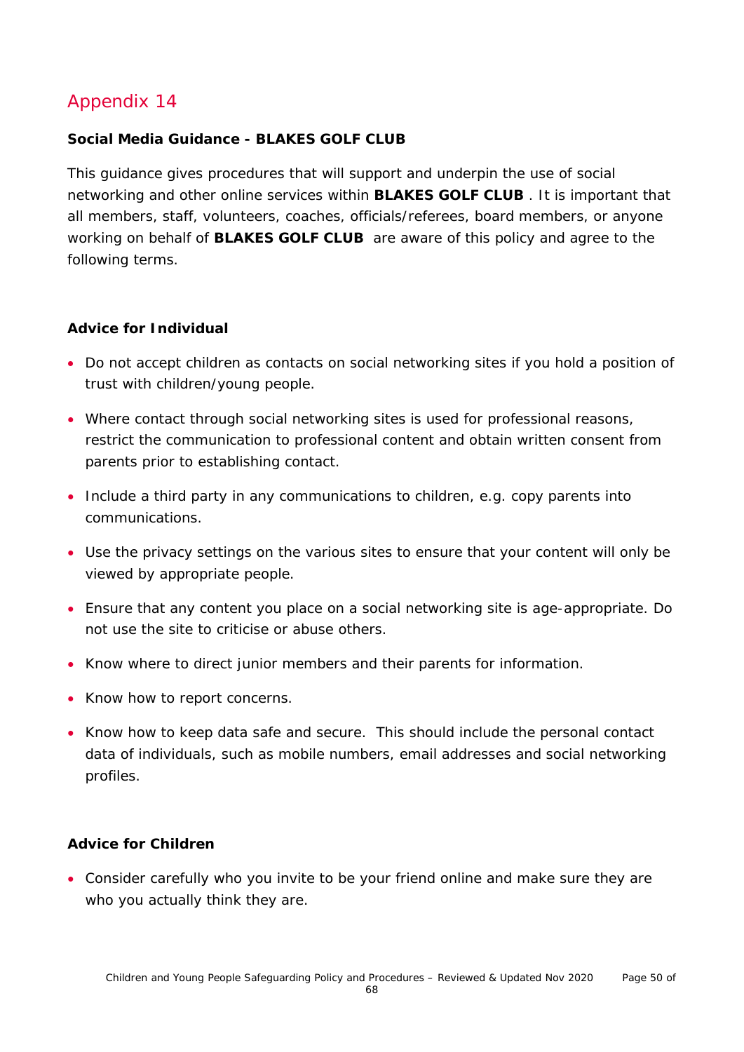# Appendix 14

**Social Media Guidance - BLAKES GOLF CLUB**

This guidance gives procedures that will support and underpin the use of social networking and other online services within **BLAKES GOLF CLUB** . It is important that all members, staff, volunteers, coaches, officials/referees, board members, or anyone working on behalf of **BLAKES GOLF CLUB** are aware of this policy and agree to the following terms.

**Advice for Individual**

- Do not accept children as contacts on social networking sites if you hold a position of trust with children/young people.
- Where contact through social networking sites is used for professional reasons, restrict the communication to professional content and obtain written consent from parents prior to establishing contact.
- Include a third party in any communications to children, e.g. copy parents into communications.
- Use the privacy settings on the various sites to ensure that your content will only be viewed by appropriate people.
- Ensure that any content you place on a social networking site is age-appropriate. Do not use the site to criticise or abuse others.
- Know where to direct junior members and their parents for information.
- Know how to report concerns.
- Know how to keep data safe and secure. This should include the personal contact data of individuals, such as mobile numbers, email addresses and social networking profiles.

**Advice for Children**

- Consider carefully who you invite to be your friend online and make sure they are who you actually think they are.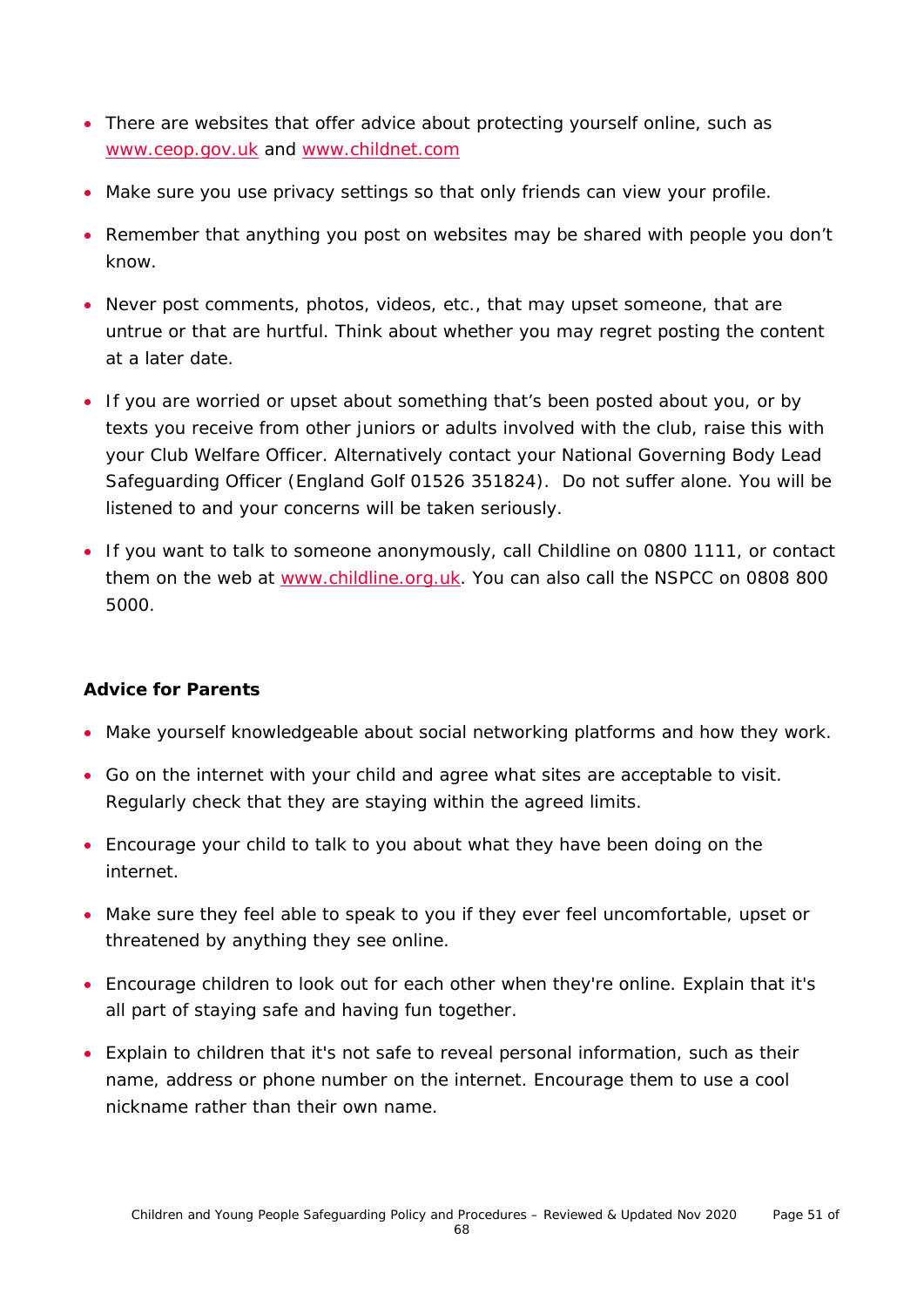- There are websites that offer advice about protecting yourself online, such as [www.ceop.gov.uk](http://www.ceop.gov.uk) and [www.childnet.com](http://www.childnet.com)
- Make sure you use privacy settings so that only friends can view your profile.
- Remember that anything you post on websites may be shared with people you don't know.
- Never post comments, photos, videos, etc., that may upset someone, that are untrue or that are hurtful. Think about whether you may regret posting the content at a later date.
- If you are worried or upset about something that's been posted about you, or by texts you receive from other juniors or adults involved with the club, raise this with your Club Welfare Officer. Alternatively contact your National Governing Body Lead Safeguarding Officer (England Golf 01526 351824). Do not suffer alone. You will be listened to and your concerns will be taken seriously.
- If you want to talk to someone anonymously, call Childline on 0800 1111, or contact them on the web at [www.childline.org.uk](http://www.childline.org.uk). You can also call the NSPCC on 0808 800 5000.

**Advice for Parents**

- Make yourself knowledgeable about social networking platforms and how they work.
- Go on the internet with your child and agree what sites are acceptable to visit. Regularly check that they are staying within the agreed limits.
- Encourage your child to talk to you about what they have been doing on the internet.
- Make sure they feel able to speak to you if they ever feel uncomfortable, upset or threatened by anything they see online.
- Encourage children to look out for each other when they're online. Explain that it's all part of staying safe and having fun together.
- Explain to children that it's not safe to reveal personal information, such as their name, address or phone number on the internet. Encourage them to use a cool nickname rather than their own name.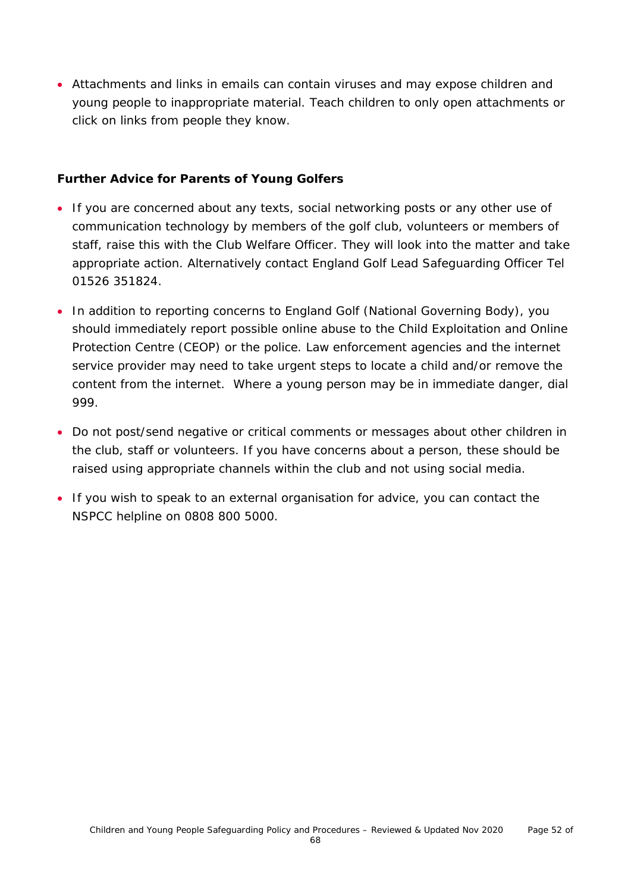- Attachments and links in emails can contain viruses and may expose children and young people to inappropriate material. Teach children to only open attachments or click on links from people they know.

**Further Advice for Parents of Young Golfers**

- If you are concerned about any texts, social networking posts or any other use of communication technology by members of the golf club, volunteers or members of staff, raise this with the Club Welfare Officer. They will look into the matter and take appropriate action. Alternatively contact England Golf Lead Safeguarding Officer Tel 01526 351824.
- In addition to reporting concerns to England Golf (National Governing Body), you should immediately report possible online abuse to the Child Exploitation and Online Protection Centre (CEOP) or the police. Law enforcement agencies and the internet service provider may need to take urgent steps to locate a child and/or remove the content from the internet. Where a young person may be in immediate danger, dial 999.
- Do not post/send negative or critical comments or messages about other children in the club, staff or volunteers. If you have concerns about a person, these should be raised using appropriate channels within the club and not using social media.
- If you wish to speak to an external organisation for advice, you can contact the NSPCC helpline on 0808 800 5000.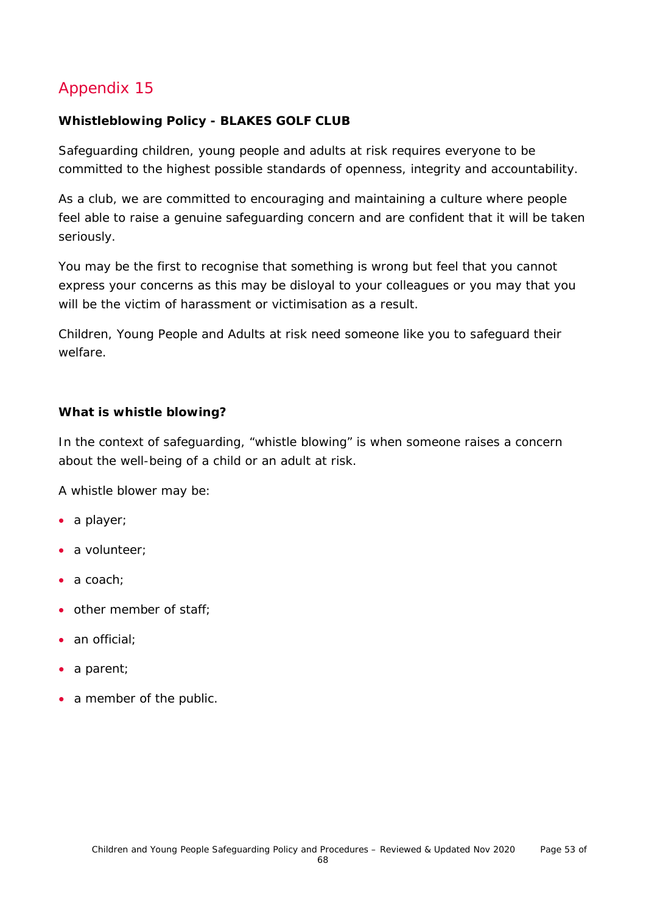# Appendix 15

**Whistleblowing Policy - BLAKES GOLF CLUB**

Safeguarding children, young people and adults at risk requires everyone to be committed to the highest possible standards of openness, integrity and accountability.

As a club, we are committed to encouraging and maintaining a culture where people feel able to raise a genuine safeguarding concern and are confident that it will be taken seriously.

You may be the first to recognise that something is wrong but feel that you cannot express your concerns as this may be disloyal to your colleagues or you may that you will be the victim of harassment or victimisation as a result.

Children, Young People and Adults at risk need someone like you to safeguard their welfare.

**What is whistle blowing?**

In the context of safeguarding, "whistle blowing" is when someone raises a concern about the well-being of a child or an adult at risk.

A whistle blower may be:

- a player;
- a volunteer;
- a coach;
- other member of staff;
- an official;
- a parent;
- a member of the public.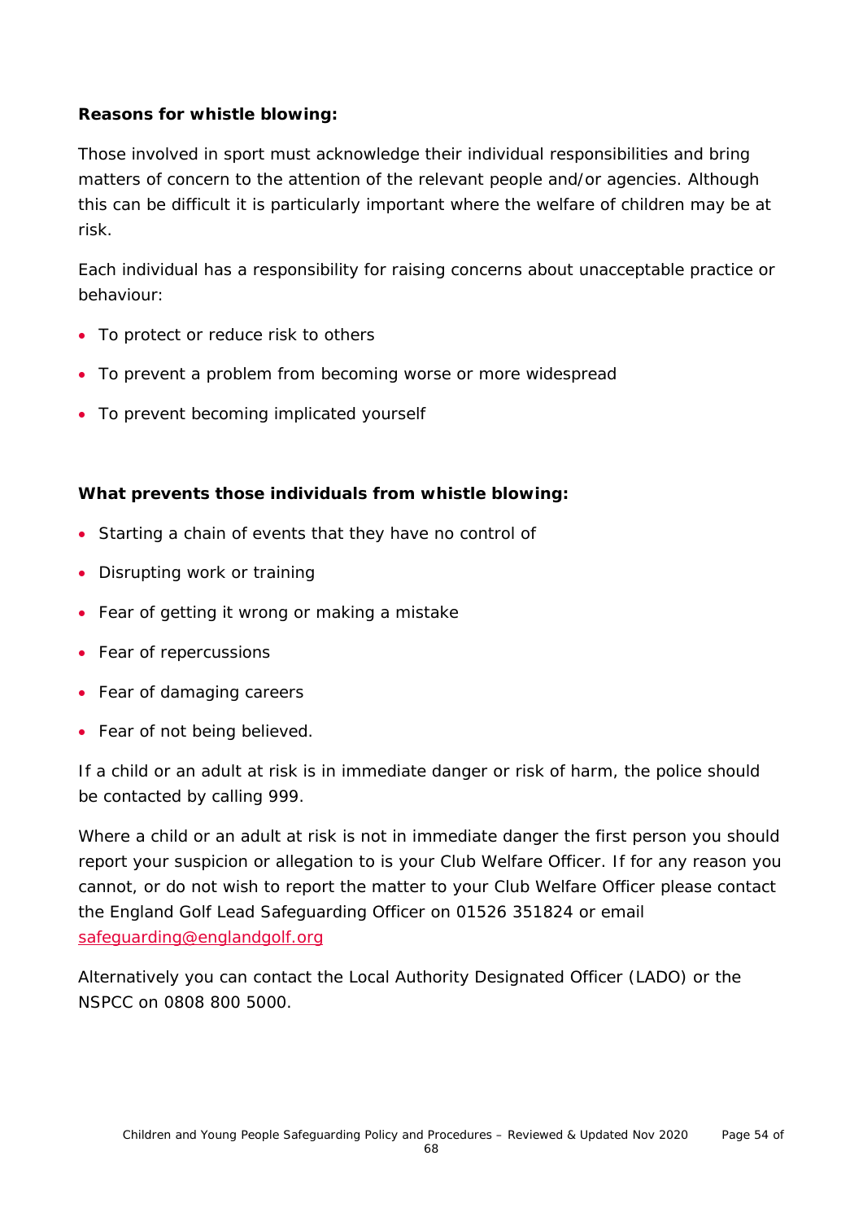**Reasons for whistle blowing:**

Those involved in sport must acknowledge their individual responsibilities and bring matters of concern to the attention of the relevant people and/or agencies. Although this can be difficult it is particularly important where the welfare of children may be at risk.

Each individual has a responsibility for raising concerns about unacceptable practice or behaviour:

- To protect or reduce risk to others
- To prevent a problem from becoming worse or more widespread
- To prevent becoming implicated yourself

**What prevents those individuals from whistle blowing:**

- Starting a chain of events that they have no control of
- Disrupting work or training
- Fear of getting it wrong or making a mistake
- Fear of repercussions
- Fear of damaging careers
- Fear of not being believed.

If a child or an adult at risk is in immediate danger or risk of harm, the police should be contacted by calling 999.

Where a child or an adult at risk is not in immediate danger the first person you should report your suspicion or allegation to is your Club Welfare Officer. If for any reason you cannot, or do not wish to report the matter to your Club Welfare Officer please contact the England Golf Lead Safeguarding Officer on 01526 351824 or email safeguarding@englandgolf.org

Alternatively you can contact the Local Authority Designated Officer (LADO) or the NSPCC on 0808 800 5000.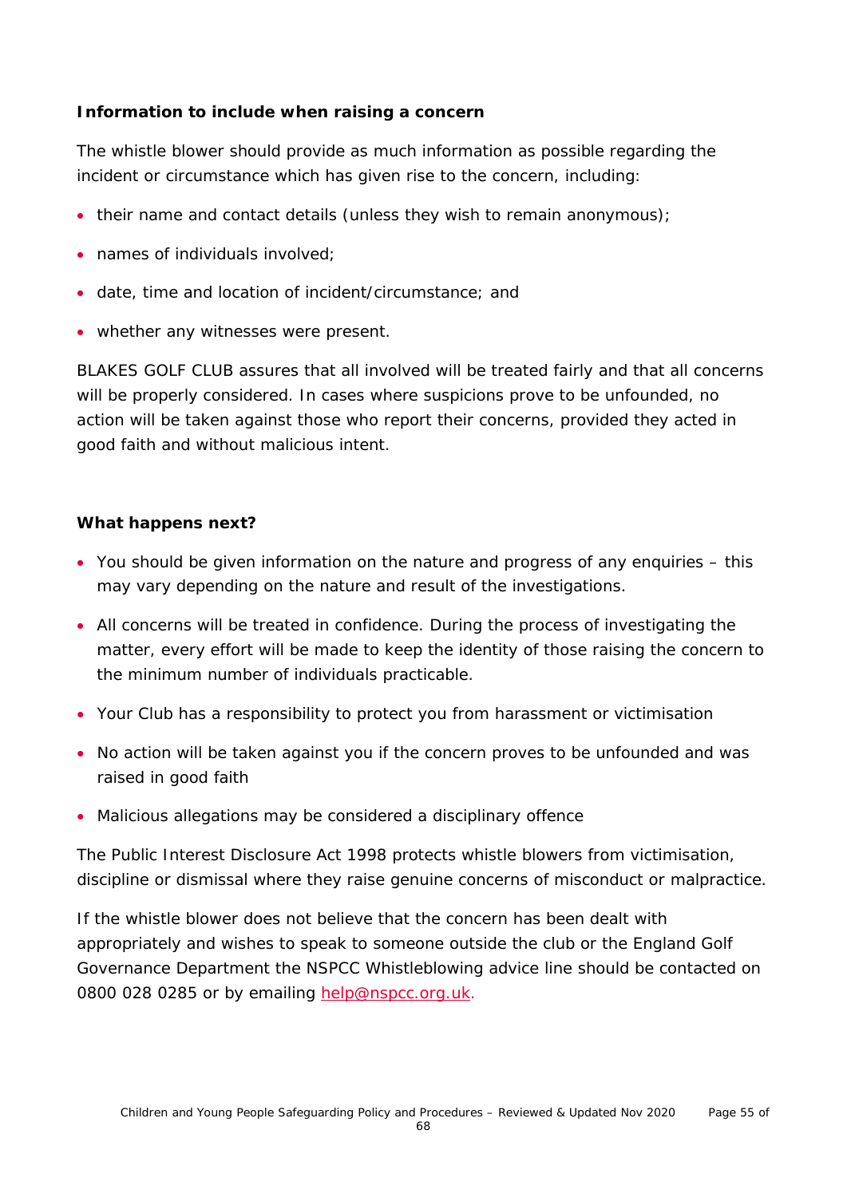**Information to include when raising a concern**

The whistle blower should provide as much information as possible regarding the incident or circumstance which has given rise to the concern, including:

- their name and contact details (unless they wish to remain anonymous);
- names of individuals involved;
- date, time and location of incident/circumstance; and
- whether any witnesses were present.

BLAKES GOLF CLUB assures that all involved will be treated fairly and that all concerns will be properly considered. In cases where suspicions prove to be unfounded, no action will be taken against those who report their concerns, provided they acted in good faith and without malicious intent.

**What happens next?**

- You should be given information on the nature and progress of any enquiries – this may vary depending on the nature and result of the investigations.
- All concerns will be treated in confidence. During the process of investigating the matter, every effort will be made to keep the identity of those raising the concern to the minimum number of individuals practicable.
- Your Club has a responsibility to protect you from harassment or victimisation
- No action will be taken against you if the concern proves to be unfounded and was raised in good faith
- Malicious allegations may be considered a disciplinary offence

The Public Interest Disclosure Act 1998 protects whistle blowers from victimisation, discipline or dismissal where they raise genuine concerns of misconduct or malpractice.

If the whistle blower does not believe that the concern has been dealt with appropriately and wishes to speak to someone outside the club or the England Golf Governance Department the NSPCC Whistleblowing advice line should be contacted on 0800 028 0285 or by emailing help@nspcc.org.uk.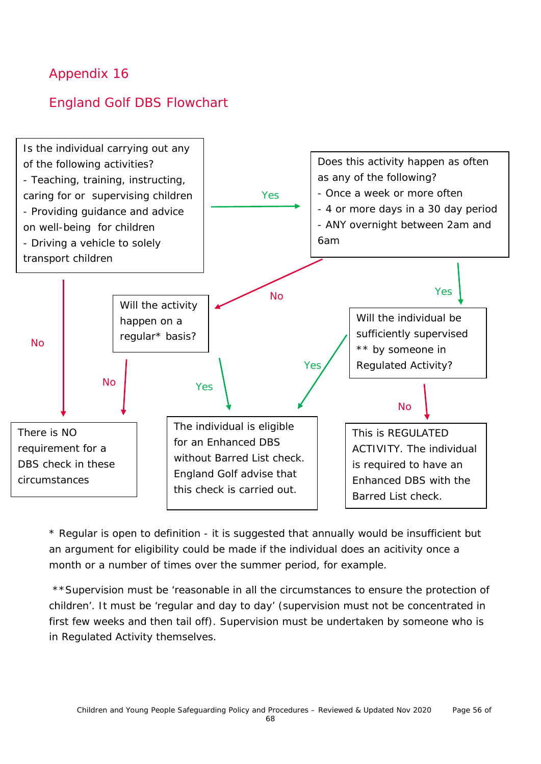## Appendix 16

## England Golf DBS Flowchart

**Is the individual carrying out any of the following activities?**
- Teaching, training, instructing, caring for or supervising children
- Providing guidance and advice on well-being for children
- Driving a vehicle to solely transport children

→ **Yes:** Does this activity happen as often as any of the following?
- Once a week or more often
- 4 or more days in a 30 day period
- ANY overnight between 2am and 6am

→ **No:** There is NO requirement for a DBS check in these circumstances

**Does this activity happen as often as any of the following?**

→ **Yes:** Will the individual be sufficiently supervised ** by someone in Regulated Activity?

→ **No:** Will the activity happen on a regular* basis?

**Will the activity happen on a regular* basis?**

→ **Yes:** The individual is eligible for an Enhanced DBS without Barred List check. England Golf advise that this check is carried out.

→ **No:** There is NO requirement for a DBS check in these circumstances

**Will the individual be sufficiently supervised ** by someone in Regulated Activity?**

→ **Yes:** The individual is eligible for an Enhanced DBS without Barred List check. England Golf advise that this check is carried out.

→ **No:** This is REGULATED ACTIVITY. The individual is required to have an Enhanced DBS with the Barred List check.

* Regular is open to definition - it is suggested that annually would be insufficient but an argument for eligibility could be made if the individual does an acitivity once a month or a number of times over the summer period, for example.

**Supervision must be 'reasonable in all the circumstances to ensure the protection of children'. It must be 'regular and day to day' (supervision must not be concentrated in first few weeks and then tail off). Supervision must be undertaken by someone who is in Regulated Activity themselves.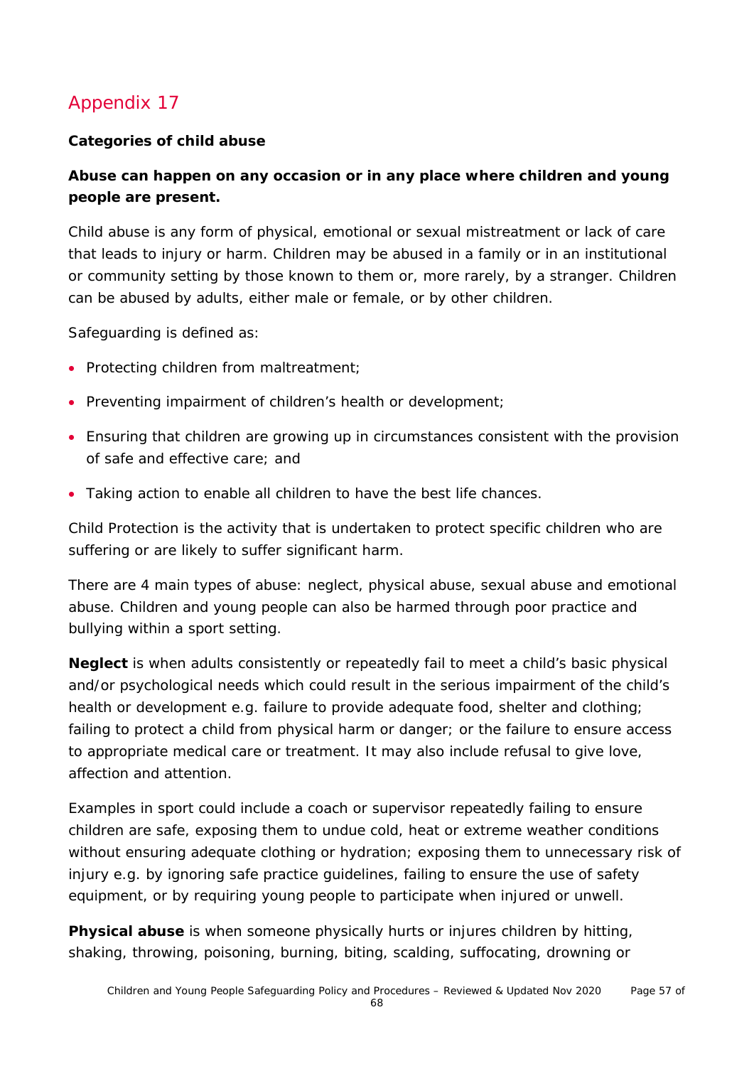# Appendix 17

**Categories of child abuse**

**Abuse can happen on any occasion or in any place where children and young people are present.**

Child abuse is any form of physical, emotional or sexual mistreatment or lack of care that leads to injury or harm. Children may be abused in a family or in an institutional or community setting by those known to them or, more rarely, by a stranger. Children can be abused by adults, either male or female, or by other children.

Safeguarding is defined as:

- Protecting children from maltreatment;
- Preventing impairment of children's health or development;
- Ensuring that children are growing up in circumstances consistent with the provision of safe and effective care; and
- Taking action to enable all children to have the best life chances.

Child Protection is the activity that is undertaken to protect specific children who are suffering or are likely to suffer significant harm.

There are 4 main types of abuse: neglect, physical abuse, sexual abuse and emotional abuse. Children and young people can also be harmed through poor practice and bullying within a sport setting.

**Neglect** is when adults consistently or repeatedly fail to meet a child's basic physical and/or psychological needs which could result in the serious impairment of the child's health or development e.g. failure to provide adequate food, shelter and clothing; failing to protect a child from physical harm or danger; or the failure to ensure access to appropriate medical care or treatment. It may also include refusal to give love, affection and attention.

Examples in sport could include a coach or supervisor repeatedly failing to ensure children are safe, exposing them to undue cold, heat or extreme weather conditions without ensuring adequate clothing or hydration; exposing them to unnecessary risk of injury e.g. by ignoring safe practice guidelines, failing to ensure the use of safety equipment, or by requiring young people to participate when injured or unwell.

**Physical abuse** is when someone physically hurts or injures children by hitting, shaking, throwing, poisoning, burning, biting, scalding, suffocating, drowning or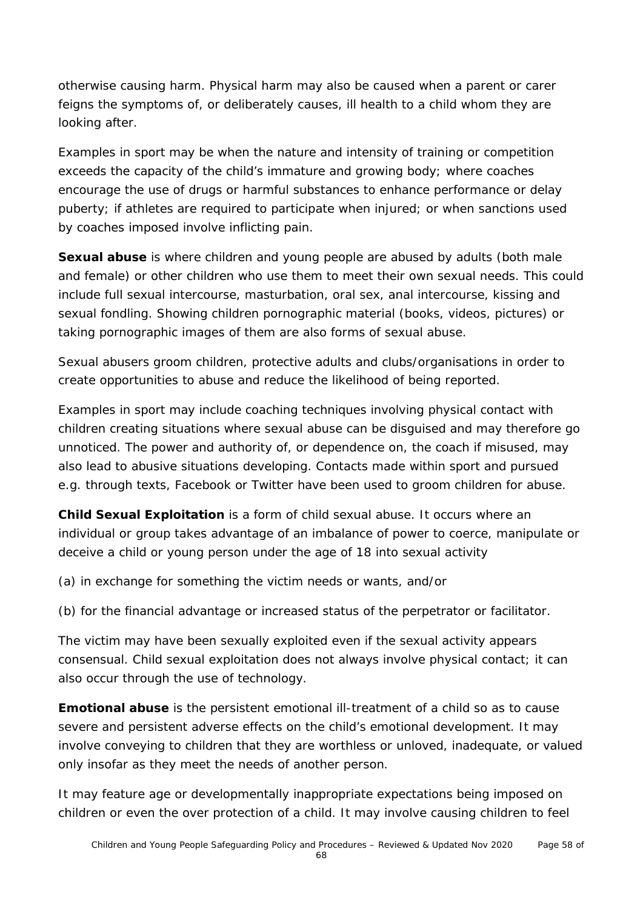otherwise causing harm. Physical harm may also be caused when a parent or carer feigns the symptoms of, or deliberately causes, ill health to a child whom they are looking after.

Examples in sport may be when the nature and intensity of training or competition exceeds the capacity of the child's immature and growing body; where coaches encourage the use of drugs or harmful substances to enhance performance or delay puberty; if athletes are required to participate when injured; or when sanctions used by coaches imposed involve inflicting pain.

**Sexual abuse** is where children and young people are abused by adults (both male and female) or other children who use them to meet their own sexual needs. This could include full sexual intercourse, masturbation, oral sex, anal intercourse, kissing and sexual fondling. Showing children pornographic material (books, videos, pictures) or taking pornographic images of them are also forms of sexual abuse.

Sexual abusers groom children, protective adults and clubs/organisations in order to create opportunities to abuse and reduce the likelihood of being reported.

Examples in sport may include coaching techniques involving physical contact with children creating situations where sexual abuse can be disguised and may therefore go unnoticed. The power and authority of, or dependence on, the coach if misused, may also lead to abusive situations developing. Contacts made within sport and pursued e.g. through texts, Facebook or Twitter have been used to groom children for abuse.

**Child Sexual Exploitation** is a form of child sexual abuse. It occurs where an individual or group takes advantage of an imbalance of power to coerce, manipulate or deceive a child or young person under the age of 18 into sexual activity

(a) in exchange for something the victim needs or wants, and/or

(b) for the financial advantage or increased status of the perpetrator or facilitator.

The victim may have been sexually exploited even if the sexual activity appears consensual. Child sexual exploitation does not always involve physical contact; it can also occur through the use of technology.

**Emotional abuse** is the persistent emotional ill-treatment of a child so as to cause severe and persistent adverse effects on the child's emotional development. It may involve conveying to children that they are worthless or unloved, inadequate, or valued only insofar as they meet the needs of another person.

It may feature age or developmentally inappropriate expectations being imposed on children or even the over protection of a child. It may involve causing children to feel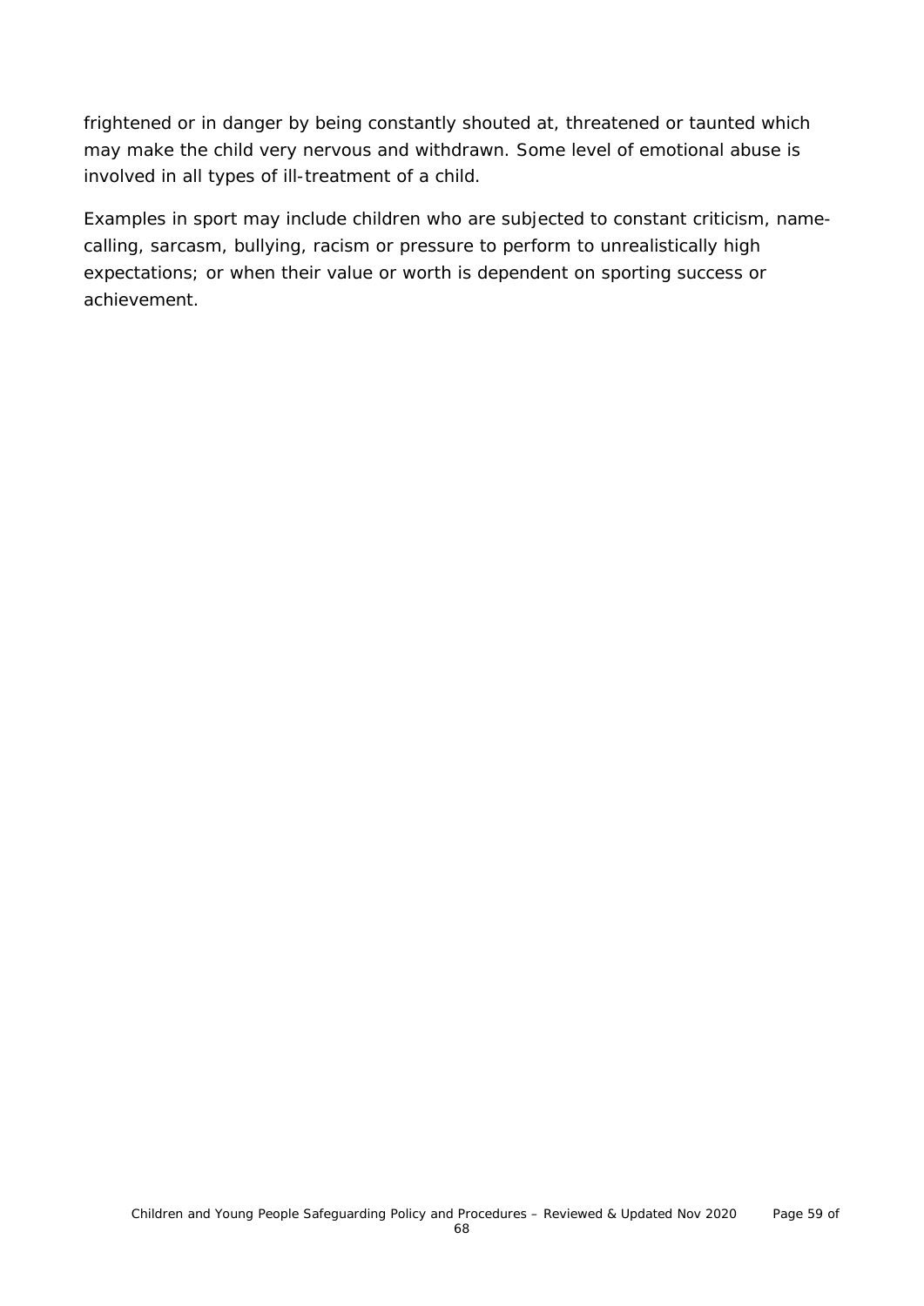frightened or in danger by being constantly shouted at, threatened or taunted which may make the child very nervous and withdrawn. Some level of emotional abuse is involved in all types of ill-treatment of a child.

Examples in sport may include children who are subjected to constant criticism, name-calling, sarcasm, bullying, racism or pressure to perform to unrealistically high expectations; or when their value or worth is dependent on sporting success or achievement.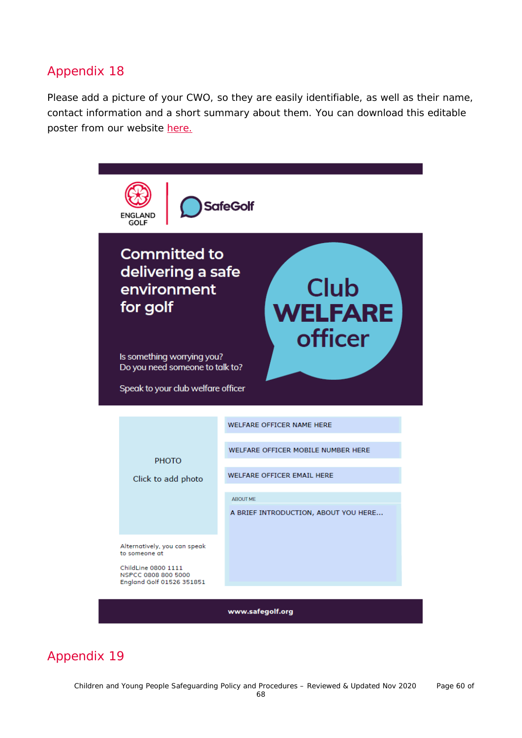## Appendix 18

Please add a picture of your CWO, so they are easily identifiable, as well as their name, contact information and a short summary about them. You can download this editable poster from our website here.

ENGLAND GOLF | SafeGolf

**Committed to delivering a safe environment for golf**

**Club WELFARE officer**

Is something worrying you?
Do you need someone to talk to?

Speak to your club welfare officer

PHOTO

Click to add photo

WELFARE OFFICER NAME HERE

WELFARE OFFICER MOBILE NUMBER HERE

WELFARE OFFICER EMAIL HERE

ABOUT ME

A BRIEF INTRODUCTION, ABOUT YOU HERE...

Alternatively, you can speak to someone at

ChildLine 0800 1111
NSPCC 0808 800 5000
England Golf 01526 351851

**www.safegolf.org**

## Appendix 19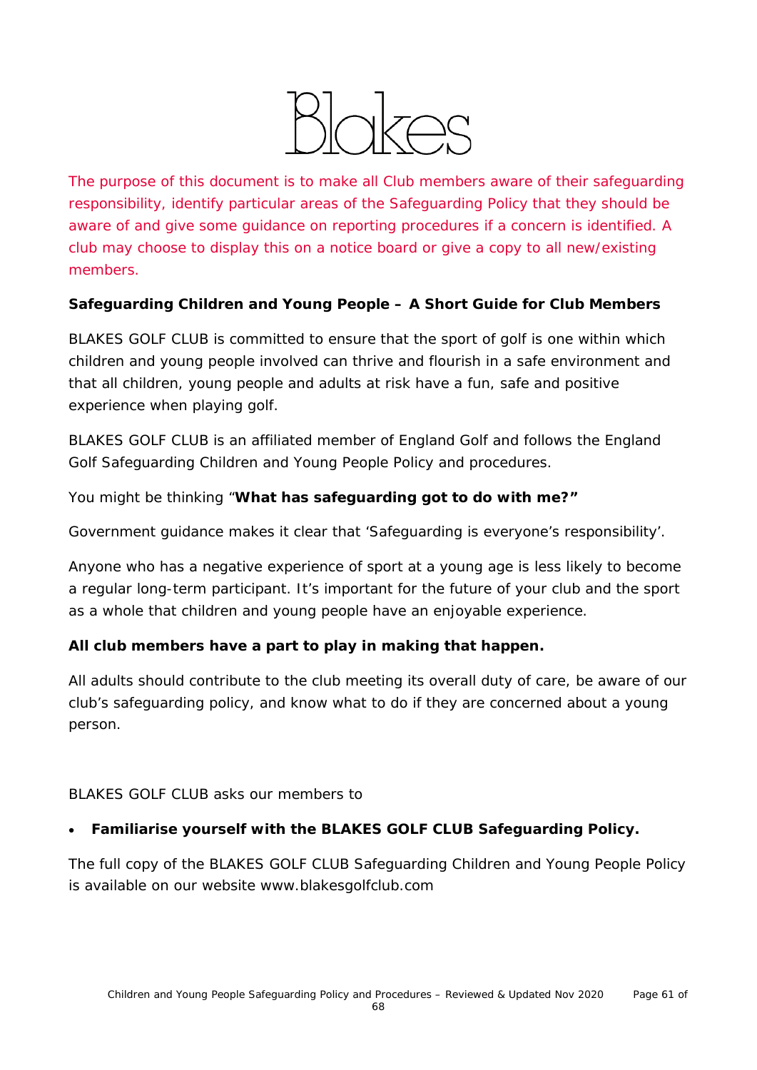Blakes

The purpose of this document is to make all Club members aware of their safeguarding responsibility, identify particular areas of the Safeguarding Policy that they should be aware of and give some guidance on reporting procedures if a concern is identified. A club may choose to display this on a notice board or give a copy to all new/existing members.

**Safeguarding Children and Young People – A Short Guide for Club Members**

BLAKES GOLF CLUB is committed to ensure that the sport of golf is one within which children and young people involved can thrive and flourish in a safe environment and that all children, young people and adults at risk have a fun, safe and positive experience when playing golf.

BLAKES GOLF CLUB is an affiliated member of England Golf and follows the England Golf Safeguarding Children and Young People Policy and procedures.

You might be thinking "**What has safeguarding got to do with me?"**

Government guidance makes it clear that 'Safeguarding is everyone's responsibility'.

Anyone who has a negative experience of sport at a young age is less likely to become a regular long-term participant. It's important for the future of your club and the sport as a whole that children and young people have an enjoyable experience.

**All club members have a part to play in making that happen.**

All adults should contribute to the club meeting its overall duty of care, be aware of our club's safeguarding policy, and know what to do if they are concerned about a young person.

BLAKES GOLF CLUB asks our members to

- **Familiarise yourself with the BLAKES GOLF CLUB Safeguarding Policy.**

The full copy of the BLAKES GOLF CLUB Safeguarding Children and Young People Policy is available on our website www.blakesgolfclub.com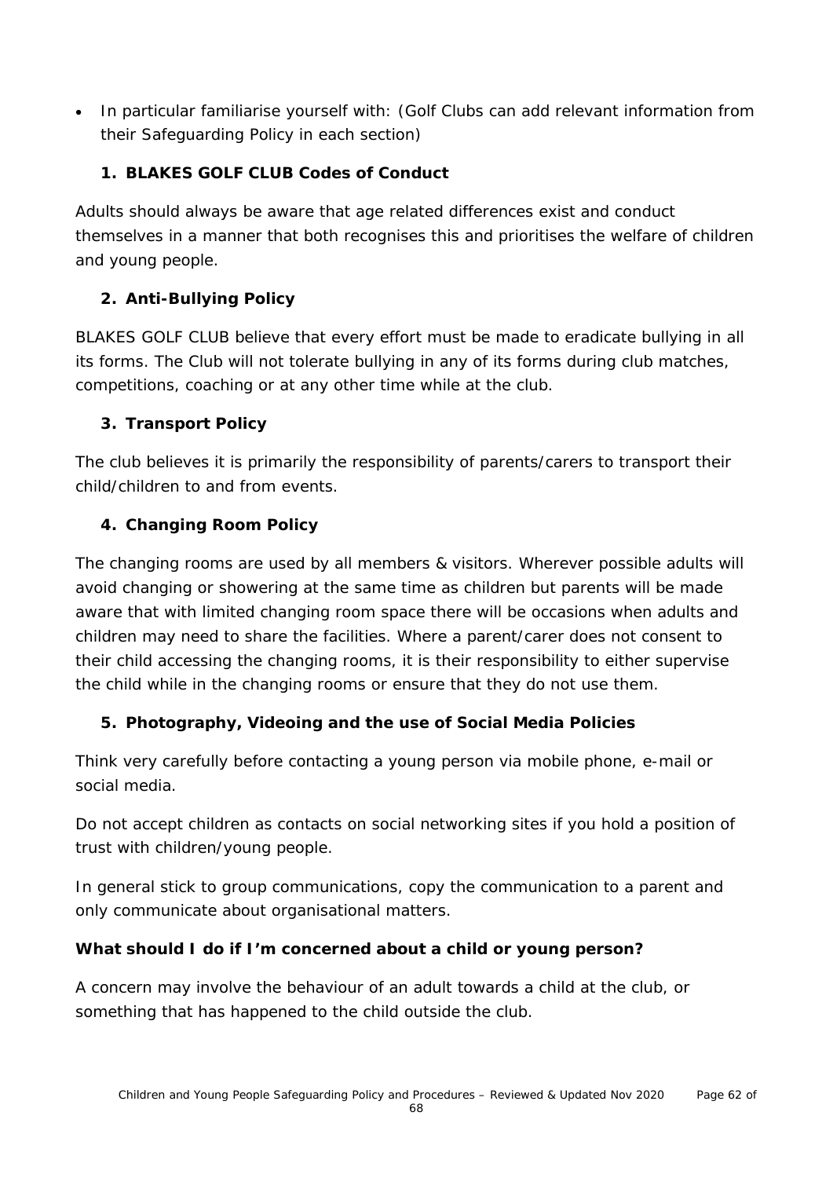- In particular familiarise yourself with: (Golf Clubs can add relevant information from their Safeguarding Policy in each section)

1. **BLAKES GOLF CLUB Codes of Conduct**

Adults should always be aware that age related differences exist and conduct themselves in a manner that both recognises this and prioritises the welfare of children and young people.

2. **Anti-Bullying Policy**

BLAKES GOLF CLUB believe that every effort must be made to eradicate bullying in all its forms. The Club will not tolerate bullying in any of its forms during club matches, competitions, coaching or at any other time while at the club.

3. **Transport Policy**

The club believes it is primarily the responsibility of parents/carers to transport their child/children to and from events.

4. **Changing Room Policy**

The changing rooms are used by all members & visitors. Wherever possible adults will avoid changing or showering at the same time as children but parents will be made aware that with limited changing room space there will be occasions when adults and children may need to share the facilities. Where a parent/carer does not consent to their child accessing the changing rooms, it is their responsibility to either supervise the child while in the changing rooms or ensure that they do not use them.

5. **Photography, Videoing and the use of Social Media Policies**

Think very carefully before contacting a young person via mobile phone, e-mail or social media.

Do not accept children as contacts on social networking sites if you hold a position of trust with children/young people.

In general stick to group communications, copy the communication to a parent and only communicate about organisational matters.

**What should I do if I'm concerned about a child or young person?**

A concern may involve the behaviour of an adult towards a child at the club, or something that has happened to the child outside the club.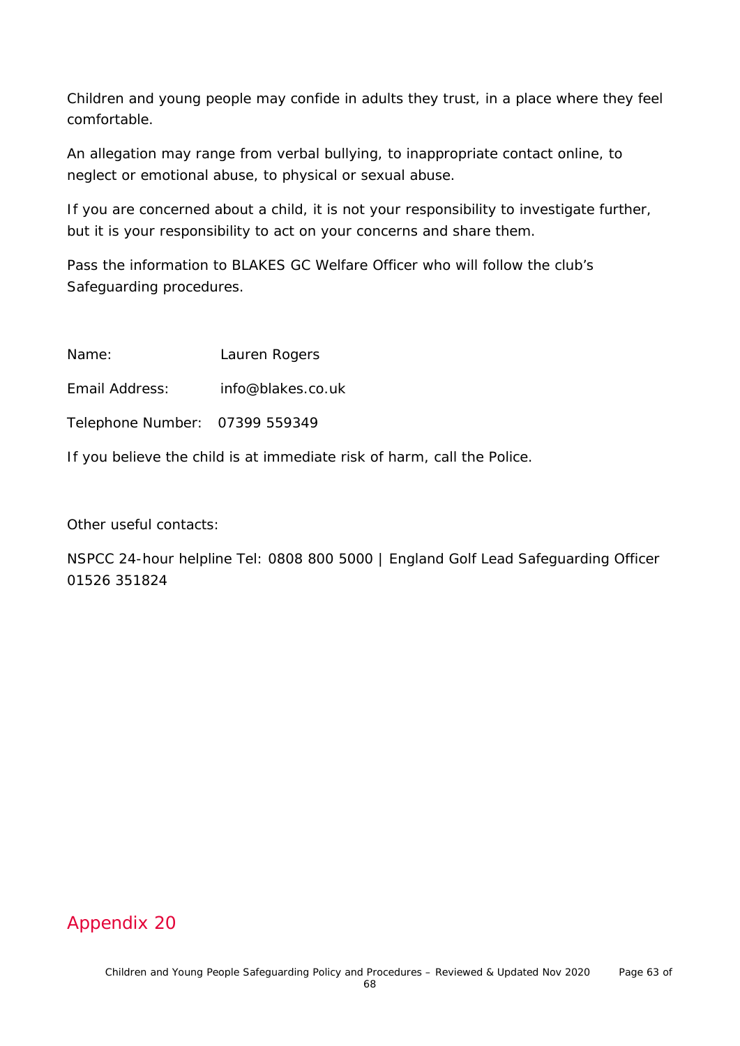Children and young people may confide in adults they trust, in a place where they feel comfortable.

An allegation may range from verbal bullying, to inappropriate contact online, to neglect or emotional abuse, to physical or sexual abuse.

If you are concerned about a child, it is not your responsibility to investigate further, but it is your responsibility to act on your concerns and share them.

Pass the information to BLAKES GC Welfare Officer who will follow the club's Safeguarding procedures.

Name: Lauren Rogers

Email Address: info@blakes.co.uk

Telephone Number: 07399 559349

If you believe the child is at immediate risk of harm, call the Police.

Other useful contacts:

NSPCC 24-hour helpline Tel: 0808 800 5000 | England Golf Lead Safeguarding Officer 01526 351824

## Appendix 20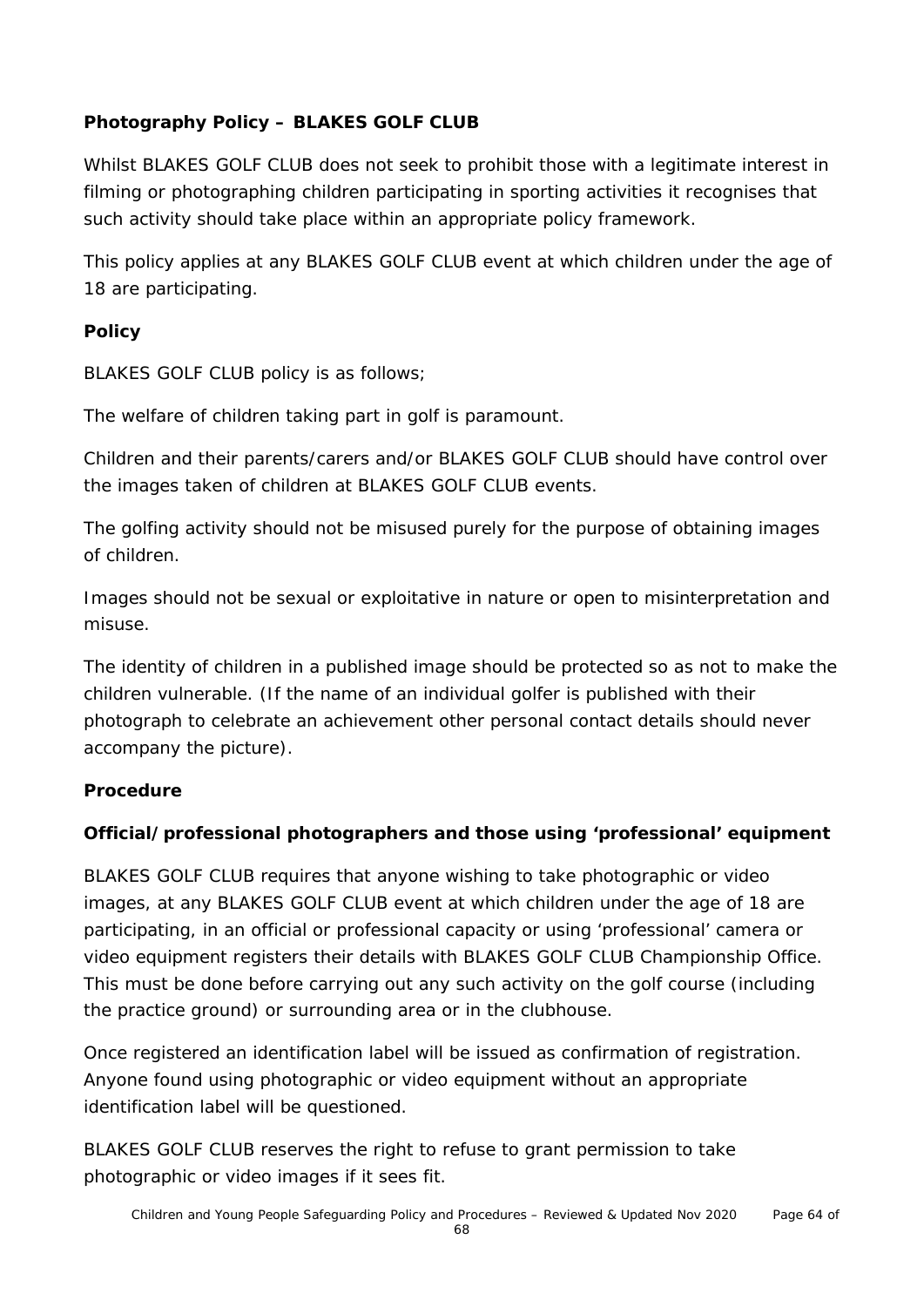**Photography Policy – BLAKES GOLF CLUB**

Whilst BLAKES GOLF CLUB does not seek to prohibit those with a legitimate interest in filming or photographing children participating in sporting activities it recognises that such activity should take place within an appropriate policy framework.

This policy applies at any BLAKES GOLF CLUB event at which children under the age of 18 are participating.

**Policy**

BLAKES GOLF CLUB policy is as follows;

The welfare of children taking part in golf is paramount.

Children and their parents/carers and/or BLAKES GOLF CLUB should have control over the images taken of children at BLAKES GOLF CLUB events.

The golfing activity should not be misused purely for the purpose of obtaining images of children.

Images should not be sexual or exploitative in nature or open to misinterpretation and misuse.

The identity of children in a published image should be protected so as not to make the children vulnerable. (If the name of an individual golfer is published with their photograph to celebrate an achievement other personal contact details should never accompany the picture).

**Procedure**

**Official/professional photographers and those using 'professional' equipment**

BLAKES GOLF CLUB requires that anyone wishing to take photographic or video images, at any BLAKES GOLF CLUB event at which children under the age of 18 are participating, in an official or professional capacity or using 'professional' camera or video equipment registers their details with BLAKES GOLF CLUB Championship Office. This must be done before carrying out any such activity on the golf course (including the practice ground) or surrounding area or in the clubhouse.

Once registered an identification label will be issued as confirmation of registration. Anyone found using photographic or video equipment without an appropriate identification label will be questioned.

BLAKES GOLF CLUB reserves the right to refuse to grant permission to take photographic or video images if it sees fit.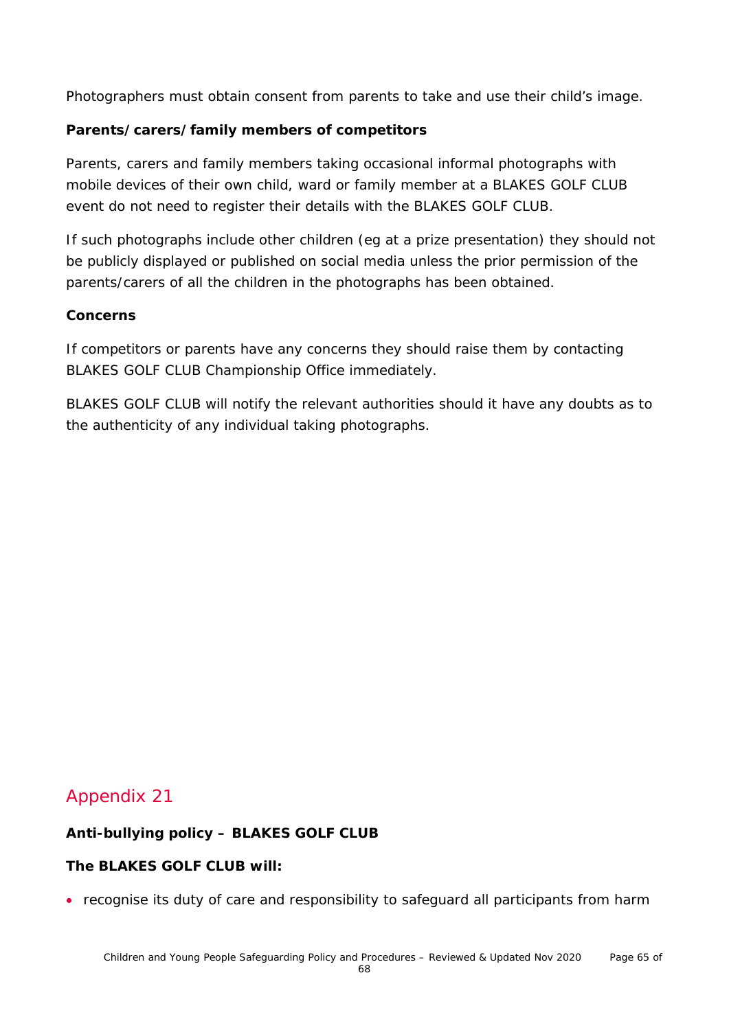Photographers must obtain consent from parents to take and use their child's image.

**Parents/carers/family members of competitors**

Parents, carers and family members taking occasional informal photographs with mobile devices of their own child, ward or family member at a BLAKES GOLF CLUB event do not need to register their details with the BLAKES GOLF CLUB.

If such photographs include other children (eg at a prize presentation) they should not be publicly displayed or published on social media unless the prior permission of the parents/carers of all the children in the photographs has been obtained.

**Concerns**

If competitors or parents have any concerns they should raise them by contacting BLAKES GOLF CLUB Championship Office immediately.

BLAKES GOLF CLUB will notify the relevant authorities should it have any doubts as to the authenticity of any individual taking photographs.

## Appendix 21

**Anti-bullying policy – BLAKES GOLF CLUB**

**The BLAKES GOLF CLUB will:**

- recognise its duty of care and responsibility to safeguard all participants from harm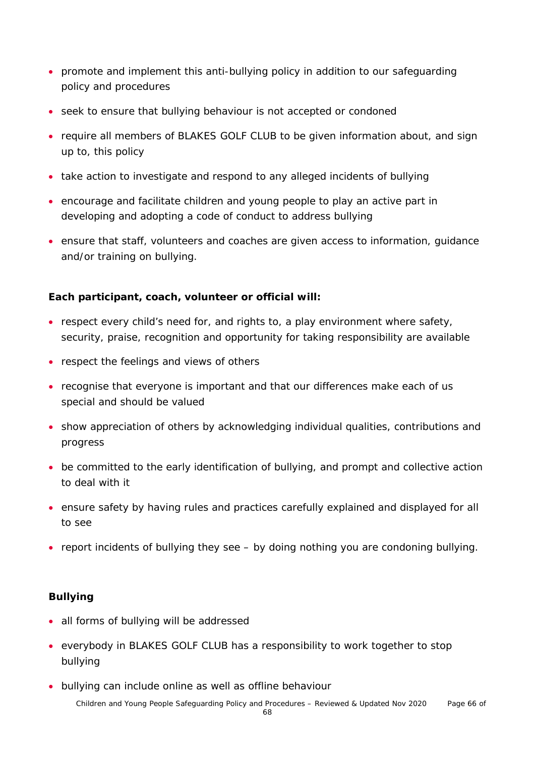- promote and implement this anti-bullying policy in addition to our safeguarding policy and procedures
- seek to ensure that bullying behaviour is not accepted or condoned
- require all members of BLAKES GOLF CLUB to be given information about, and sign up to, this policy
- take action to investigate and respond to any alleged incidents of bullying
- encourage and facilitate children and young people to play an active part in developing and adopting a code of conduct to address bullying
- ensure that staff, volunteers and coaches are given access to information, guidance and/or training on bullying.

**Each participant, coach, volunteer or official will:**

- respect every child's need for, and rights to, a play environment where safety, security, praise, recognition and opportunity for taking responsibility are available
- respect the feelings and views of others
- recognise that everyone is important and that our differences make each of us special and should be valued
- show appreciation of others by acknowledging individual qualities, contributions and progress
- be committed to the early identification of bullying, and prompt and collective action to deal with it
- ensure safety by having rules and practices carefully explained and displayed for all to see
- report incidents of bullying they see – by doing nothing you are condoning bullying.

**Bullying**

- all forms of bullying will be addressed
- everybody in BLAKES GOLF CLUB has a responsibility to work together to stop bullying
- bullying can include online as well as offline behaviour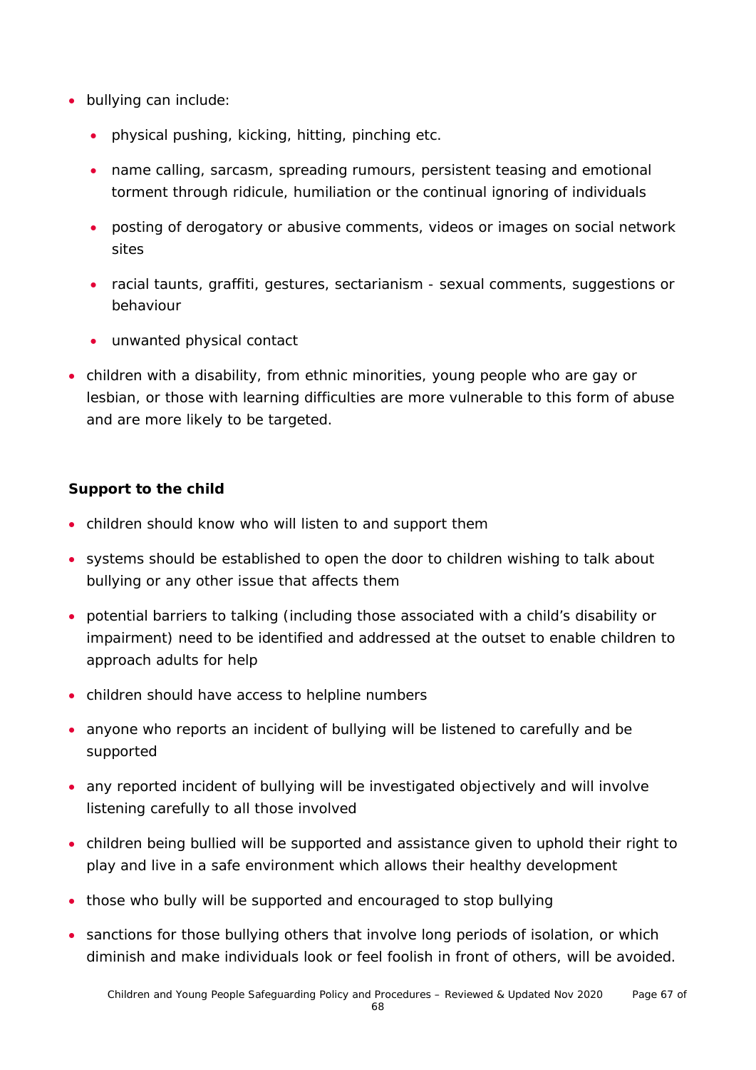- bullying can include:
  - physical pushing, kicking, hitting, pinching etc.
  - name calling, sarcasm, spreading rumours, persistent teasing and emotional torment through ridicule, humiliation or the continual ignoring of individuals
  - posting of derogatory or abusive comments, videos or images on social network sites
  - racial taunts, graffiti, gestures, sectarianism - sexual comments, suggestions or behaviour
  - unwanted physical contact
- children with a disability, from ethnic minorities, young people who are gay or lesbian, or those with learning difficulties are more vulnerable to this form of abuse and are more likely to be targeted.

**Support to the child**

- children should know who will listen to and support them
- systems should be established to open the door to children wishing to talk about bullying or any other issue that affects them
- potential barriers to talking (including those associated with a child's disability or impairment) need to be identified and addressed at the outset to enable children to approach adults for help
- children should have access to helpline numbers
- anyone who reports an incident of bullying will be listened to carefully and be supported
- any reported incident of bullying will be investigated objectively and will involve listening carefully to all those involved
- children being bullied will be supported and assistance given to uphold their right to play and live in a safe environment which allows their healthy development
- those who bully will be supported and encouraged to stop bullying
- sanctions for those bullying others that involve long periods of isolation, or which diminish and make individuals look or feel foolish in front of others, will be avoided.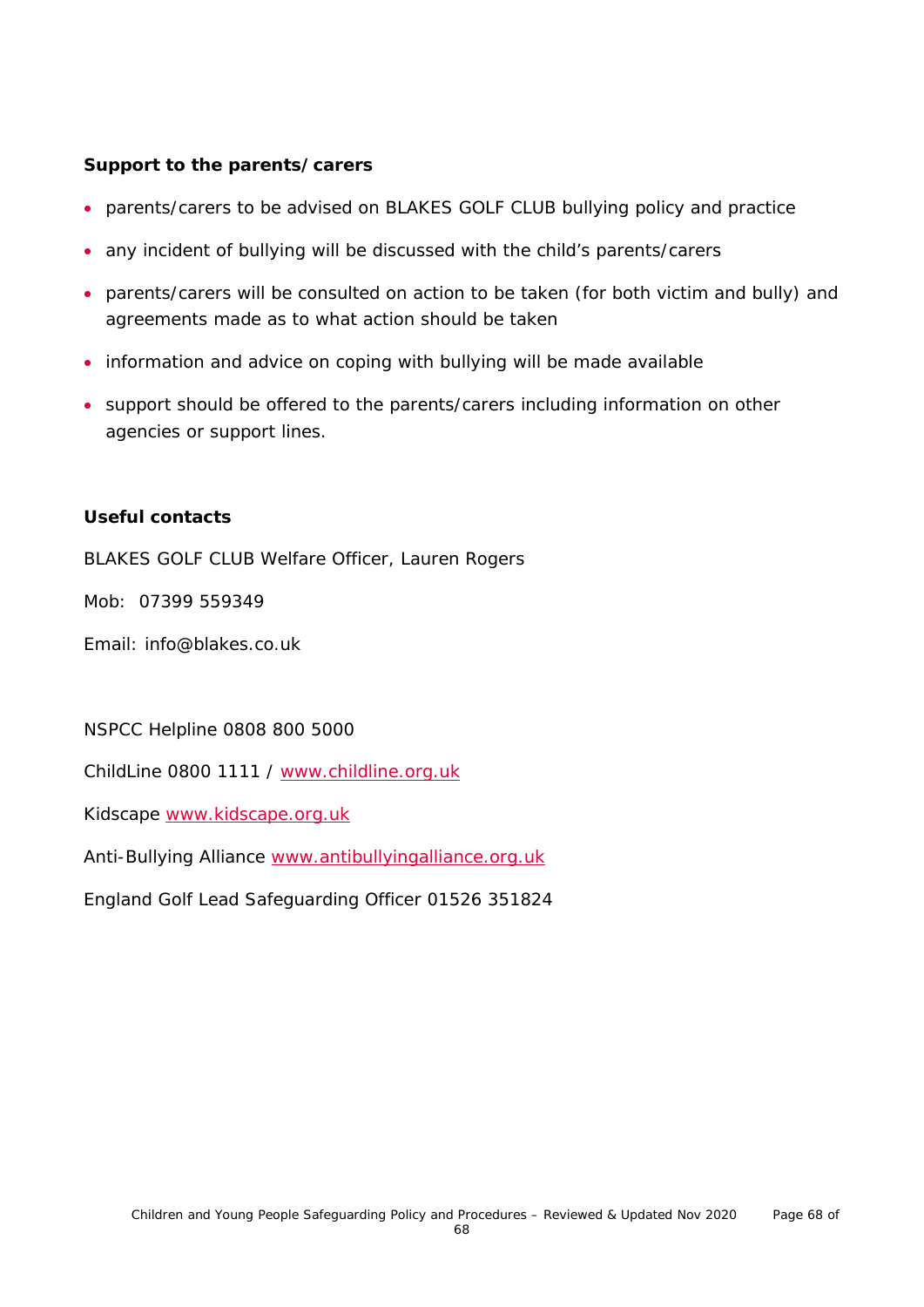**Support to the parents/carers**

- parents/carers to be advised on BLAKES GOLF CLUB bullying policy and practice
- any incident of bullying will be discussed with the child's parents/carers
- parents/carers will be consulted on action to be taken (for both victim and bully) and agreements made as to what action should be taken
- information and advice on coping with bullying will be made available
- support should be offered to the parents/carers including information on other agencies or support lines.

**Useful contacts**

BLAKES GOLF CLUB Welfare Officer, Lauren Rogers

Mob: 07399 559349

Email: info@blakes.co.uk

NSPCC Helpline 0808 800 5000

ChildLine 0800 1111 / www.childline.org.uk

Kidscape www.kidscape.org.uk

Anti-Bullying Alliance www.antibullyingalliance.org.uk

England Golf Lead Safeguarding Officer 01526 351824